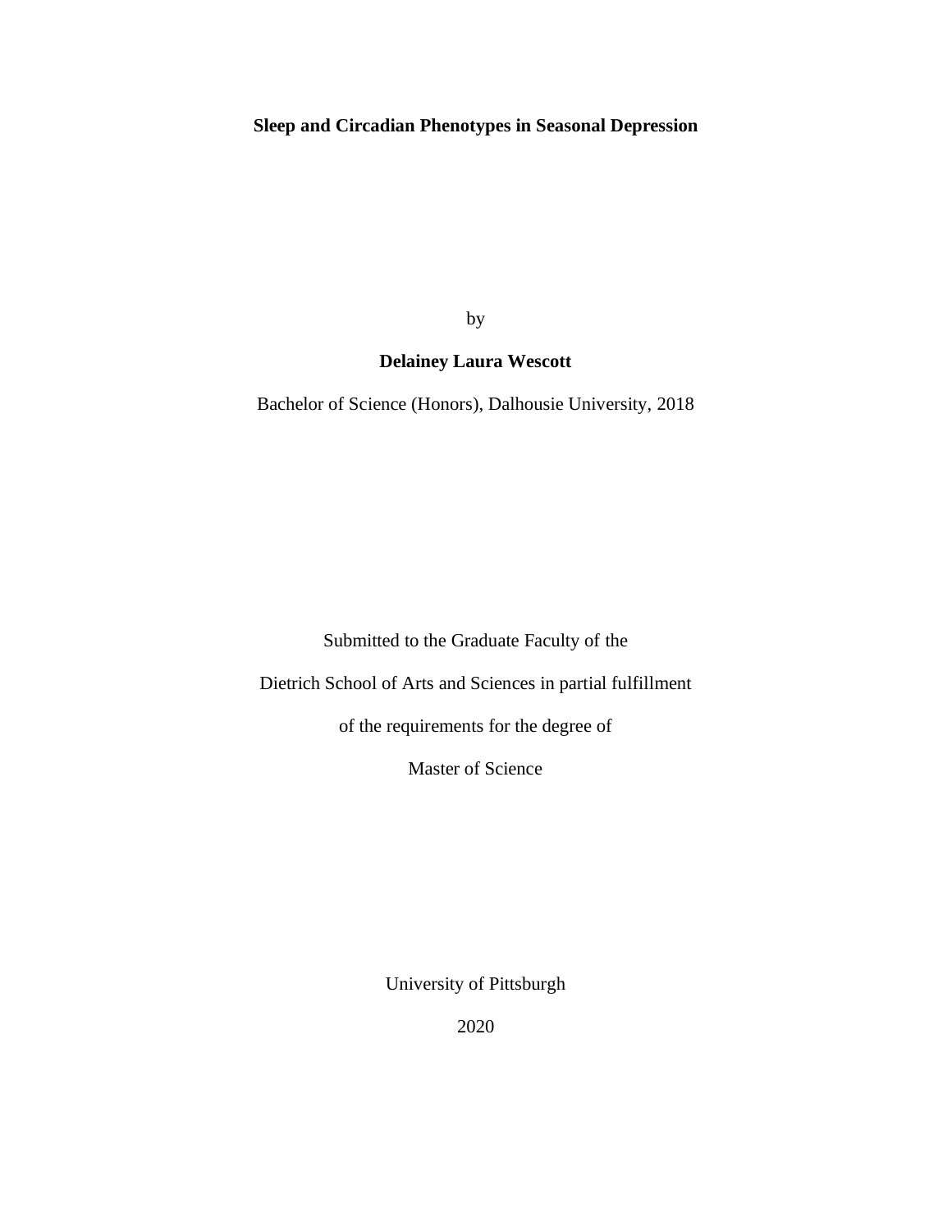# Sleep and Circadian Phenotypes in Seasonal Depression

by

**Delainey Laura Wescott**

Bachelor of Science (Honors), Dalhousie University, 2018

Submitted to the Graduate Faculty of the

Dietrich School of Arts and Sciences in partial fulfillment

of the requirements for the degree of

Master of Science

University of Pittsburgh

2020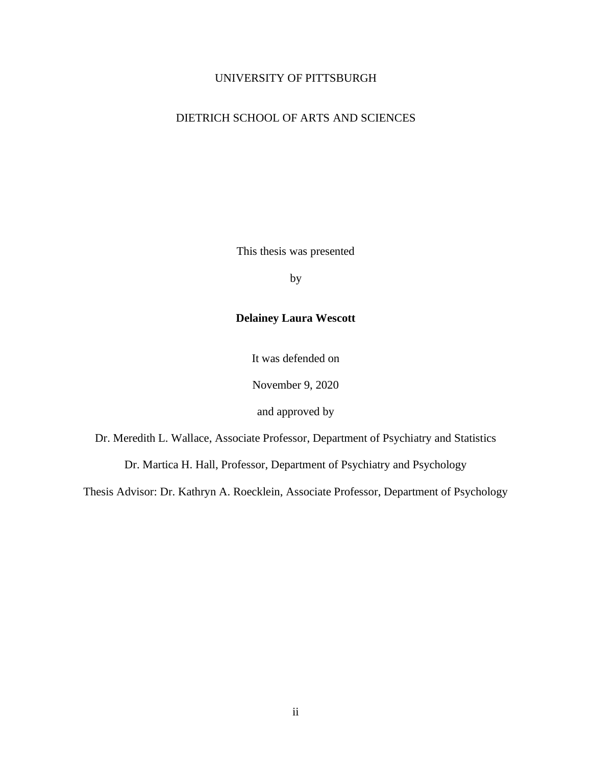UNIVERSITY OF PITTSBURGH

DIETRICH SCHOOL OF ARTS AND SCIENCES

This thesis was presented

by

**Delainey Laura Wescott**

It was defended on

November 9, 2020

and approved by

Dr. Meredith L. Wallace, Associate Professor, Department of Psychiatry and Statistics

Dr. Martica H. Hall, Professor, Department of Psychiatry and Psychology

Thesis Advisor: Dr. Kathryn A. Roecklein, Associate Professor, Department of Psychology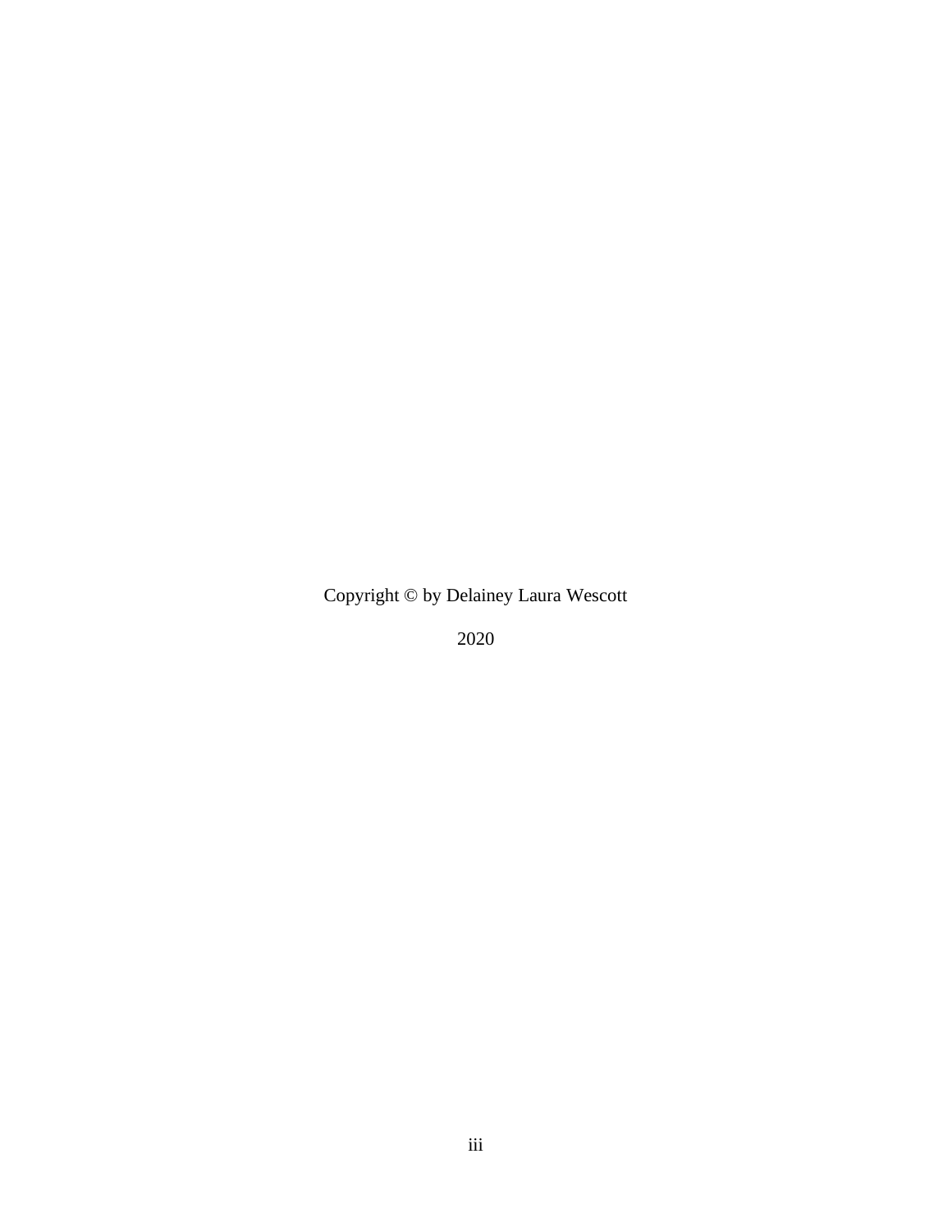Copyright © by Delainey Laura Wescott

2020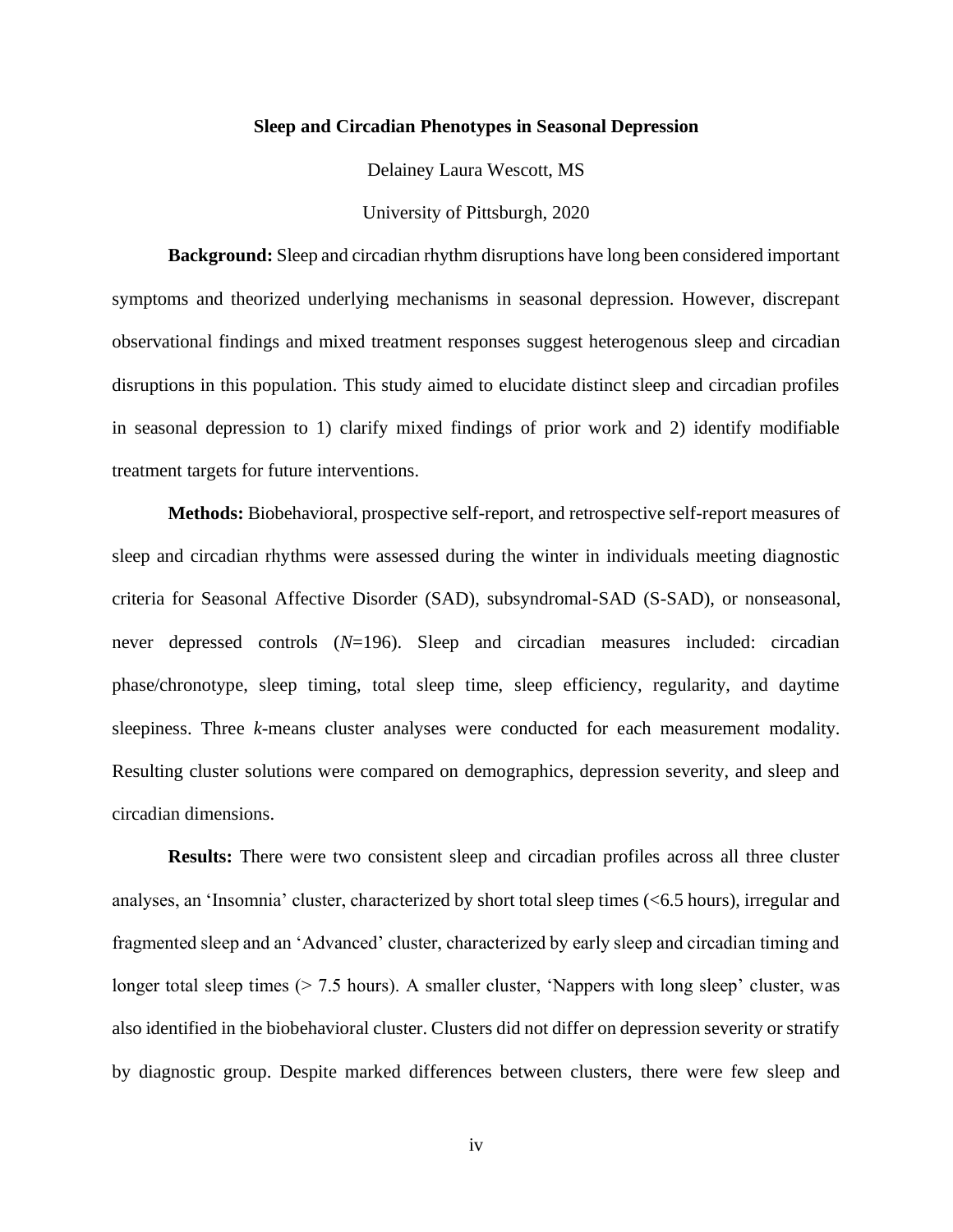**Sleep and Circadian Phenotypes in Seasonal Depression**

Delainey Laura Wescott, MS

University of Pittsburgh, 2020

**Background:** Sleep and circadian rhythm disruptions have long been considered important symptoms and theorized underlying mechanisms in seasonal depression. However, discrepant observational findings and mixed treatment responses suggest heterogenous sleep and circadian disruptions in this population. This study aimed to elucidate distinct sleep and circadian profiles in seasonal depression to 1) clarify mixed findings of prior work and 2) identify modifiable treatment targets for future interventions.

**Methods:** Biobehavioral, prospective self-report, and retrospective self-report measures of sleep and circadian rhythms were assessed during the winter in individuals meeting diagnostic criteria for Seasonal Affective Disorder (SAD), subsyndromal-SAD (S-SAD), or nonseasonal, never depressed controls ($N$=196). Sleep and circadian measures included: circadian phase/chronotype, sleep timing, total sleep time, sleep efficiency, regularity, and daytime sleepiness. Three $k$-means cluster analyses were conducted for each measurement modality. Resulting cluster solutions were compared on demographics, depression severity, and sleep and circadian dimensions.

**Results:** There were two consistent sleep and circadian profiles across all three cluster analyses, an 'Insomnia' cluster, characterized by short total sleep times (<6.5 hours), irregular and fragmented sleep and an 'Advanced' cluster, characterized by early sleep and circadian timing and longer total sleep times (> 7.5 hours). A smaller cluster, 'Nappers with long sleep' cluster, was also identified in the biobehavioral cluster. Clusters did not differ on depression severity or stratify by diagnostic group. Despite marked differences between clusters, there were few sleep and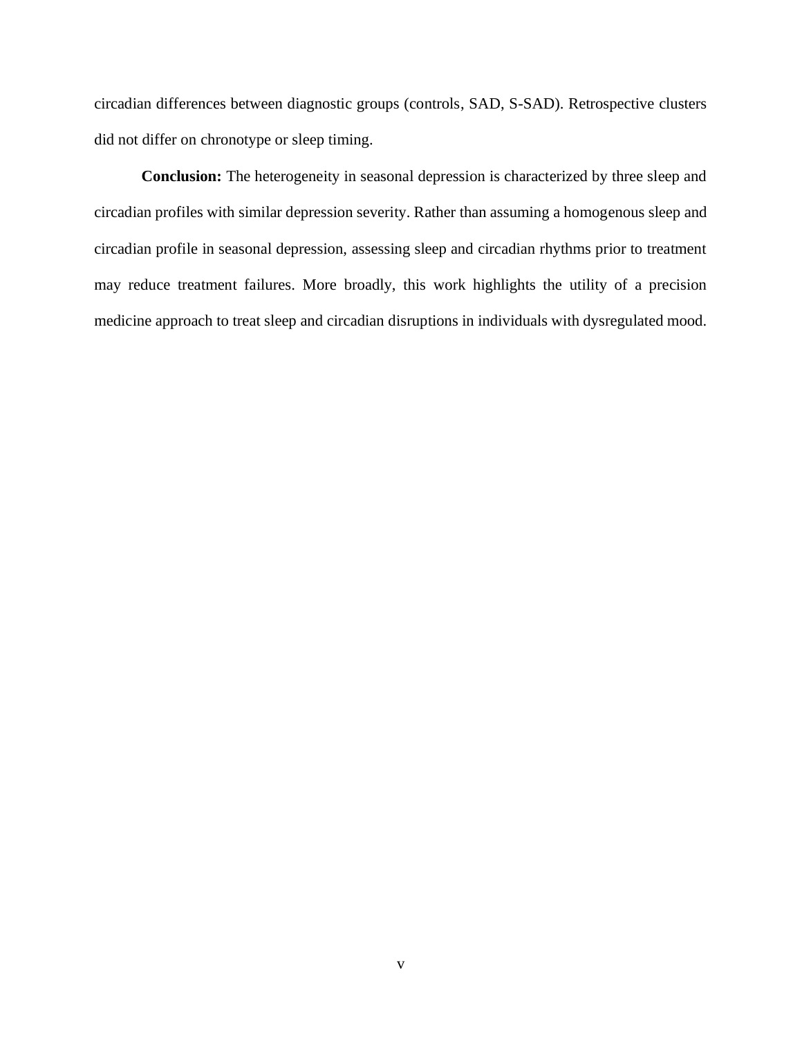circadian differences between diagnostic groups (controls, SAD, S-SAD). Retrospective clusters did not differ on chronotype or sleep timing.

**Conclusion:** The heterogeneity in seasonal depression is characterized by three sleep and circadian profiles with similar depression severity. Rather than assuming a homogenous sleep and circadian profile in seasonal depression, assessing sleep and circadian rhythms prior to treatment may reduce treatment failures. More broadly, this work highlights the utility of a precision medicine approach to treat sleep and circadian disruptions in individuals with dysregulated mood.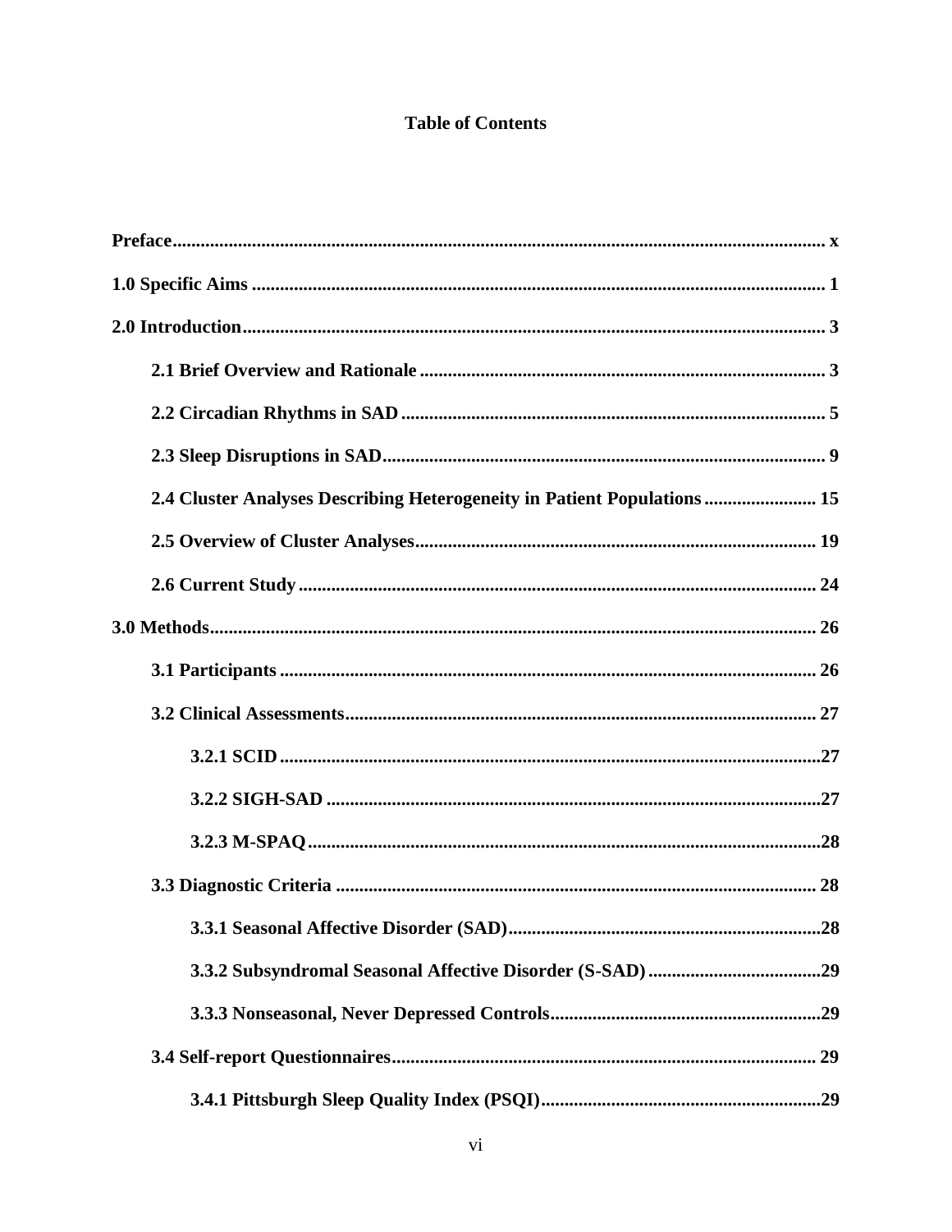# Table of Contents

**Preface** .......... x

**1.0 Specific Aims** .......... 1

**2.0 Introduction** .......... 3

- **2.1 Brief Overview and Rationale** .......... 3
- **2.2 Circadian Rhythms in SAD** .......... 5
- **2.3 Sleep Disruptions in SAD** .......... 9
- **2.4 Cluster Analyses Describing Heterogeneity in Patient Populations** .......... 15
- **2.5 Overview of Cluster Analyses** .......... 19
- **2.6 Current Study** .......... 24

**3.0 Methods** .......... 26

- **3.1 Participants** .......... 26
- **3.2 Clinical Assessments** .......... 27
  - **3.2.1 SCID** .......... 27
  - **3.2.2 SIGH-SAD** .......... 27
  - **3.2.3 M-SPAQ** .......... 28
- **3.3 Diagnostic Criteria** .......... 28
  - **3.3.1 Seasonal Affective Disorder (SAD)** .......... 28
  - **3.3.2 Subsyndromal Seasonal Affective Disorder (S-SAD)** .......... 29
  - **3.3.3 Nonseasonal, Never Depressed Controls** .......... 29
- **3.4 Self-report Questionnaires** .......... 29
  - **3.4.1 Pittsburgh Sleep Quality Index (PSQI)** .......... 29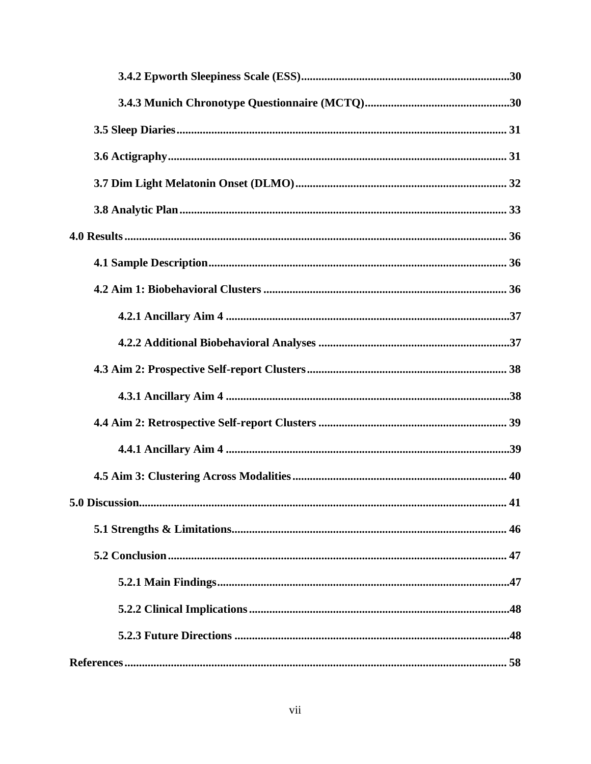3.4.2 Epworth Sleepiness Scale (ESS) ........................................................................ 30

3.4.3 Munich Chronotype Questionnaire (MCTQ) .................................................. 30

3.5 Sleep Diaries ................................................................................................................ 31

3.6 Actigraphy ................................................................................................................... 31

3.7 Dim Light Melatonin Onset (DLMO) ......................................................................... 32

3.8 Analytic Plan ............................................................................................................... 33

4.0 Results .................................................................................................................................. 36

4.1 Sample Description ..................................................................................................... 36

4.2 Aim 1: Biobehavioral Clusters .................................................................................... 36

4.2.1 Ancillary Aim 4 ................................................................................................. 37

4.2.2 Additional Biobehavioral Analyses ................................................................. 37

4.3 Aim 2: Prospective Self-report Clusters ..................................................................... 38

4.3.1 Ancillary Aim 4 ................................................................................................. 38

4.4 Aim 2: Retrospective Self-report Clusters ................................................................. 39

4.4.1 Ancillary Aim 4 ................................................................................................. 39

4.5 Aim 3: Clustering Across Modalities .......................................................................... 40

5.0 Discussion ............................................................................................................................. 41

5.1 Strengths & Limitations .............................................................................................. 46

5.2 Conclusion ................................................................................................................... 47

5.2.1 Main Findings .................................................................................................... 47

5.2.2 Clinical Implications ......................................................................................... 48

5.2.3 Future Directions .............................................................................................. 48

References .................................................................................................................................. 58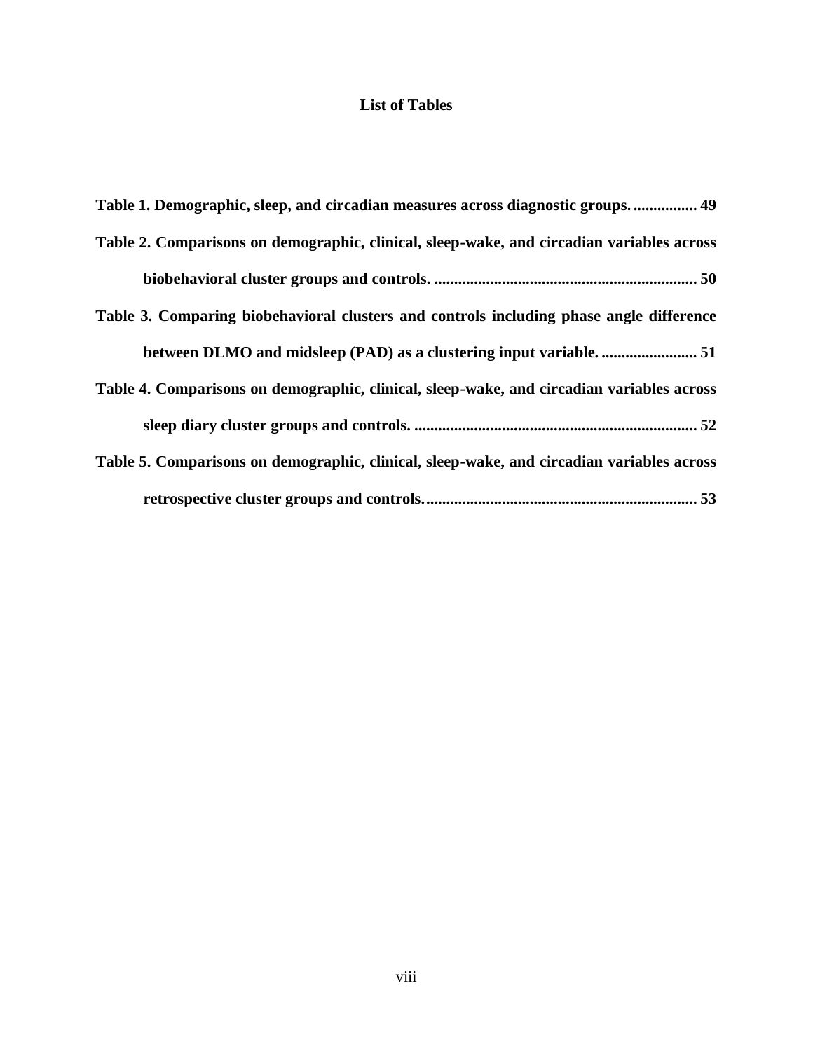## List of Tables

**Table 1. Demographic, sleep, and circadian measures across diagnostic groups. ................ 49**

**Table 2. Comparisons on demographic, clinical, sleep-wake, and circadian variables across biobehavioral cluster groups and controls. .................................................................. 50**

**Table 3. Comparing biobehavioral clusters and controls including phase angle difference between DLMO and midsleep (PAD) as a clustering input variable. ........................ 51**

**Table 4. Comparisons on demographic, clinical, sleep-wake, and circadian variables across sleep diary cluster groups and controls. ....................................................................... 52**

**Table 5. Comparisons on demographic, clinical, sleep-wake, and circadian variables across retrospective cluster groups and controls. .................................................................... 53**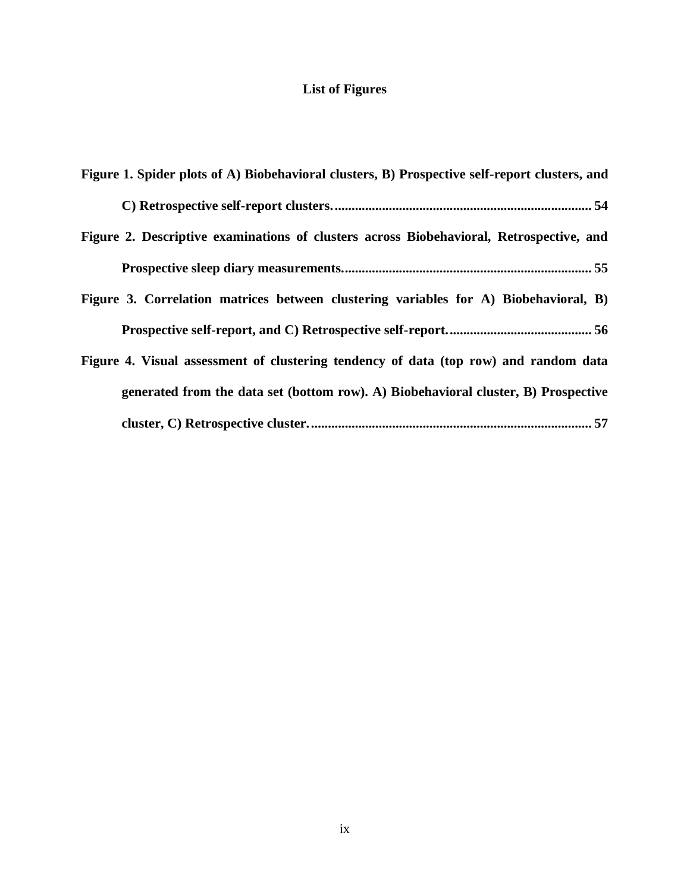# List of Figures

**Figure 1. Spider plots of A) Biobehavioral clusters, B) Prospective self-report clusters, and C) Retrospective self-report clusters. .......... 54**

**Figure 2. Descriptive examinations of clusters across Biobehavioral, Retrospective, and Prospective sleep diary measurements. .......... 55**

**Figure 3. Correlation matrices between clustering variables for A) Biobehavioral, B) Prospective self-report, and C) Retrospective self-report. .......... 56**

**Figure 4. Visual assessment of clustering tendency of data (top row) and random data generated from the data set (bottom row). A) Biobehavioral cluster, B) Prospective cluster, C) Retrospective cluster. .......... 57**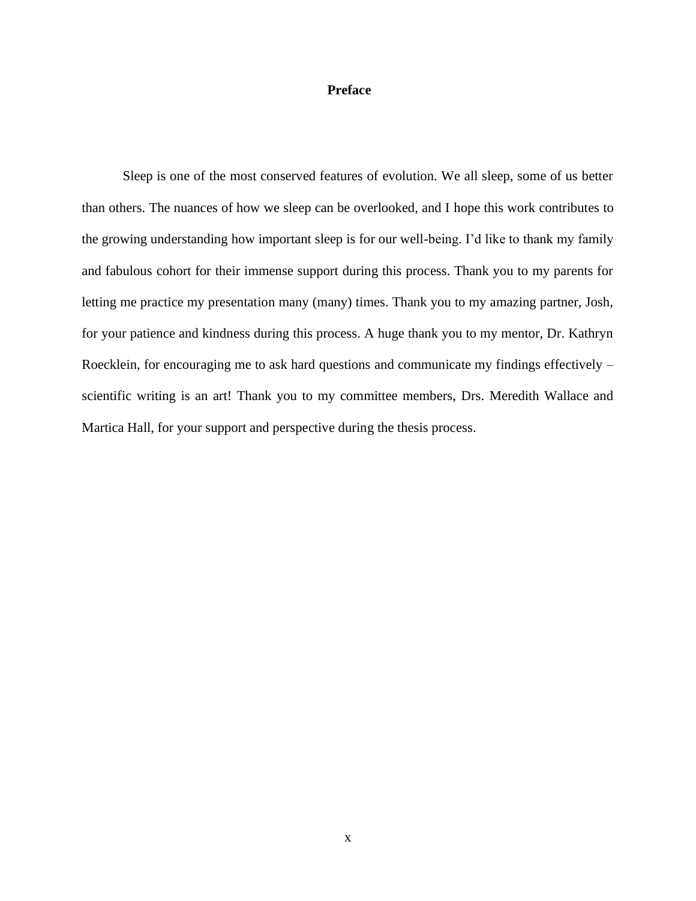# Preface

Sleep is one of the most conserved features of evolution. We all sleep, some of us better than others. The nuances of how we sleep can be overlooked, and I hope this work contributes to the growing understanding how important sleep is for our well-being. I'd like to thank my family and fabulous cohort for their immense support during this process. Thank you to my parents for letting me practice my presentation many (many) times. Thank you to my amazing partner, Josh, for your patience and kindness during this process. A huge thank you to my mentor, Dr. Kathryn Roecklein, for encouraging me to ask hard questions and communicate my findings effectively – scientific writing is an art! Thank you to my committee members, Drs. Meredith Wallace and Martica Hall, for your support and perspective during the thesis process.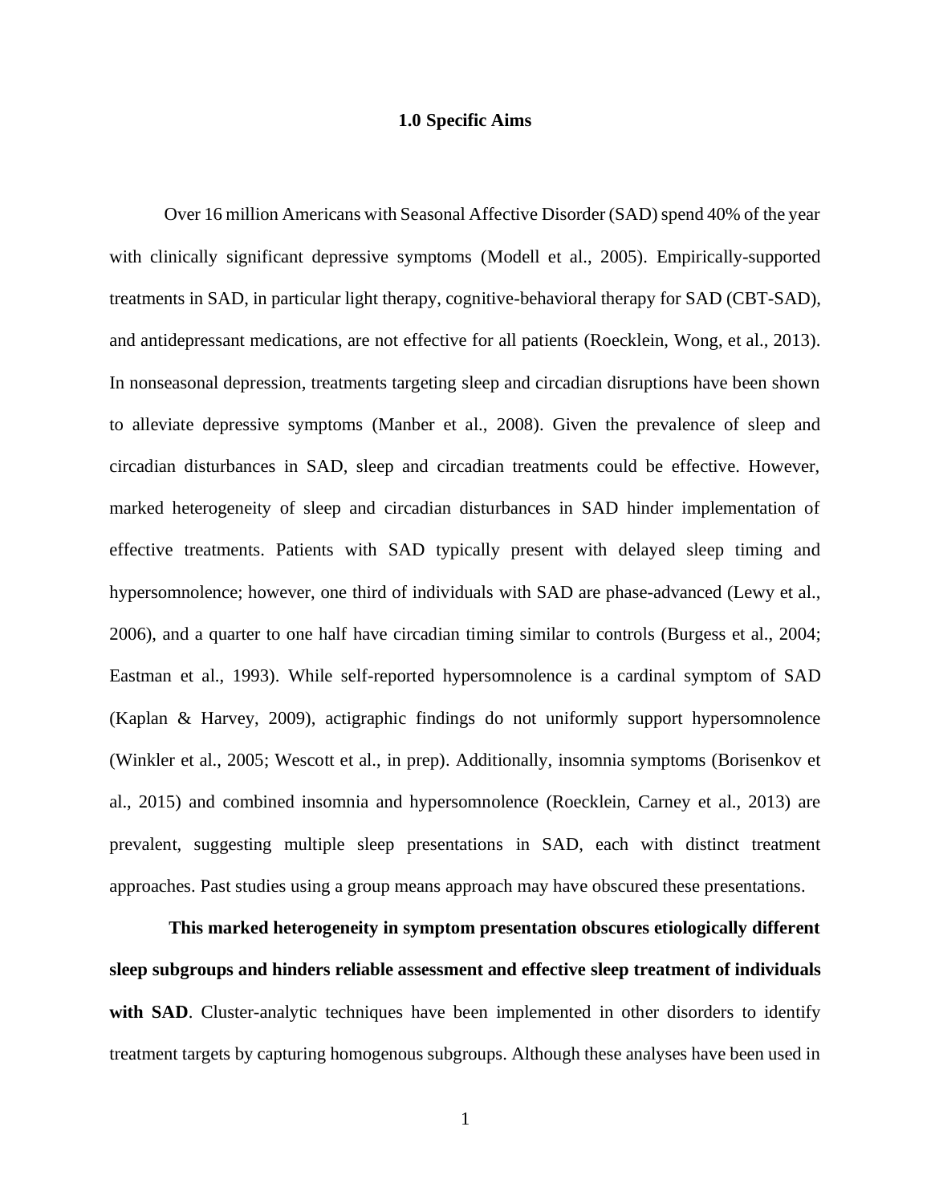## 1.0 Specific Aims

Over 16 million Americans with Seasonal Affective Disorder (SAD) spend 40% of the year with clinically significant depressive symptoms (Modell et al., 2005). Empirically-supported treatments in SAD, in particular light therapy, cognitive-behavioral therapy for SAD (CBT-SAD), and antidepressant medications, are not effective for all patients (Roecklein, Wong, et al., 2013). In nonseasonal depression, treatments targeting sleep and circadian disruptions have been shown to alleviate depressive symptoms (Manber et al., 2008). Given the prevalence of sleep and circadian disturbances in SAD, sleep and circadian treatments could be effective. However, marked heterogeneity of sleep and circadian disturbances in SAD hinder implementation of effective treatments. Patients with SAD typically present with delayed sleep timing and hypersomnolence; however, one third of individuals with SAD are phase-advanced (Lewy et al., 2006), and a quarter to one half have circadian timing similar to controls (Burgess et al., 2004; Eastman et al., 1993). While self-reported hypersomnolence is a cardinal symptom of SAD (Kaplan & Harvey, 2009), actigraphic findings do not uniformly support hypersomnolence (Winkler et al., 2005; Wescott et al., in prep). Additionally, insomnia symptoms (Borisenkov et al., 2015) and combined insomnia and hypersomnolence (Roecklein, Carney et al., 2013) are prevalent, suggesting multiple sleep presentations in SAD, each with distinct treatment approaches. Past studies using a group means approach may have obscured these presentations.

**This marked heterogeneity in symptom presentation obscures etiologically different sleep subgroups and hinders reliable assessment and effective sleep treatment of individuals with SAD**. Cluster-analytic techniques have been implemented in other disorders to identify treatment targets by capturing homogenous subgroups. Although these analyses have been used in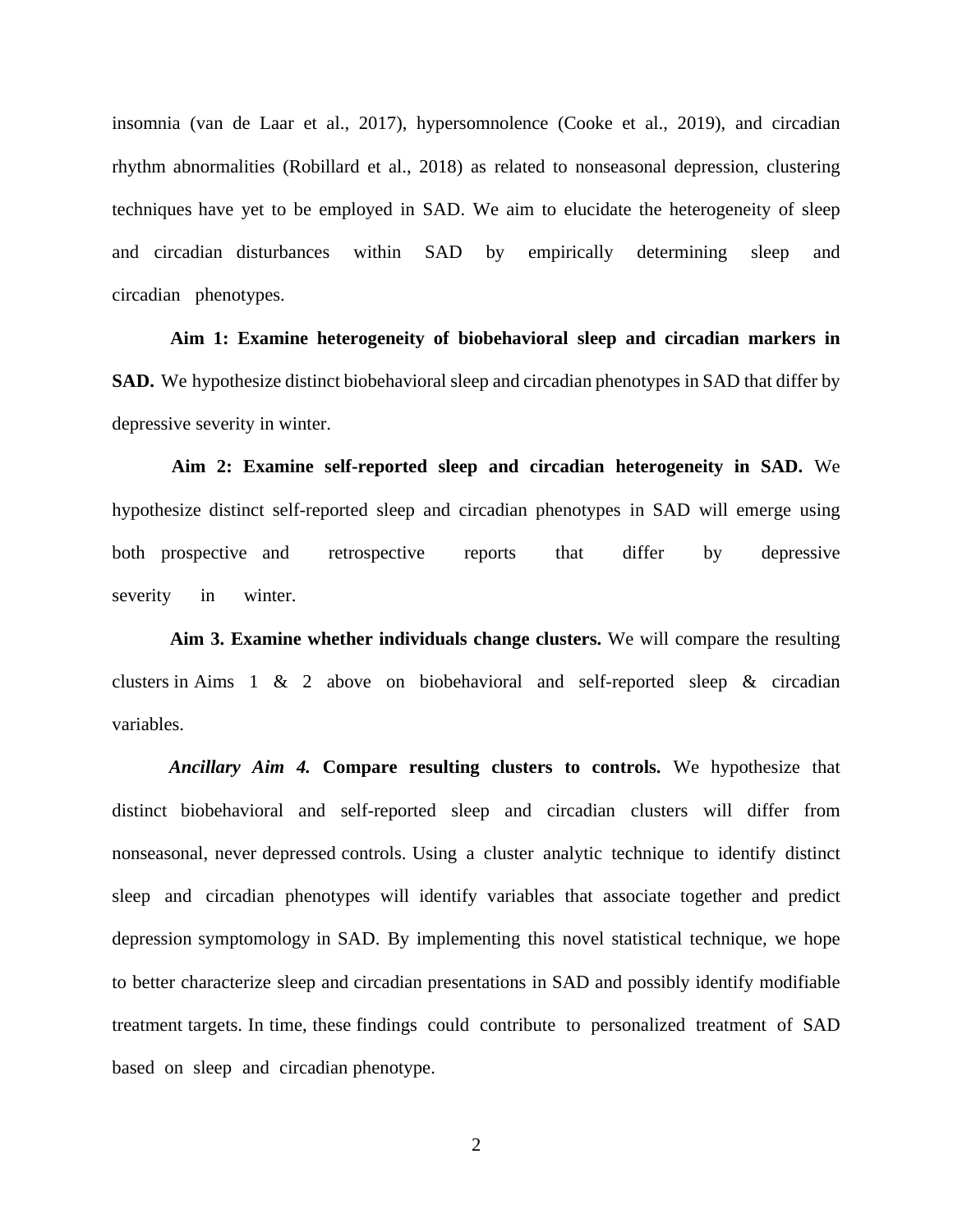insomnia (van de Laar et al., 2017), hypersomnolence (Cooke et al., 2019), and circadian rhythm abnormalities (Robillard et al., 2018) as related to nonseasonal depression, clustering techniques have yet to be employed in SAD. We aim to elucidate the heterogeneity of sleep and circadian disturbances within SAD by empirically determining sleep and circadian phenotypes.

**Aim 1: Examine heterogeneity of biobehavioral sleep and circadian markers in SAD.** We hypothesize distinct biobehavioral sleep and circadian phenotypes in SAD that differ by depressive severity in winter.

**Aim 2: Examine self-reported sleep and circadian heterogeneity in SAD.** We hypothesize distinct self-reported sleep and circadian phenotypes in SAD will emerge using both prospective and retrospective reports that differ by depressive severity in winter.

**Aim 3. Examine whether individuals change clusters.** We will compare the resulting clusters in Aims 1 & 2 above on biobehavioral and self-reported sleep & circadian variables.

***Ancillary Aim 4.*** **Compare resulting clusters to controls.** We hypothesize that distinct biobehavioral and self-reported sleep and circadian clusters will differ from nonseasonal, never depressed controls. Using a cluster analytic technique to identify distinct sleep and circadian phenotypes will identify variables that associate together and predict depression symptomology in SAD. By implementing this novel statistical technique, we hope to better characterize sleep and circadian presentations in SAD and possibly identify modifiable treatment targets. In time, these findings could contribute to personalized treatment of SAD based on sleep and circadian phenotype.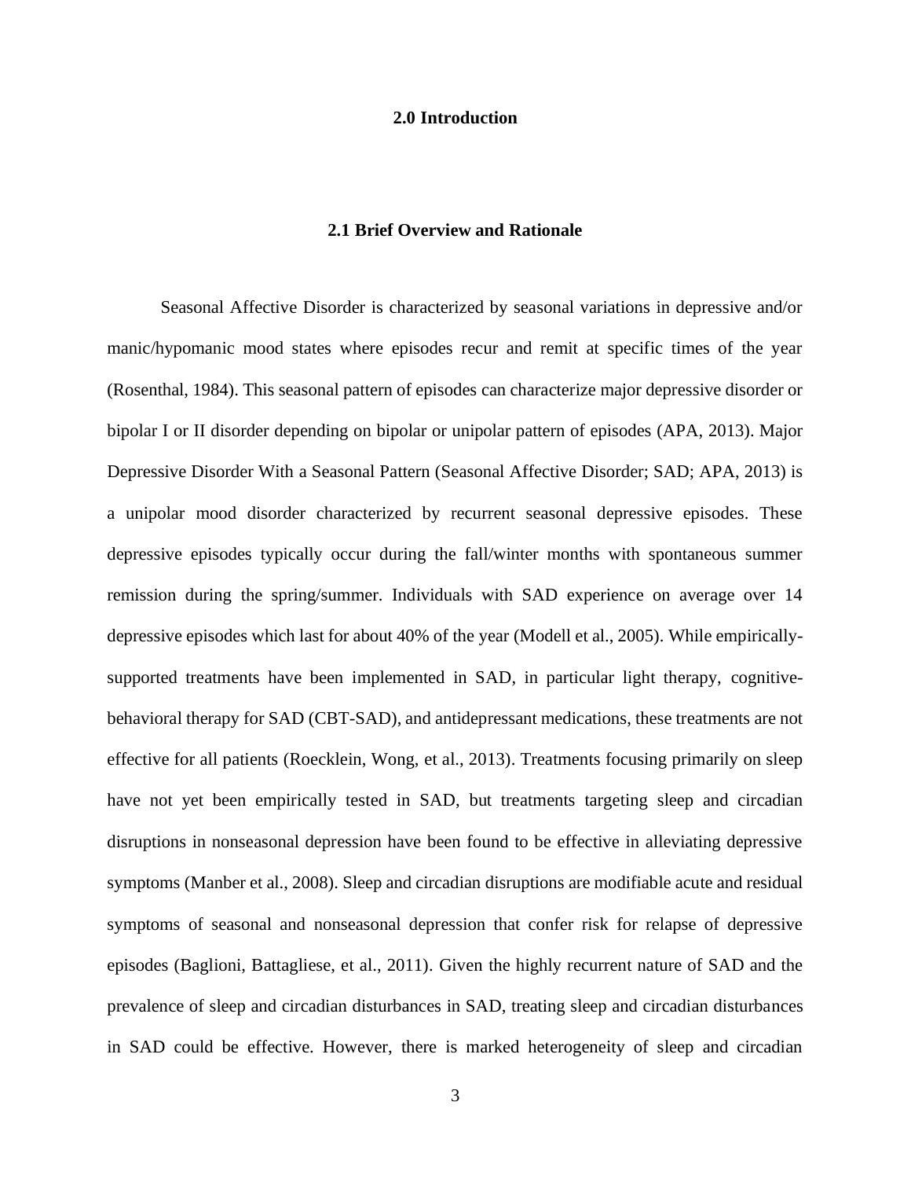# 2.0 Introduction

## 2.1 Brief Overview and Rationale

Seasonal Affective Disorder is characterized by seasonal variations in depressive and/or manic/hypomanic mood states where episodes recur and remit at specific times of the year (Rosenthal, 1984). This seasonal pattern of episodes can characterize major depressive disorder or bipolar I or II disorder depending on bipolar or unipolar pattern of episodes (APA, 2013). Major Depressive Disorder With a Seasonal Pattern (Seasonal Affective Disorder; SAD; APA, 2013) is a unipolar mood disorder characterized by recurrent seasonal depressive episodes. These depressive episodes typically occur during the fall/winter months with spontaneous summer remission during the spring/summer. Individuals with SAD experience on average over 14 depressive episodes which last for about 40% of the year (Modell et al., 2005). While empirically-supported treatments have been implemented in SAD, in particular light therapy, cognitive-behavioral therapy for SAD (CBT-SAD), and antidepressant medications, these treatments are not effective for all patients (Roecklein, Wong, et al., 2013). Treatments focusing primarily on sleep have not yet been empirically tested in SAD, but treatments targeting sleep and circadian disruptions in nonseasonal depression have been found to be effective in alleviating depressive symptoms (Manber et al., 2008). Sleep and circadian disruptions are modifiable acute and residual symptoms of seasonal and nonseasonal depression that confer risk for relapse of depressive episodes (Baglioni, Battagliese, et al., 2011). Given the highly recurrent nature of SAD and the prevalence of sleep and circadian disturbances in SAD, treating sleep and circadian disturbances in SAD could be effective. However, there is marked heterogeneity of sleep and circadian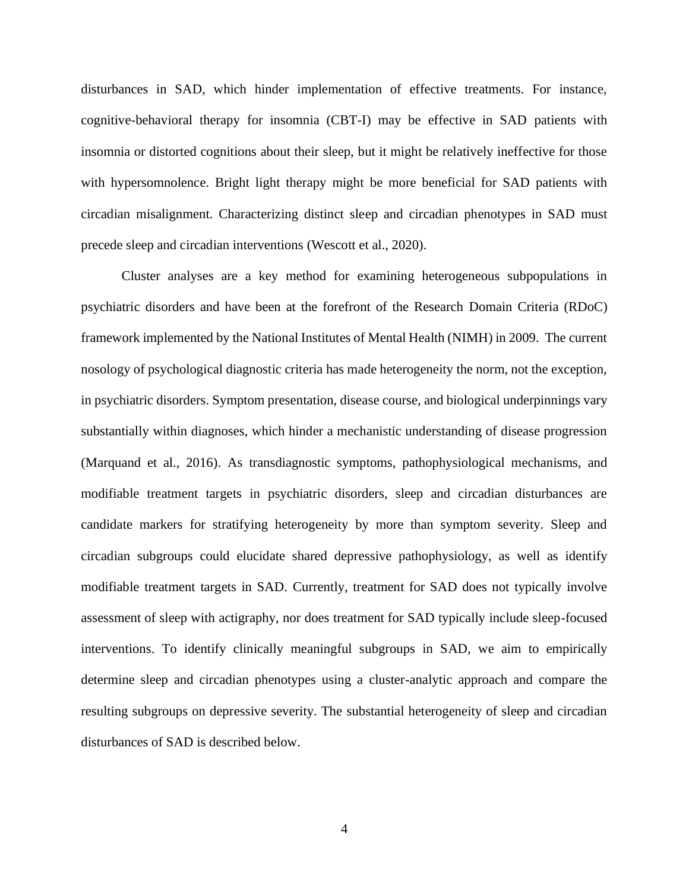disturbances in SAD, which hinder implementation of effective treatments. For instance, cognitive-behavioral therapy for insomnia (CBT-I) may be effective in SAD patients with insomnia or distorted cognitions about their sleep, but it might be relatively ineffective for those with hypersomnolence. Bright light therapy might be more beneficial for SAD patients with circadian misalignment. Characterizing distinct sleep and circadian phenotypes in SAD must precede sleep and circadian interventions (Wescott et al., 2020).

Cluster analyses are a key method for examining heterogeneous subpopulations in psychiatric disorders and have been at the forefront of the Research Domain Criteria (RDoC) framework implemented by the National Institutes of Mental Health (NIMH) in 2009. The current nosology of psychological diagnostic criteria has made heterogeneity the norm, not the exception, in psychiatric disorders. Symptom presentation, disease course, and biological underpinnings vary substantially within diagnoses, which hinder a mechanistic understanding of disease progression (Marquand et al., 2016). As transdiagnostic symptoms, pathophysiological mechanisms, and modifiable treatment targets in psychiatric disorders, sleep and circadian disturbances are candidate markers for stratifying heterogeneity by more than symptom severity. Sleep and circadian subgroups could elucidate shared depressive pathophysiology, as well as identify modifiable treatment targets in SAD. Currently, treatment for SAD does not typically involve assessment of sleep with actigraphy, nor does treatment for SAD typically include sleep-focused interventions. To identify clinically meaningful subgroups in SAD, we aim to empirically determine sleep and circadian phenotypes using a cluster-analytic approach and compare the resulting subgroups on depressive severity. The substantial heterogeneity of sleep and circadian disturbances of SAD is described below.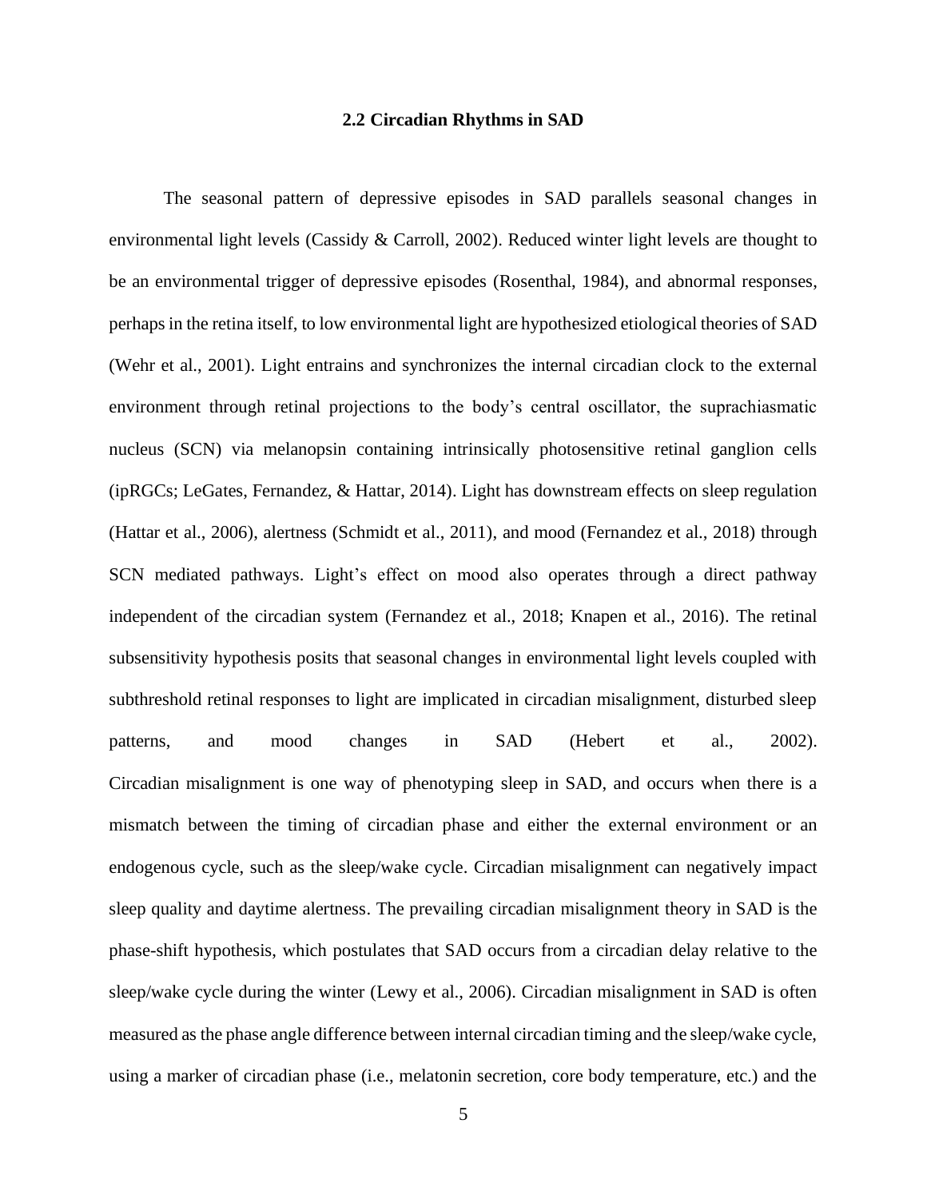## 2.2 Circadian Rhythms in SAD

The seasonal pattern of depressive episodes in SAD parallels seasonal changes in environmental light levels (Cassidy & Carroll, 2002). Reduced winter light levels are thought to be an environmental trigger of depressive episodes (Rosenthal, 1984), and abnormal responses, perhaps in the retina itself, to low environmental light are hypothesized etiological theories of SAD (Wehr et al., 2001). Light entrains and synchronizes the internal circadian clock to the external environment through retinal projections to the body's central oscillator, the suprachiasmatic nucleus (SCN) via melanopsin containing intrinsically photosensitive retinal ganglion cells (ipRGCs; LeGates, Fernandez, & Hattar, 2014). Light has downstream effects on sleep regulation (Hattar et al., 2006), alertness (Schmidt et al., 2011), and mood (Fernandez et al., 2018) through SCN mediated pathways. Light's effect on mood also operates through a direct pathway independent of the circadian system (Fernandez et al., 2018; Knapen et al., 2016). The retinal subsensitivity hypothesis posits that seasonal changes in environmental light levels coupled with subthreshold retinal responses to light are implicated in circadian misalignment, disturbed sleep patterns, and mood changes in SAD (Hebert et al., 2002). Circadian misalignment is one way of phenotyping sleep in SAD, and occurs when there is a mismatch between the timing of circadian phase and either the external environment or an endogenous cycle, such as the sleep/wake cycle. Circadian misalignment can negatively impact sleep quality and daytime alertness. The prevailing circadian misalignment theory in SAD is the phase-shift hypothesis, which postulates that SAD occurs from a circadian delay relative to the sleep/wake cycle during the winter (Lewy et al., 2006). Circadian misalignment in SAD is often measured as the phase angle difference between internal circadian timing and the sleep/wake cycle, using a marker of circadian phase (i.e., melatonin secretion, core body temperature, etc.) and the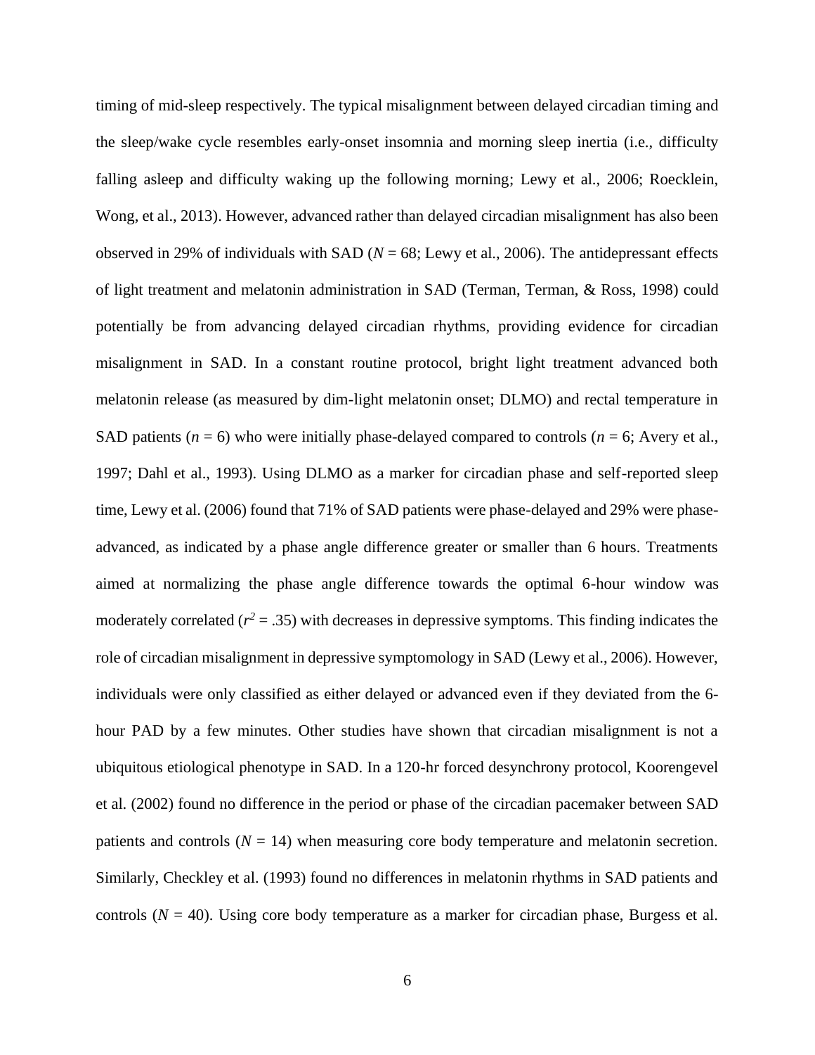timing of mid-sleep respectively. The typical misalignment between delayed circadian timing and the sleep/wake cycle resembles early-onset insomnia and morning sleep inertia (i.e., difficulty falling asleep and difficulty waking up the following morning; Lewy et al., 2006; Roecklein, Wong, et al., 2013). However, advanced rather than delayed circadian misalignment has also been observed in 29% of individuals with SAD ($N = 68$; Lewy et al., 2006). The antidepressant effects of light treatment and melatonin administration in SAD (Terman, Terman, & Ross, 1998) could potentially be from advancing delayed circadian rhythms, providing evidence for circadian misalignment in SAD. In a constant routine protocol, bright light treatment advanced both melatonin release (as measured by dim-light melatonin onset; DLMO) and rectal temperature in SAD patients ($n = 6$) who were initially phase-delayed compared to controls ($n = 6$; Avery et al., 1997; Dahl et al., 1993). Using DLMO as a marker for circadian phase and self-reported sleep time, Lewy et al. (2006) found that 71% of SAD patients were phase-delayed and 29% were phase-advanced, as indicated by a phase angle difference greater or smaller than 6 hours. Treatments aimed at normalizing the phase angle difference towards the optimal 6-hour window was moderately correlated ($r^2 = .35$) with decreases in depressive symptoms. This finding indicates the role of circadian misalignment in depressive symptomology in SAD (Lewy et al., 2006). However, individuals were only classified as either delayed or advanced even if they deviated from the 6-hour PAD by a few minutes. Other studies have shown that circadian misalignment is not a ubiquitous etiological phenotype in SAD. In a 120-hr forced desynchrony protocol, Koorengevel et al. (2002) found no difference in the period or phase of the circadian pacemaker between SAD patients and controls ($N = 14$) when measuring core body temperature and melatonin secretion. Similarly, Checkley et al. (1993) found no differences in melatonin rhythms in SAD patients and controls ($N = 40$). Using core body temperature as a marker for circadian phase, Burgess et al.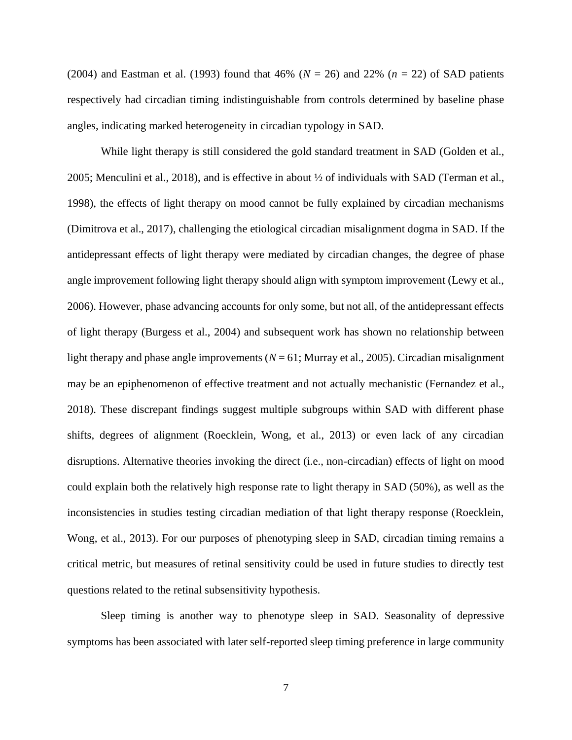(2004) and Eastman et al. (1993) found that 46% ($N$ = 26) and 22% ($n$ = 22) of SAD patients respectively had circadian timing indistinguishable from controls determined by baseline phase angles, indicating marked heterogeneity in circadian typology in SAD.

While light therapy is still considered the gold standard treatment in SAD (Golden et al., 2005; Menculini et al., 2018), and is effective in about ½ of individuals with SAD (Terman et al., 1998), the effects of light therapy on mood cannot be fully explained by circadian mechanisms (Dimitrova et al., 2017), challenging the etiological circadian misalignment dogma in SAD. If the antidepressant effects of light therapy were mediated by circadian changes, the degree of phase angle improvement following light therapy should align with symptom improvement (Lewy et al., 2006). However, phase advancing accounts for only some, but not all, of the antidepressant effects of light therapy (Burgess et al., 2004) and subsequent work has shown no relationship between light therapy and phase angle improvements ($N$ = 61; Murray et al., 2005). Circadian misalignment may be an epiphenomenon of effective treatment and not actually mechanistic (Fernandez et al., 2018). These discrepant findings suggest multiple subgroups within SAD with different phase shifts, degrees of alignment (Roecklein, Wong, et al., 2013) or even lack of any circadian disruptions. Alternative theories invoking the direct (i.e., non-circadian) effects of light on mood could explain both the relatively high response rate to light therapy in SAD (50%), as well as the inconsistencies in studies testing circadian mediation of that light therapy response (Roecklein, Wong, et al., 2013). For our purposes of phenotyping sleep in SAD, circadian timing remains a critical metric, but measures of retinal sensitivity could be used in future studies to directly test questions related to the retinal subsensitivity hypothesis.

Sleep timing is another way to phenotype sleep in SAD. Seasonality of depressive symptoms has been associated with later self-reported sleep timing preference in large community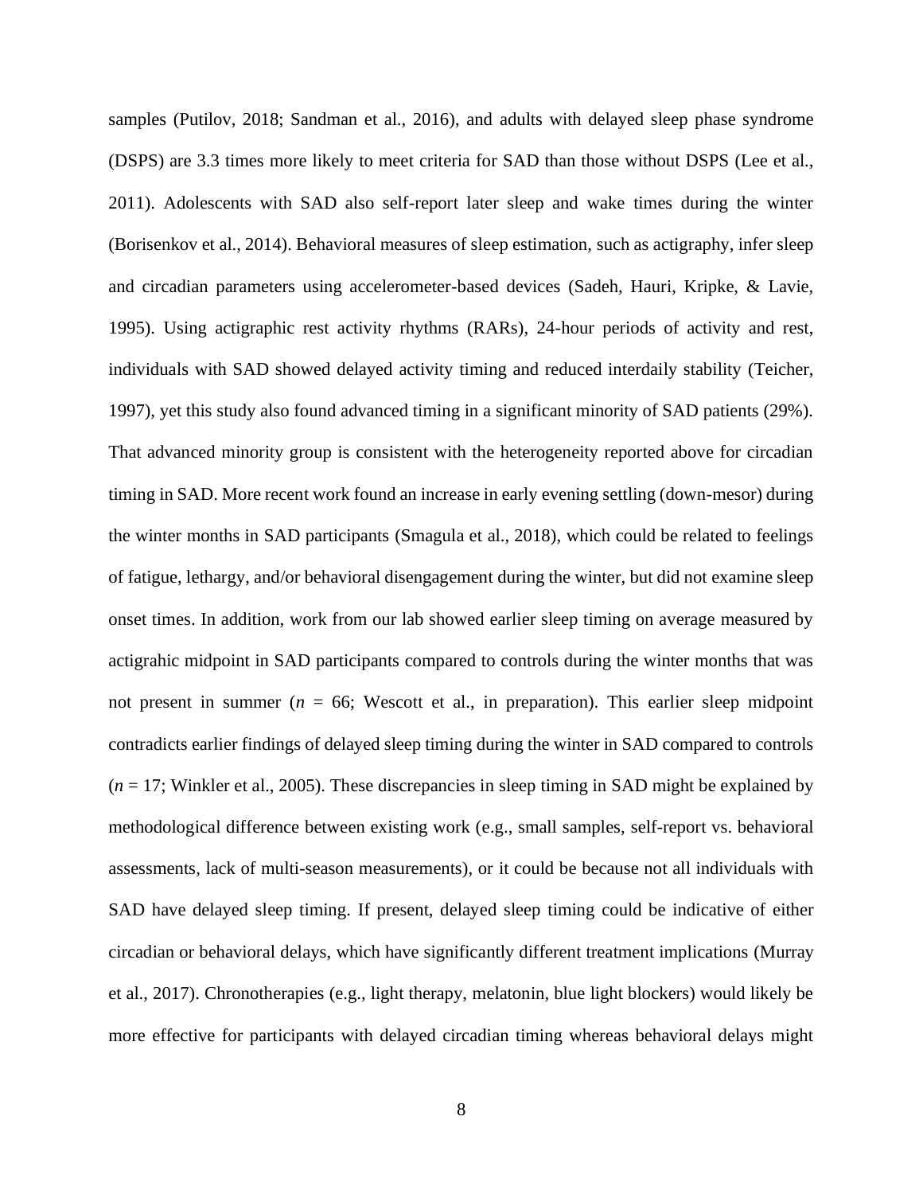samples (Putilov, 2018; Sandman et al., 2016), and adults with delayed sleep phase syndrome (DSPS) are 3.3 times more likely to meet criteria for SAD than those without DSPS (Lee et al., 2011). Adolescents with SAD also self-report later sleep and wake times during the winter (Borisenkov et al., 2014). Behavioral measures of sleep estimation, such as actigraphy, infer sleep and circadian parameters using accelerometer-based devices (Sadeh, Hauri, Kripke, & Lavie, 1995). Using actigraphic rest activity rhythms (RARs), 24-hour periods of activity and rest, individuals with SAD showed delayed activity timing and reduced interdaily stability (Teicher, 1997), yet this study also found advanced timing in a significant minority of SAD patients (29%). That advanced minority group is consistent with the heterogeneity reported above for circadian timing in SAD. More recent work found an increase in early evening settling (down-mesor) during the winter months in SAD participants (Smagula et al., 2018), which could be related to feelings of fatigue, lethargy, and/or behavioral disengagement during the winter, but did not examine sleep onset times. In addition, work from our lab showed earlier sleep timing on average measured by actigrahic midpoint in SAD participants compared to controls during the winter months that was not present in summer (*n* = 66; Wescott et al., in preparation). This earlier sleep midpoint contradicts earlier findings of delayed sleep timing during the winter in SAD compared to controls (*n* = 17; Winkler et al., 2005). These discrepancies in sleep timing in SAD might be explained by methodological difference between existing work (e.g., small samples, self-report vs. behavioral assessments, lack of multi-season measurements), or it could be because not all individuals with SAD have delayed sleep timing. If present, delayed sleep timing could be indicative of either circadian or behavioral delays, which have significantly different treatment implications (Murray et al., 2017). Chronotherapies (e.g., light therapy, melatonin, blue light blockers) would likely be more effective for participants with delayed circadian timing whereas behavioral delays might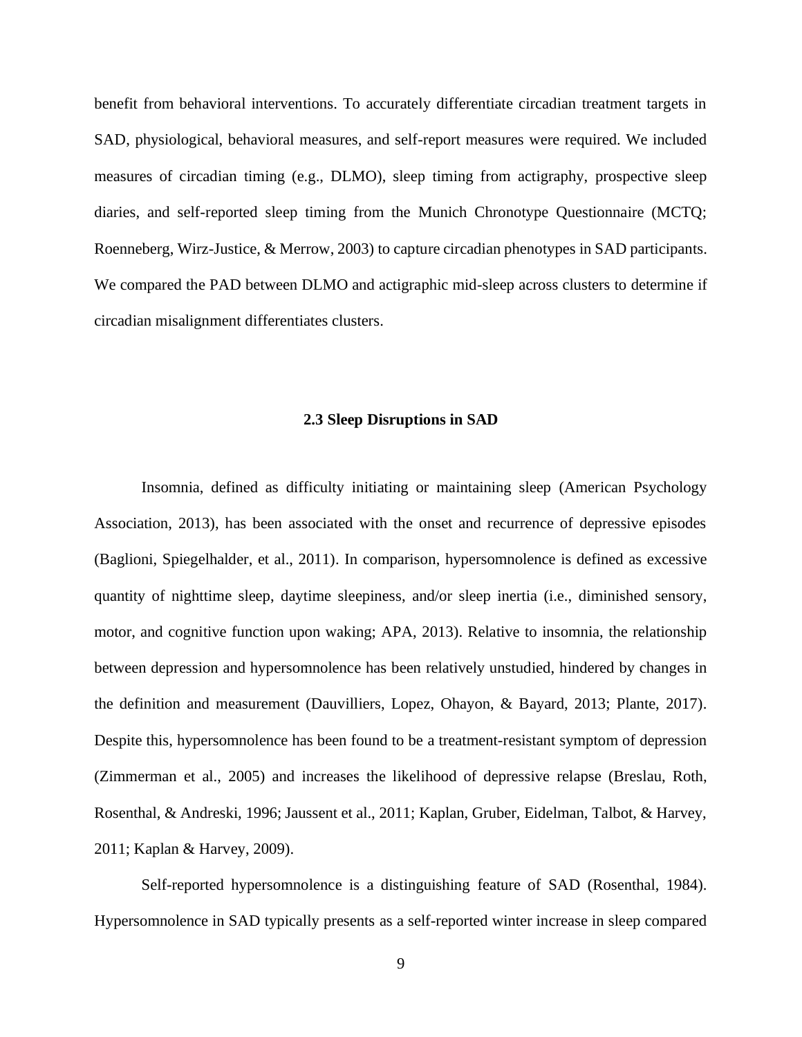benefit from behavioral interventions. To accurately differentiate circadian treatment targets in SAD, physiological, behavioral measures, and self-report measures were required. We included measures of circadian timing (e.g., DLMO), sleep timing from actigraphy, prospective sleep diaries, and self-reported sleep timing from the Munich Chronotype Questionnaire (MCTQ; Roenneberg, Wirz-Justice, & Merrow, 2003) to capture circadian phenotypes in SAD participants. We compared the PAD between DLMO and actigraphic mid-sleep across clusters to determine if circadian misalignment differentiates clusters.

## 2.3 Sleep Disruptions in SAD

Insomnia, defined as difficulty initiating or maintaining sleep (American Psychology Association, 2013), has been associated with the onset and recurrence of depressive episodes (Baglioni, Spiegelhalder, et al., 2011). In comparison, hypersomnolence is defined as excessive quantity of nighttime sleep, daytime sleepiness, and/or sleep inertia (i.e., diminished sensory, motor, and cognitive function upon waking; APA, 2013). Relative to insomnia, the relationship between depression and hypersomnolence has been relatively unstudied, hindered by changes in the definition and measurement (Dauvilliers, Lopez, Ohayon, & Bayard, 2013; Plante, 2017). Despite this, hypersomnolence has been found to be a treatment-resistant symptom of depression (Zimmerman et al., 2005) and increases the likelihood of depressive relapse (Breslau, Roth, Rosenthal, & Andreski, 1996; Jaussent et al., 2011; Kaplan, Gruber, Eidelman, Talbot, & Harvey, 2011; Kaplan & Harvey, 2009).

Self-reported hypersomnolence is a distinguishing feature of SAD (Rosenthal, 1984). Hypersomnolence in SAD typically presents as a self-reported winter increase in sleep compared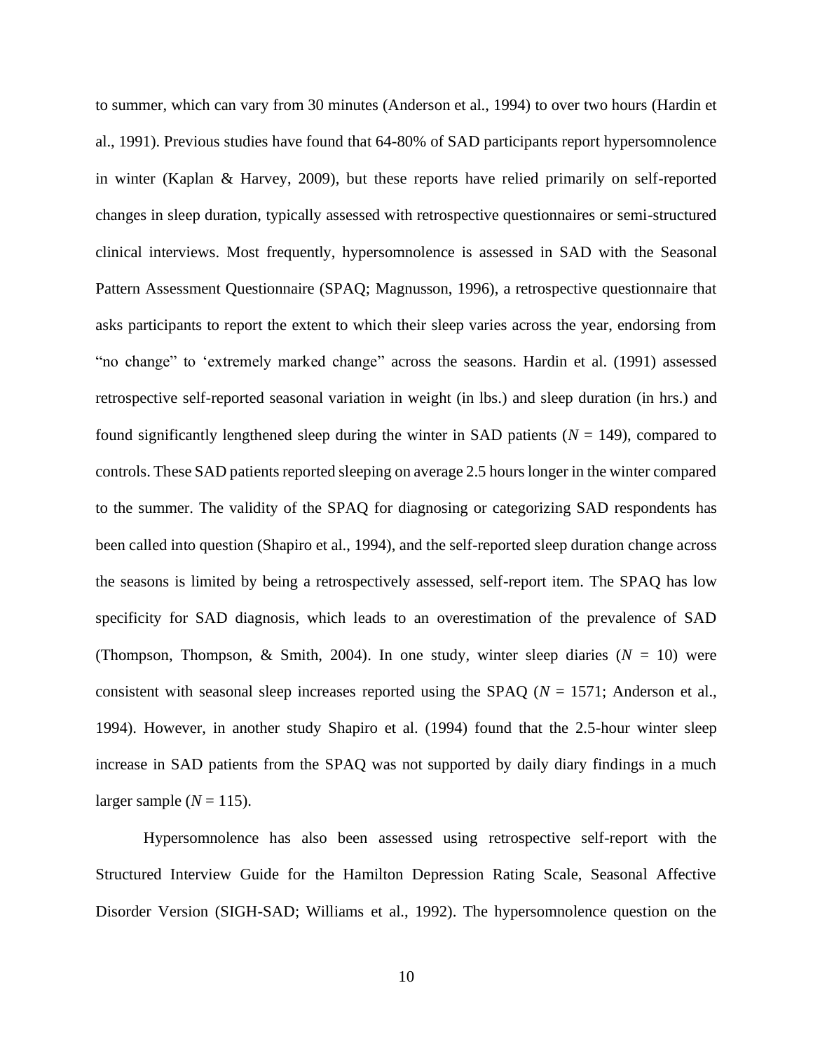to summer, which can vary from 30 minutes (Anderson et al., 1994) to over two hours (Hardin et al., 1991). Previous studies have found that 64-80% of SAD participants report hypersomnolence in winter (Kaplan & Harvey, 2009), but these reports have relied primarily on self-reported changes in sleep duration, typically assessed with retrospective questionnaires or semi-structured clinical interviews. Most frequently, hypersomnolence is assessed in SAD with the Seasonal Pattern Assessment Questionnaire (SPAQ; Magnusson, 1996), a retrospective questionnaire that asks participants to report the extent to which their sleep varies across the year, endorsing from "no change" to 'extremely marked change" across the seasons. Hardin et al. (1991) assessed retrospective self-reported seasonal variation in weight (in lbs.) and sleep duration (in hrs.) and found significantly lengthened sleep during the winter in SAD patients ($N$ = 149), compared to controls. These SAD patients reported sleeping on average 2.5 hours longer in the winter compared to the summer. The validity of the SPAQ for diagnosing or categorizing SAD respondents has been called into question (Shapiro et al., 1994), and the self-reported sleep duration change across the seasons is limited by being a retrospectively assessed, self-report item. The SPAQ has low specificity for SAD diagnosis, which leads to an overestimation of the prevalence of SAD (Thompson, Thompson, & Smith, 2004). In one study, winter sleep diaries ($N$ = 10) were consistent with seasonal sleep increases reported using the SPAQ ($N$ = 1571; Anderson et al., 1994). However, in another study Shapiro et al. (1994) found that the 2.5-hour winter sleep increase in SAD patients from the SPAQ was not supported by daily diary findings in a much larger sample ($N$ = 115).

Hypersomnolence has also been assessed using retrospective self-report with the Structured Interview Guide for the Hamilton Depression Rating Scale, Seasonal Affective Disorder Version (SIGH-SAD; Williams et al., 1992). The hypersomnolence question on the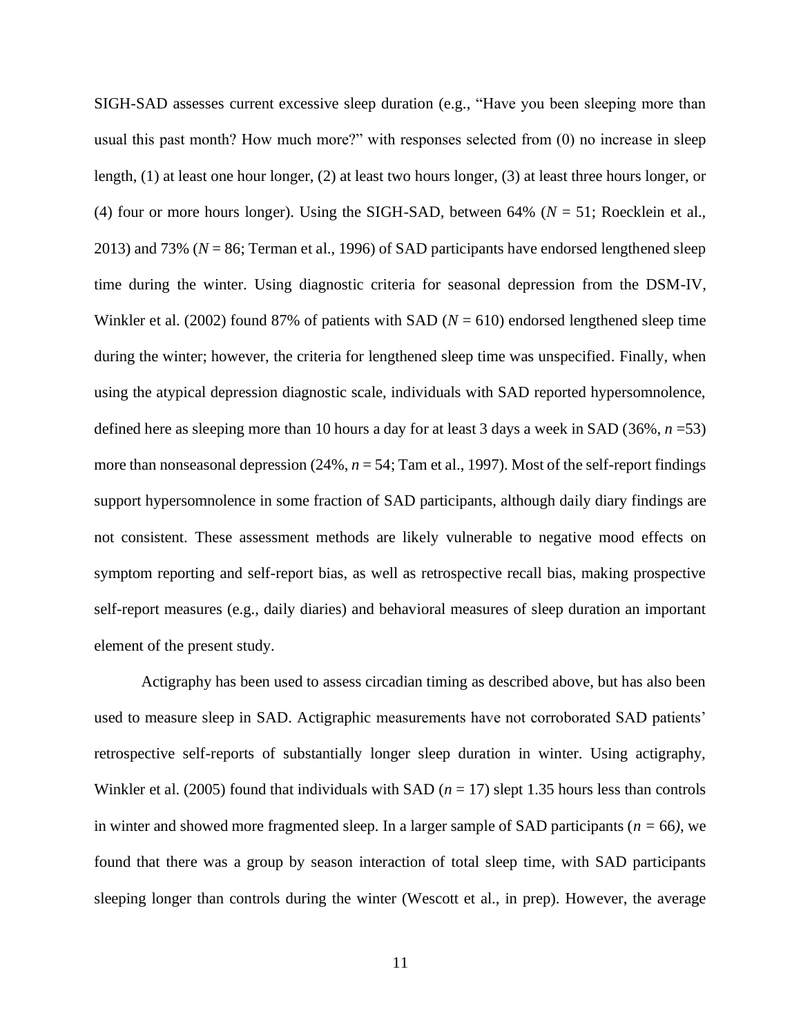SIGH-SAD assesses current excessive sleep duration (e.g., "Have you been sleeping more than usual this past month? How much more?" with responses selected from (0) no increase in sleep length, (1) at least one hour longer, (2) at least two hours longer, (3) at least three hours longer, or (4) four or more hours longer). Using the SIGH-SAD, between 64% (*N* = 51; Roecklein et al., 2013) and 73% (*N* = 86; Terman et al., 1996) of SAD participants have endorsed lengthened sleep time during the winter. Using diagnostic criteria for seasonal depression from the DSM-IV, Winkler et al. (2002) found 87% of patients with SAD (*N* = 610) endorsed lengthened sleep time during the winter; however, the criteria for lengthened sleep time was unspecified. Finally, when using the atypical depression diagnostic scale, individuals with SAD reported hypersomnolence, defined here as sleeping more than 10 hours a day for at least 3 days a week in SAD (36%, *n* =53) more than nonseasonal depression (24%, *n* = 54; Tam et al., 1997). Most of the self-report findings support hypersomnolence in some fraction of SAD participants, although daily diary findings are not consistent. These assessment methods are likely vulnerable to negative mood effects on symptom reporting and self-report bias, as well as retrospective recall bias, making prospective self-report measures (e.g., daily diaries) and behavioral measures of sleep duration an important element of the present study.

Actigraphy has been used to assess circadian timing as described above, but has also been used to measure sleep in SAD. Actigraphic measurements have not corroborated SAD patients' retrospective self-reports of substantially longer sleep duration in winter. Using actigraphy, Winkler et al. (2005) found that individuals with SAD (*n* = 17) slept 1.35 hours less than controls in winter and showed more fragmented sleep. In a larger sample of SAD participants (*n* = 66), we found that there was a group by season interaction of total sleep time, with SAD participants sleeping longer than controls during the winter (Wescott et al., in prep). However, the average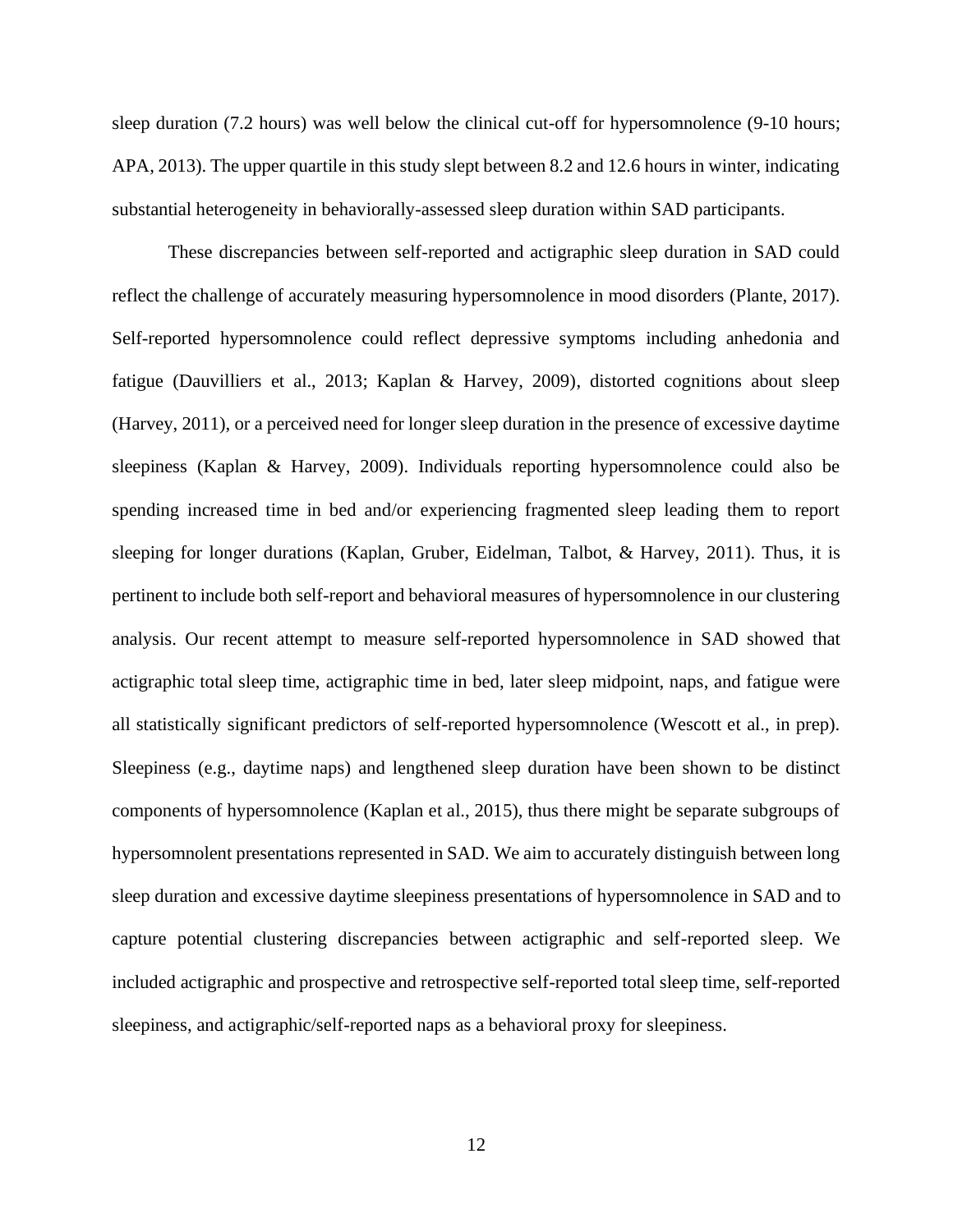sleep duration (7.2 hours) was well below the clinical cut-off for hypersomnolence (9-10 hours; APA, 2013). The upper quartile in this study slept between 8.2 and 12.6 hours in winter, indicating substantial heterogeneity in behaviorally-assessed sleep duration within SAD participants.

These discrepancies between self-reported and actigraphic sleep duration in SAD could reflect the challenge of accurately measuring hypersomnolence in mood disorders (Plante, 2017). Self-reported hypersomnolence could reflect depressive symptoms including anhedonia and fatigue (Dauvilliers et al., 2013; Kaplan & Harvey, 2009), distorted cognitions about sleep (Harvey, 2011), or a perceived need for longer sleep duration in the presence of excessive daytime sleepiness (Kaplan & Harvey, 2009). Individuals reporting hypersomnolence could also be spending increased time in bed and/or experiencing fragmented sleep leading them to report sleeping for longer durations (Kaplan, Gruber, Eidelman, Talbot, & Harvey, 2011). Thus, it is pertinent to include both self-report and behavioral measures of hypersomnolence in our clustering analysis. Our recent attempt to measure self-reported hypersomnolence in SAD showed that actigraphic total sleep time, actigraphic time in bed, later sleep midpoint, naps, and fatigue were all statistically significant predictors of self-reported hypersomnolence (Wescott et al., in prep). Sleepiness (e.g., daytime naps) and lengthened sleep duration have been shown to be distinct components of hypersomnolence (Kaplan et al., 2015), thus there might be separate subgroups of hypersomnolent presentations represented in SAD. We aim to accurately distinguish between long sleep duration and excessive daytime sleepiness presentations of hypersomnolence in SAD and to capture potential clustering discrepancies between actigraphic and self-reported sleep. We included actigraphic and prospective and retrospective self-reported total sleep time, self-reported sleepiness, and actigraphic/self-reported naps as a behavioral proxy for sleepiness.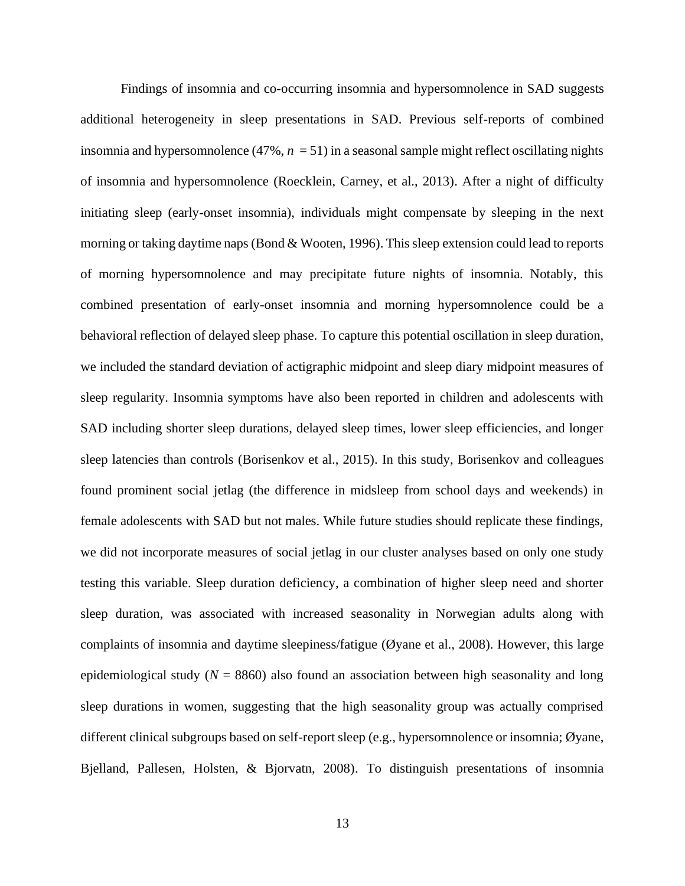Findings of insomnia and co-occurring insomnia and hypersomnolence in SAD suggests additional heterogeneity in sleep presentations in SAD. Previous self-reports of combined insomnia and hypersomnolence (47%, $n = 51$) in a seasonal sample might reflect oscillating nights of insomnia and hypersomnolence (Roecklein, Carney, et al., 2013). After a night of difficulty initiating sleep (early-onset insomnia), individuals might compensate by sleeping in the next morning or taking daytime naps (Bond & Wooten, 1996). This sleep extension could lead to reports of morning hypersomnolence and may precipitate future nights of insomnia. Notably, this combined presentation of early-onset insomnia and morning hypersomnolence could be a behavioral reflection of delayed sleep phase. To capture this potential oscillation in sleep duration, we included the standard deviation of actigraphic midpoint and sleep diary midpoint measures of sleep regularity. Insomnia symptoms have also been reported in children and adolescents with SAD including shorter sleep durations, delayed sleep times, lower sleep efficiencies, and longer sleep latencies than controls (Borisenkov et al., 2015). In this study, Borisenkov and colleagues found prominent social jetlag (the difference in midsleep from school days and weekends) in female adolescents with SAD but not males. While future studies should replicate these findings, we did not incorporate measures of social jetlag in our cluster analyses based on only one study testing this variable. Sleep duration deficiency, a combination of higher sleep need and shorter sleep duration, was associated with increased seasonality in Norwegian adults along with complaints of insomnia and daytime sleepiness/fatigue (Øyane et al., 2008). However, this large epidemiological study ($N = 8860$) also found an association between high seasonality and long sleep durations in women, suggesting that the high seasonality group was actually comprised different clinical subgroups based on self-report sleep (e.g., hypersomnolence or insomnia; Øyane, Bjelland, Pallesen, Holsten, & Bjorvatn, 2008). To distinguish presentations of insomnia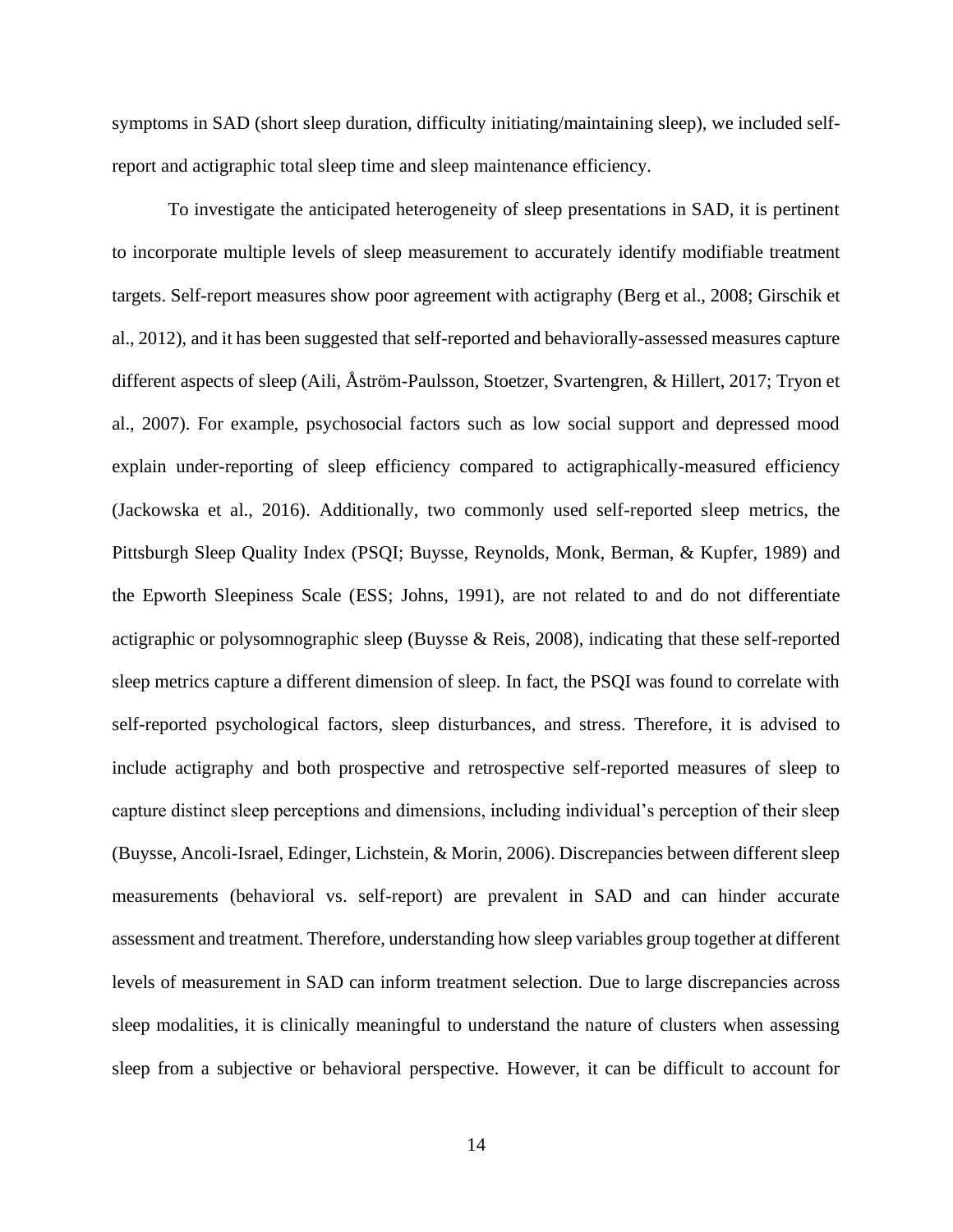symptoms in SAD (short sleep duration, difficulty initiating/maintaining sleep), we included self-report and actigraphic total sleep time and sleep maintenance efficiency.

To investigate the anticipated heterogeneity of sleep presentations in SAD, it is pertinent to incorporate multiple levels of sleep measurement to accurately identify modifiable treatment targets. Self-report measures show poor agreement with actigraphy (Berg et al., 2008; Girschik et al., 2012), and it has been suggested that self-reported and behaviorally-assessed measures capture different aspects of sleep (Aili, Åström-Paulsson, Stoetzer, Svartengren, & Hillert, 2017; Tryon et al., 2007). For example, psychosocial factors such as low social support and depressed mood explain under-reporting of sleep efficiency compared to actigraphically-measured efficiency (Jackowska et al., 2016). Additionally, two commonly used self-reported sleep metrics, the Pittsburgh Sleep Quality Index (PSQI; Buysse, Reynolds, Monk, Berman, & Kupfer, 1989) and the Epworth Sleepiness Scale (ESS; Johns, 1991), are not related to and do not differentiate actigraphic or polysomnographic sleep (Buysse & Reis, 2008), indicating that these self-reported sleep metrics capture a different dimension of sleep. In fact, the PSQI was found to correlate with self-reported psychological factors, sleep disturbances, and stress. Therefore, it is advised to include actigraphy and both prospective and retrospective self-reported measures of sleep to capture distinct sleep perceptions and dimensions, including individual's perception of their sleep (Buysse, Ancoli-Israel, Edinger, Lichstein, & Morin, 2006). Discrepancies between different sleep measurements (behavioral vs. self-report) are prevalent in SAD and can hinder accurate assessment and treatment. Therefore, understanding how sleep variables group together at different levels of measurement in SAD can inform treatment selection. Due to large discrepancies across sleep modalities, it is clinically meaningful to understand the nature of clusters when assessing sleep from a subjective or behavioral perspective. However, it can be difficult to account for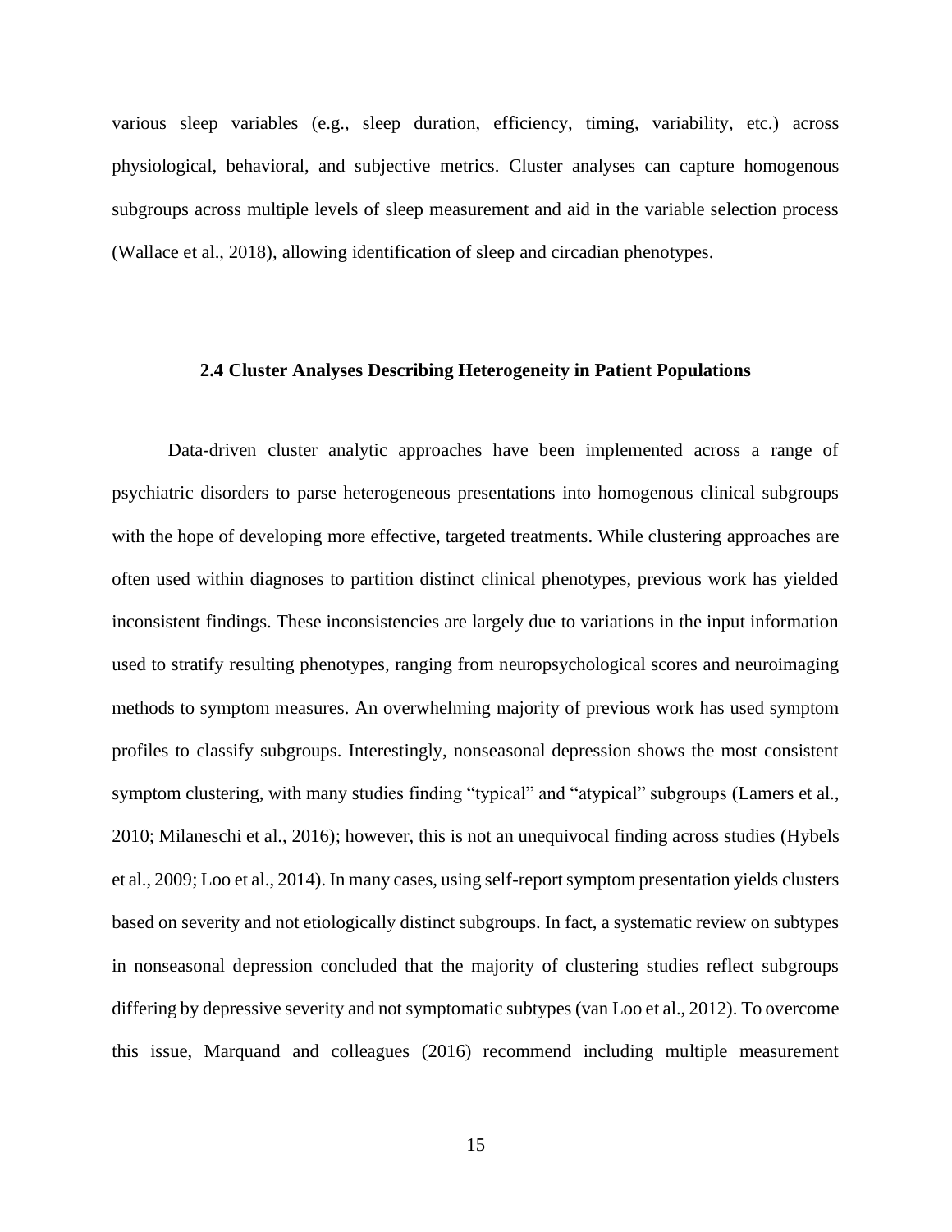various sleep variables (e.g., sleep duration, efficiency, timing, variability, etc.) across physiological, behavioral, and subjective metrics. Cluster analyses can capture homogenous subgroups across multiple levels of sleep measurement and aid in the variable selection process (Wallace et al., 2018), allowing identification of sleep and circadian phenotypes.

## 2.4 Cluster Analyses Describing Heterogeneity in Patient Populations

Data-driven cluster analytic approaches have been implemented across a range of psychiatric disorders to parse heterogeneous presentations into homogenous clinical subgroups with the hope of developing more effective, targeted treatments. While clustering approaches are often used within diagnoses to partition distinct clinical phenotypes, previous work has yielded inconsistent findings. These inconsistencies are largely due to variations in the input information used to stratify resulting phenotypes, ranging from neuropsychological scores and neuroimaging methods to symptom measures. An overwhelming majority of previous work has used symptom profiles to classify subgroups. Interestingly, nonseasonal depression shows the most consistent symptom clustering, with many studies finding "typical" and "atypical" subgroups (Lamers et al., 2010; Milaneschi et al., 2016); however, this is not an unequivocal finding across studies (Hybels et al., 2009; Loo et al., 2014). In many cases, using self-report symptom presentation yields clusters based on severity and not etiologically distinct subgroups. In fact, a systematic review on subtypes in nonseasonal depression concluded that the majority of clustering studies reflect subgroups differing by depressive severity and not symptomatic subtypes (van Loo et al., 2012). To overcome this issue, Marquand and colleagues (2016) recommend including multiple measurement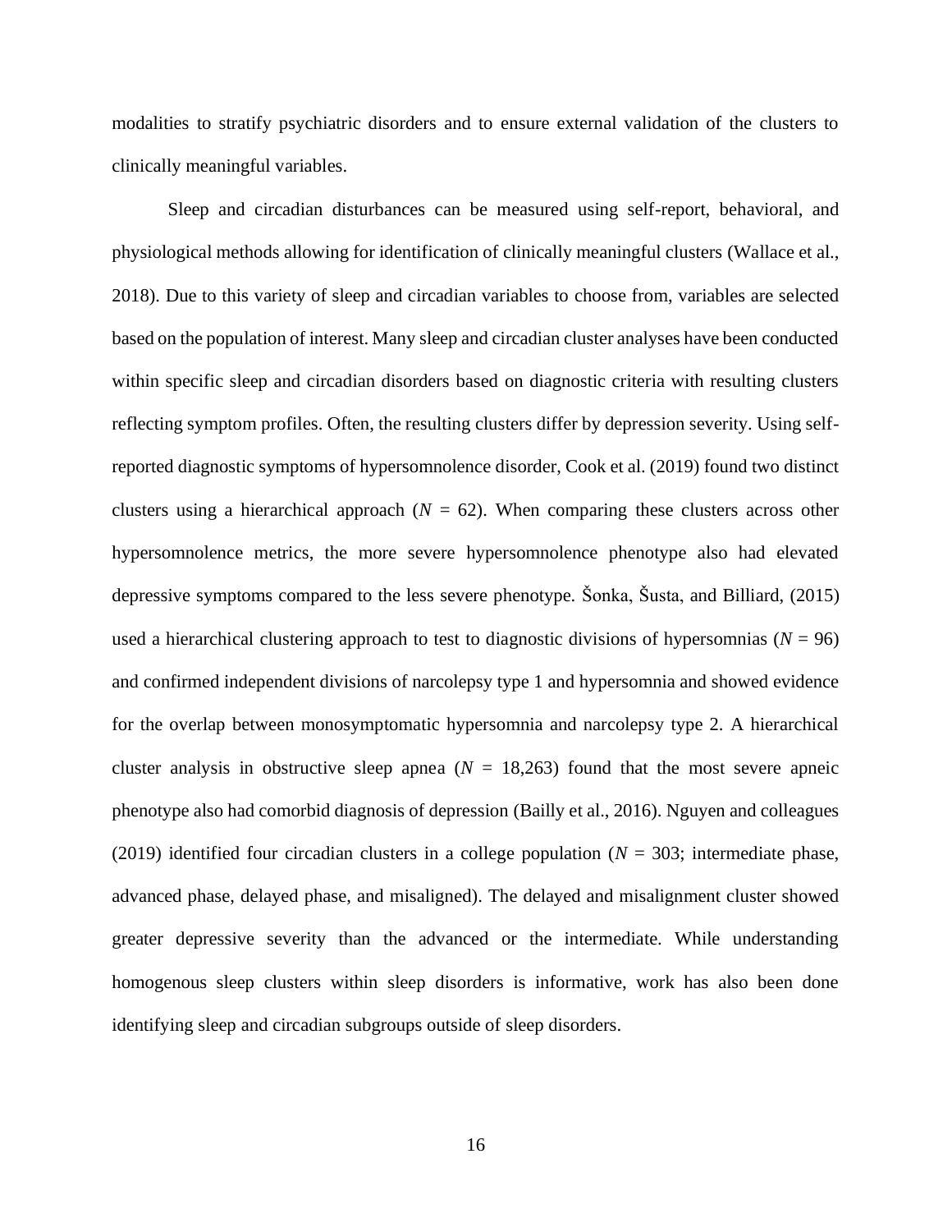modalities to stratify psychiatric disorders and to ensure external validation of the clusters to clinically meaningful variables.

Sleep and circadian disturbances can be measured using self-report, behavioral, and physiological methods allowing for identification of clinically meaningful clusters (Wallace et al., 2018). Due to this variety of sleep and circadian variables to choose from, variables are selected based on the population of interest. Many sleep and circadian cluster analyses have been conducted within specific sleep and circadian disorders based on diagnostic criteria with resulting clusters reflecting symptom profiles. Often, the resulting clusters differ by depression severity. Using self-reported diagnostic symptoms of hypersomnolence disorder, Cook et al. (2019) found two distinct clusters using a hierarchical approach ($N$ = 62). When comparing these clusters across other hypersomnolence metrics, the more severe hypersomnolence phenotype also had elevated depressive symptoms compared to the less severe phenotype. Šonka, Šusta, and Billiard, (2015) used a hierarchical clustering approach to test to diagnostic divisions of hypersomnias ($N$ = 96) and confirmed independent divisions of narcolepsy type 1 and hypersomnia and showed evidence for the overlap between monosymptomatic hypersomnia and narcolepsy type 2. A hierarchical cluster analysis in obstructive sleep apnea ($N$ = 18,263) found that the most severe apneic phenotype also had comorbid diagnosis of depression (Bailly et al., 2016). Nguyen and colleagues (2019) identified four circadian clusters in a college population ($N$ = 303; intermediate phase, advanced phase, delayed phase, and misaligned). The delayed and misalignment cluster showed greater depressive severity than the advanced or the intermediate. While understanding homogenous sleep clusters within sleep disorders is informative, work has also been done identifying sleep and circadian subgroups outside of sleep disorders.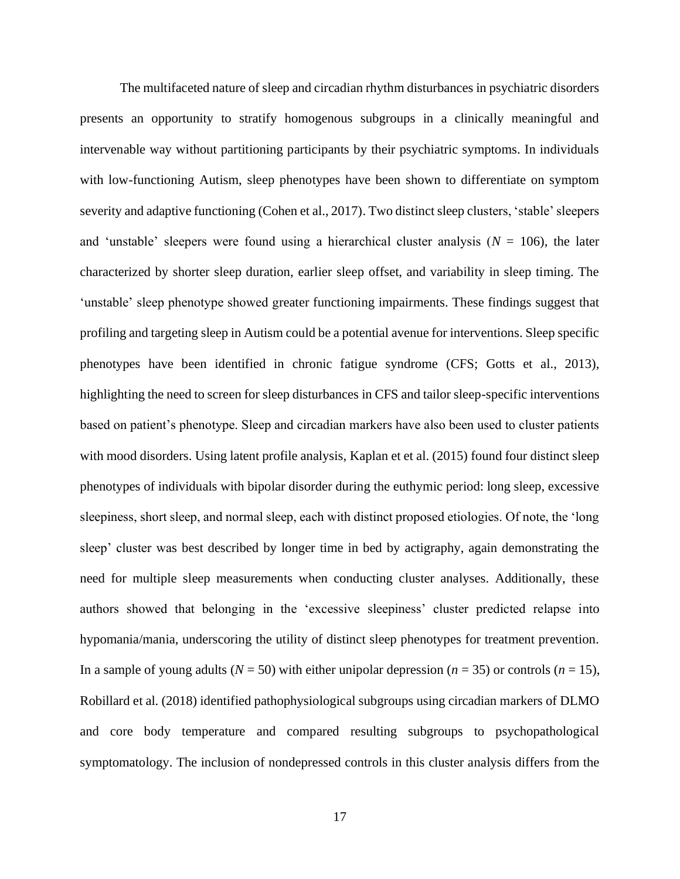The multifaceted nature of sleep and circadian rhythm disturbances in psychiatric disorders presents an opportunity to stratify homogenous subgroups in a clinically meaningful and intervenable way without partitioning participants by their psychiatric symptoms. In individuals with low-functioning Autism, sleep phenotypes have been shown to differentiate on symptom severity and adaptive functioning (Cohen et al., 2017). Two distinct sleep clusters, 'stable' sleepers and 'unstable' sleepers were found using a hierarchical cluster analysis ($N$ = 106), the later characterized by shorter sleep duration, earlier sleep offset, and variability in sleep timing. The 'unstable' sleep phenotype showed greater functioning impairments. These findings suggest that profiling and targeting sleep in Autism could be a potential avenue for interventions. Sleep specific phenotypes have been identified in chronic fatigue syndrome (CFS; Gotts et al., 2013), highlighting the need to screen for sleep disturbances in CFS and tailor sleep-specific interventions based on patient's phenotype. Sleep and circadian markers have also been used to cluster patients with mood disorders. Using latent profile analysis, Kaplan et et al. (2015) found four distinct sleep phenotypes of individuals with bipolar disorder during the euthymic period: long sleep, excessive sleepiness, short sleep, and normal sleep, each with distinct proposed etiologies. Of note, the 'long sleep' cluster was best described by longer time in bed by actigraphy, again demonstrating the need for multiple sleep measurements when conducting cluster analyses. Additionally, these authors showed that belonging in the 'excessive sleepiness' cluster predicted relapse into hypomania/mania, underscoring the utility of distinct sleep phenotypes for treatment prevention. In a sample of young adults ($N$ = 50) with either unipolar depression ($n$ = 35) or controls ($n$ = 15), Robillard et al. (2018) identified pathophysiological subgroups using circadian markers of DLMO and core body temperature and compared resulting subgroups to psychopathological symptomatology. The inclusion of nondepressed controls in this cluster analysis differs from the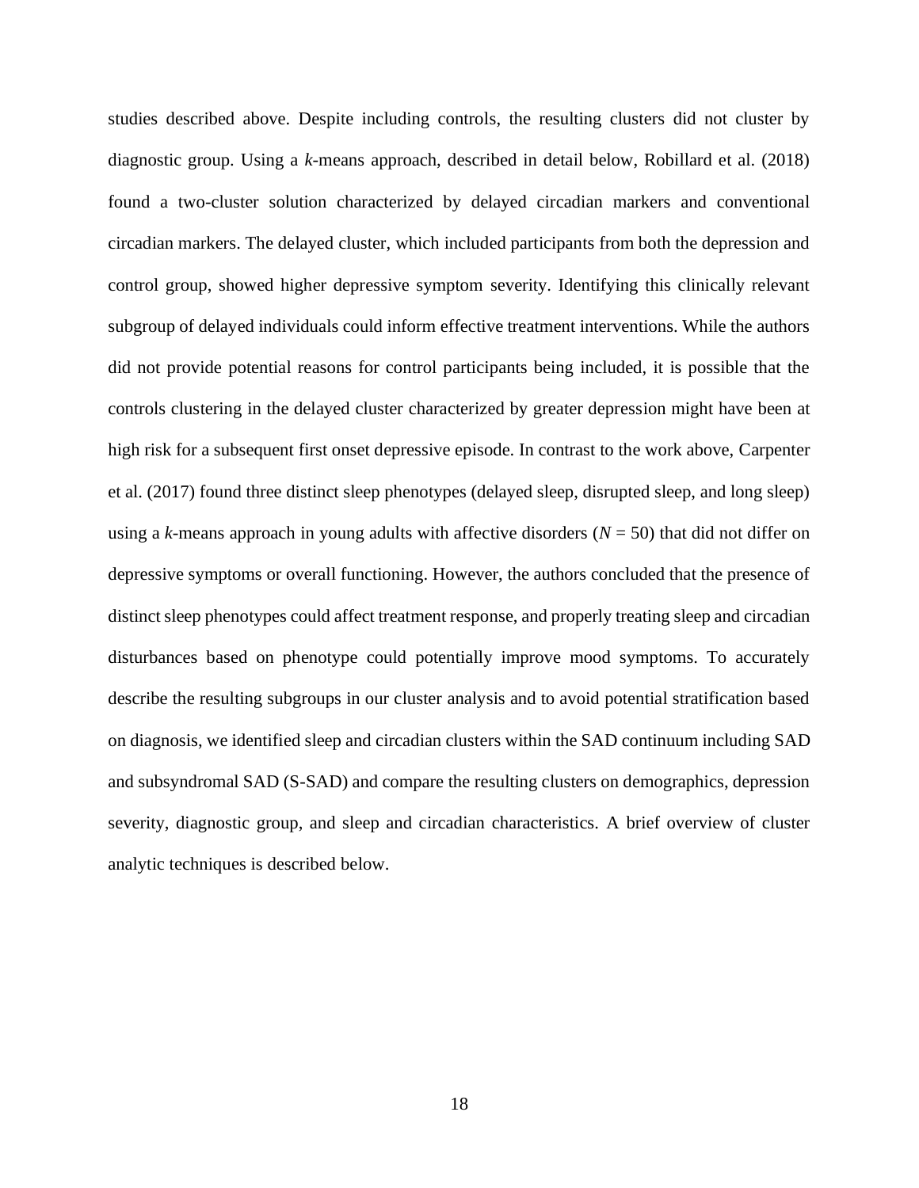studies described above. Despite including controls, the resulting clusters did not cluster by diagnostic group. Using a *k*-means approach, described in detail below, Robillard et al. (2018) found a two-cluster solution characterized by delayed circadian markers and conventional circadian markers. The delayed cluster, which included participants from both the depression and control group, showed higher depressive symptom severity. Identifying this clinically relevant subgroup of delayed individuals could inform effective treatment interventions. While the authors did not provide potential reasons for control participants being included, it is possible that the controls clustering in the delayed cluster characterized by greater depression might have been at high risk for a subsequent first onset depressive episode. In contrast to the work above, Carpenter et al. (2017) found three distinct sleep phenotypes (delayed sleep, disrupted sleep, and long sleep) using a *k*-means approach in young adults with affective disorders ($N = 50$) that did not differ on depressive symptoms or overall functioning. However, the authors concluded that the presence of distinct sleep phenotypes could affect treatment response, and properly treating sleep and circadian disturbances based on phenotype could potentially improve mood symptoms. To accurately describe the resulting subgroups in our cluster analysis and to avoid potential stratification based on diagnosis, we identified sleep and circadian clusters within the SAD continuum including SAD and subsyndromal SAD (S-SAD) and compare the resulting clusters on demographics, depression severity, diagnostic group, and sleep and circadian characteristics. A brief overview of cluster analytic techniques is described below.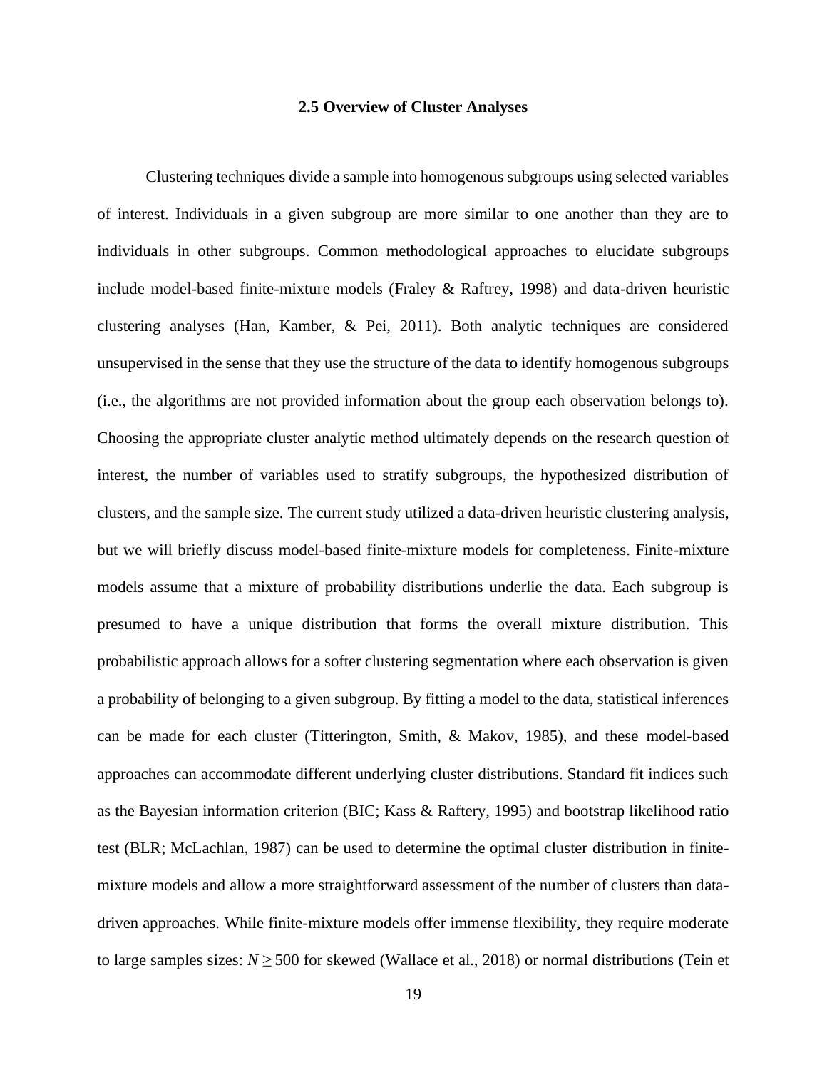## 2.5 Overview of Cluster Analyses

Clustering techniques divide a sample into homogenous subgroups using selected variables of interest. Individuals in a given subgroup are more similar to one another than they are to individuals in other subgroups. Common methodological approaches to elucidate subgroups include model-based finite-mixture models (Fraley & Raftrey, 1998) and data-driven heuristic clustering analyses (Han, Kamber, & Pei, 2011). Both analytic techniques are considered unsupervised in the sense that they use the structure of the data to identify homogenous subgroups (i.e., the algorithms are not provided information about the group each observation belongs to). Choosing the appropriate cluster analytic method ultimately depends on the research question of interest, the number of variables used to stratify subgroups, the hypothesized distribution of clusters, and the sample size. The current study utilized a data-driven heuristic clustering analysis, but we will briefly discuss model-based finite-mixture models for completeness. Finite-mixture models assume that a mixture of probability distributions underlie the data. Each subgroup is presumed to have a unique distribution that forms the overall mixture distribution. This probabilistic approach allows for a softer clustering segmentation where each observation is given a probability of belonging to a given subgroup. By fitting a model to the data, statistical inferences can be made for each cluster (Titterington, Smith, & Makov, 1985), and these model-based approaches can accommodate different underlying cluster distributions. Standard fit indices such as the Bayesian information criterion (BIC; Kass & Raftery, 1995) and bootstrap likelihood ratio test (BLR; McLachlan, 1987) can be used to determine the optimal cluster distribution in finite-mixture models and allow a more straightforward assessment of the number of clusters than data-driven approaches. While finite-mixture models offer immense flexibility, they require moderate to large samples sizes: $N \geq 500$ for skewed (Wallace et al., 2018) or normal distributions (Tein et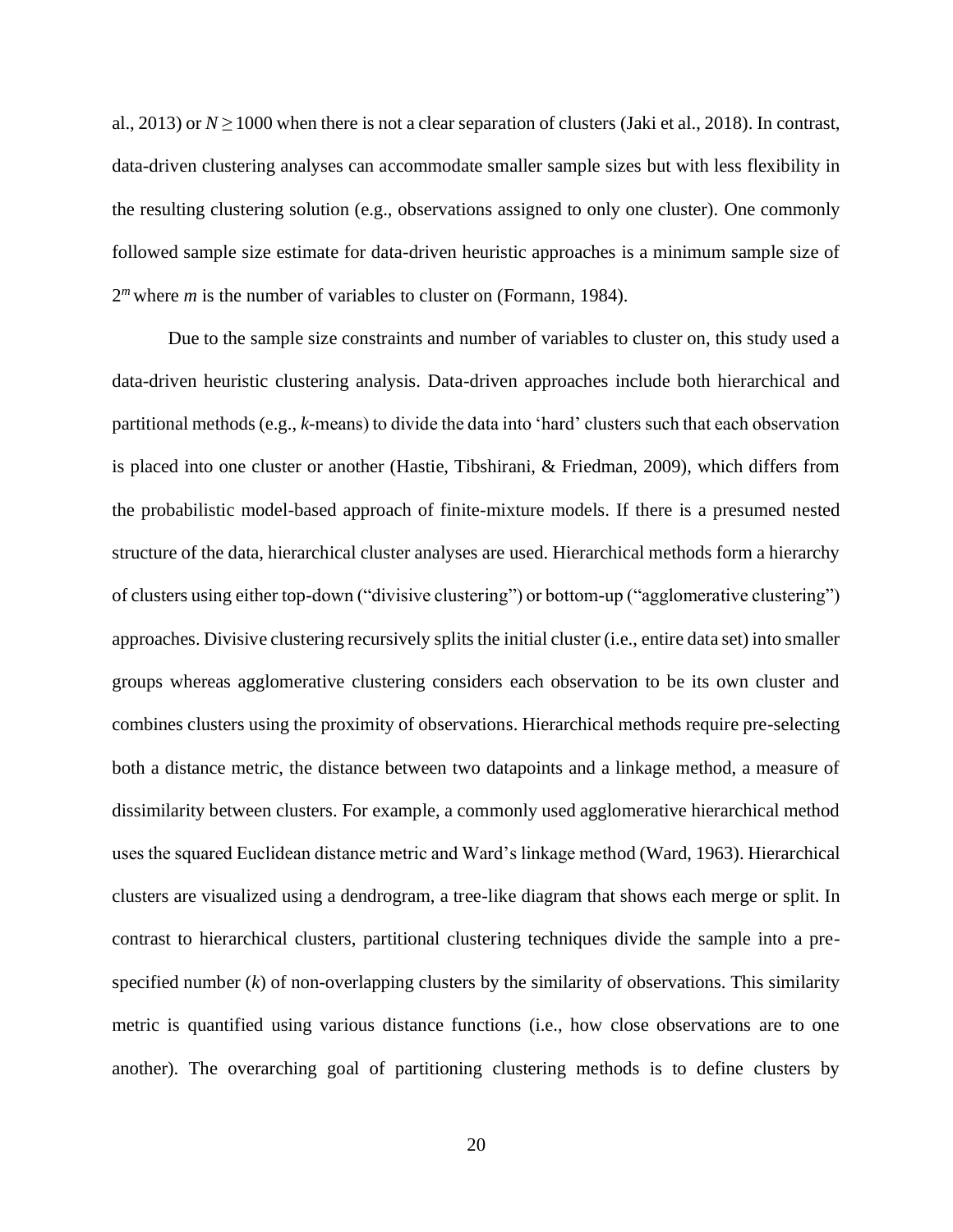al., 2013) or $N \geq 1000$ when there is not a clear separation of clusters (Jaki et al., 2018). In contrast, data-driven clustering analyses can accommodate smaller sample sizes but with less flexibility in the resulting clustering solution (e.g., observations assigned to only one cluster). One commonly followed sample size estimate for data-driven heuristic approaches is a minimum sample size of $2^m$ where *m* is the number of variables to cluster on (Formann, 1984).

Due to the sample size constraints and number of variables to cluster on, this study used a data-driven heuristic clustering analysis. Data-driven approaches include both hierarchical and partitional methods (e.g., *k*-means) to divide the data into 'hard' clusters such that each observation is placed into one cluster or another (Hastie, Tibshirani, & Friedman, 2009), which differs from the probabilistic model-based approach of finite-mixture models. If there is a presumed nested structure of the data, hierarchical cluster analyses are used. Hierarchical methods form a hierarchy of clusters using either top-down ("divisive clustering") or bottom-up ("agglomerative clustering") approaches. Divisive clustering recursively splits the initial cluster (i.e., entire data set) into smaller groups whereas agglomerative clustering considers each observation to be its own cluster and combines clusters using the proximity of observations. Hierarchical methods require pre-selecting both a distance metric, the distance between two datapoints and a linkage method, a measure of dissimilarity between clusters. For example, a commonly used agglomerative hierarchical method uses the squared Euclidean distance metric and Ward's linkage method (Ward, 1963). Hierarchical clusters are visualized using a dendrogram, a tree-like diagram that shows each merge or split. In contrast to hierarchical clusters, partitional clustering techniques divide the sample into a pre-specified number (*k*) of non-overlapping clusters by the similarity of observations. This similarity metric is quantified using various distance functions (i.e., how close observations are to one another). The overarching goal of partitioning clustering methods is to define clusters by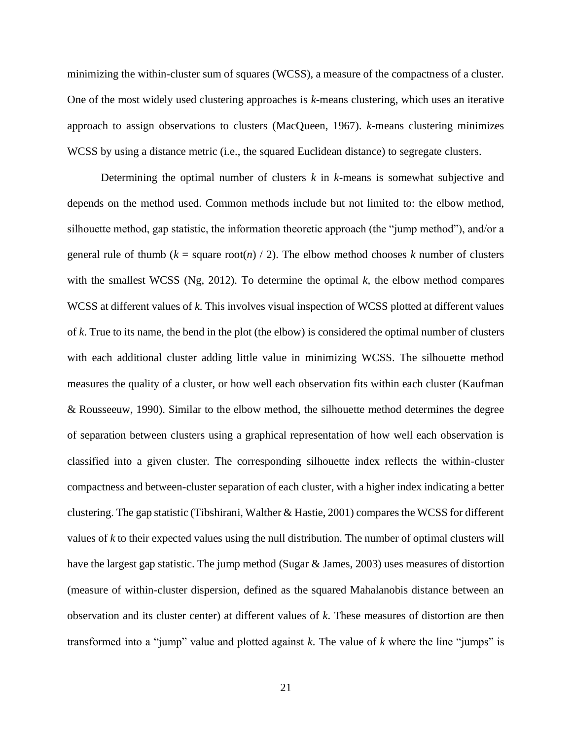minimizing the within-cluster sum of squares (WCSS), a measure of the compactness of a cluster. One of the most widely used clustering approaches is *k*-means clustering, which uses an iterative approach to assign observations to clusters (MacQueen, 1967). *k*-means clustering minimizes WCSS by using a distance metric (i.e., the squared Euclidean distance) to segregate clusters.

Determining the optimal number of clusters *k* in *k*-means is somewhat subjective and depends on the method used. Common methods include but not limited to: the elbow method, silhouette method, gap statistic, the information theoretic approach (the "jump method"), and/or a general rule of thumb ($k$ = square root($n$) / 2). The elbow method chooses *k* number of clusters with the smallest WCSS (Ng, 2012). To determine the optimal *k,* the elbow method compares WCSS at different values of *k*. This involves visual inspection of WCSS plotted at different values of *k*. True to its name, the bend in the plot (the elbow) is considered the optimal number of clusters with each additional cluster adding little value in minimizing WCSS. The silhouette method measures the quality of a cluster, or how well each observation fits within each cluster (Kaufman & Rousseeuw, 1990). Similar to the elbow method, the silhouette method determines the degree of separation between clusters using a graphical representation of how well each observation is classified into a given cluster. The corresponding silhouette index reflects the within-cluster compactness and between-cluster separation of each cluster, with a higher index indicating a better clustering. The gap statistic (Tibshirani, Walther & Hastie, 2001) compares the WCSS for different values of *k* to their expected values using the null distribution. The number of optimal clusters will have the largest gap statistic. The jump method (Sugar & James, 2003) uses measures of distortion (measure of within-cluster dispersion, defined as the squared Mahalanobis distance between an observation and its cluster center) at different values of *k*. These measures of distortion are then transformed into a "jump" value and plotted against *k*. The value of *k* where the line "jumps" is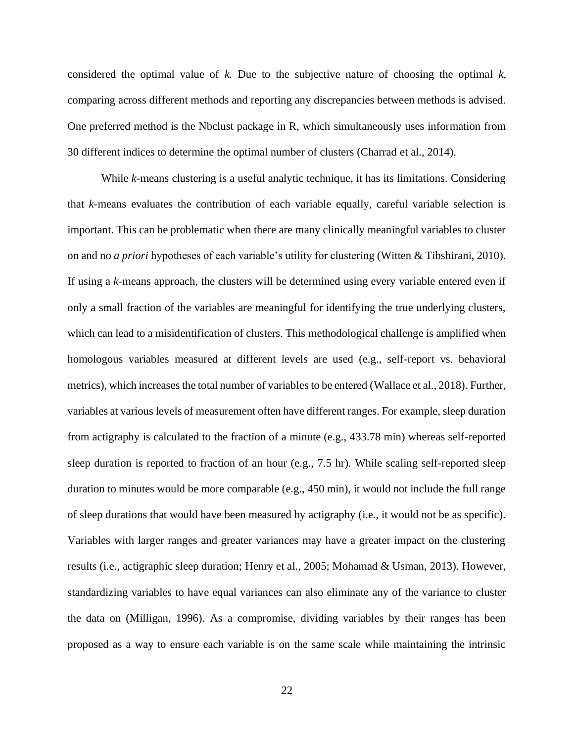considered the optimal value of *k.* Due to the subjective nature of choosing the optimal *k*, comparing across different methods and reporting any discrepancies between methods is advised. One preferred method is the Nbclust package in R, which simultaneously uses information from 30 different indices to determine the optimal number of clusters (Charrad et al., 2014).

While *k*-means clustering is a useful analytic technique, it has its limitations. Considering that *k*-means evaluates the contribution of each variable equally, careful variable selection is important. This can be problematic when there are many clinically meaningful variables to cluster on and no *a priori* hypotheses of each variable's utility for clustering (Witten & Tibshirani, 2010). If using a *k*-means approach, the clusters will be determined using every variable entered even if only a small fraction of the variables are meaningful for identifying the true underlying clusters, which can lead to a misidentification of clusters. This methodological challenge is amplified when homologous variables measured at different levels are used (e.g., self-report vs. behavioral metrics), which increases the total number of variables to be entered (Wallace et al., 2018). Further, variables at various levels of measurement often have different ranges. For example, sleep duration from actigraphy is calculated to the fraction of a minute (e.g., 433.78 min) whereas self-reported sleep duration is reported to fraction of an hour (e.g., 7.5 hr). While scaling self-reported sleep duration to minutes would be more comparable (e.g., 450 min), it would not include the full range of sleep durations that would have been measured by actigraphy (i.e., it would not be as specific). Variables with larger ranges and greater variances may have a greater impact on the clustering results (i.e., actigraphic sleep duration; Henry et al., 2005; Mohamad & Usman, 2013). However, standardizing variables to have equal variances can also eliminate any of the variance to cluster the data on (Milligan, 1996). As a compromise, dividing variables by their ranges has been proposed as a way to ensure each variable is on the same scale while maintaining the intrinsic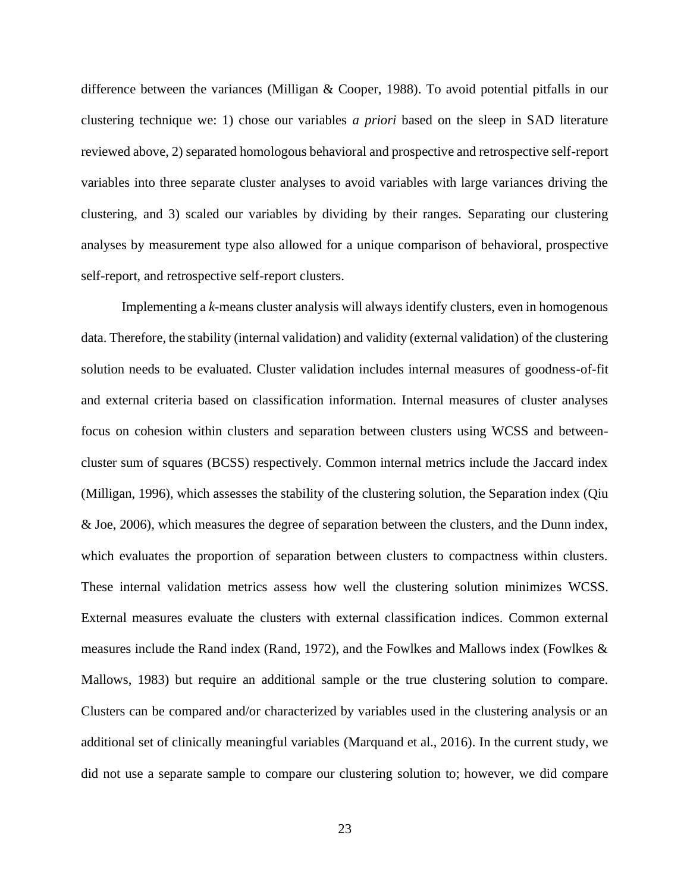difference between the variances (Milligan & Cooper, 1988). To avoid potential pitfalls in our clustering technique we: 1) chose our variables *a priori* based on the sleep in SAD literature reviewed above, 2) separated homologous behavioral and prospective and retrospective self-report variables into three separate cluster analyses to avoid variables with large variances driving the clustering, and 3) scaled our variables by dividing by their ranges. Separating our clustering analyses by measurement type also allowed for a unique comparison of behavioral, prospective self-report, and retrospective self-report clusters.

Implementing a *k*-means cluster analysis will always identify clusters, even in homogenous data. Therefore, the stability (internal validation) and validity (external validation) of the clustering solution needs to be evaluated. Cluster validation includes internal measures of goodness-of-fit and external criteria based on classification information. Internal measures of cluster analyses focus on cohesion within clusters and separation between clusters using WCSS and between-cluster sum of squares (BCSS) respectively. Common internal metrics include the Jaccard index (Milligan, 1996), which assesses the stability of the clustering solution, the Separation index (Qiu & Joe, 2006), which measures the degree of separation between the clusters, and the Dunn index, which evaluates the proportion of separation between clusters to compactness within clusters. These internal validation metrics assess how well the clustering solution minimizes WCSS. External measures evaluate the clusters with external classification indices. Common external measures include the Rand index (Rand, 1972), and the Fowlkes and Mallows index (Fowlkes & Mallows, 1983) but require an additional sample or the true clustering solution to compare. Clusters can be compared and/or characterized by variables used in the clustering analysis or an additional set of clinically meaningful variables (Marquand et al., 2016). In the current study, we did not use a separate sample to compare our clustering solution to; however, we did compare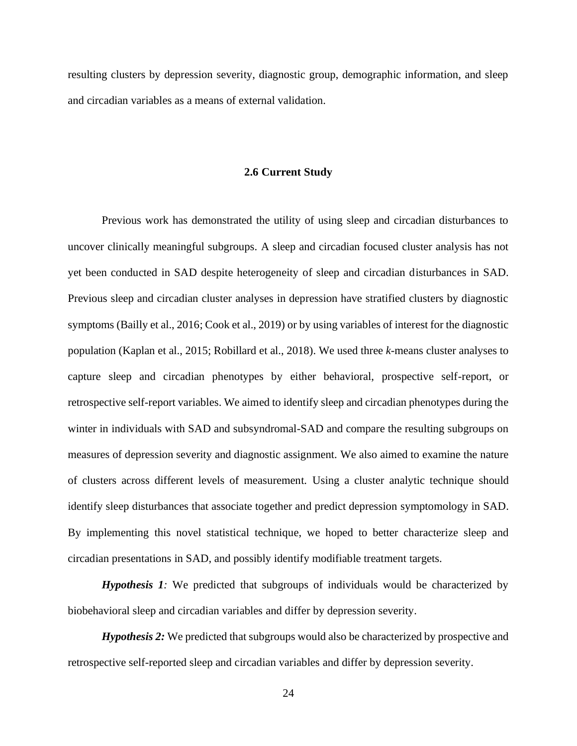resulting clusters by depression severity, diagnostic group, demographic information, and sleep and circadian variables as a means of external validation.

### 2.6 Current Study

Previous work has demonstrated the utility of using sleep and circadian disturbances to uncover clinically meaningful subgroups. A sleep and circadian focused cluster analysis has not yet been conducted in SAD despite heterogeneity of sleep and circadian disturbances in SAD. Previous sleep and circadian cluster analyses in depression have stratified clusters by diagnostic symptoms (Bailly et al., 2016; Cook et al., 2019) or by using variables of interest for the diagnostic population (Kaplan et al., 2015; Robillard et al., 2018). We used three *k*-means cluster analyses to capture sleep and circadian phenotypes by either behavioral, prospective self-report, or retrospective self-report variables. We aimed to identify sleep and circadian phenotypes during the winter in individuals with SAD and subsyndromal-SAD and compare the resulting subgroups on measures of depression severity and diagnostic assignment. We also aimed to examine the nature of clusters across different levels of measurement. Using a cluster analytic technique should identify sleep disturbances that associate together and predict depression symptomology in SAD. By implementing this novel statistical technique, we hoped to better characterize sleep and circadian presentations in SAD, and possibly identify modifiable treatment targets.

***Hypothesis 1**:* We predicted that subgroups of individuals would be characterized by biobehavioral sleep and circadian variables and differ by depression severity.

***Hypothesis 2:*** We predicted that subgroups would also be characterized by prospective and retrospective self-reported sleep and circadian variables and differ by depression severity.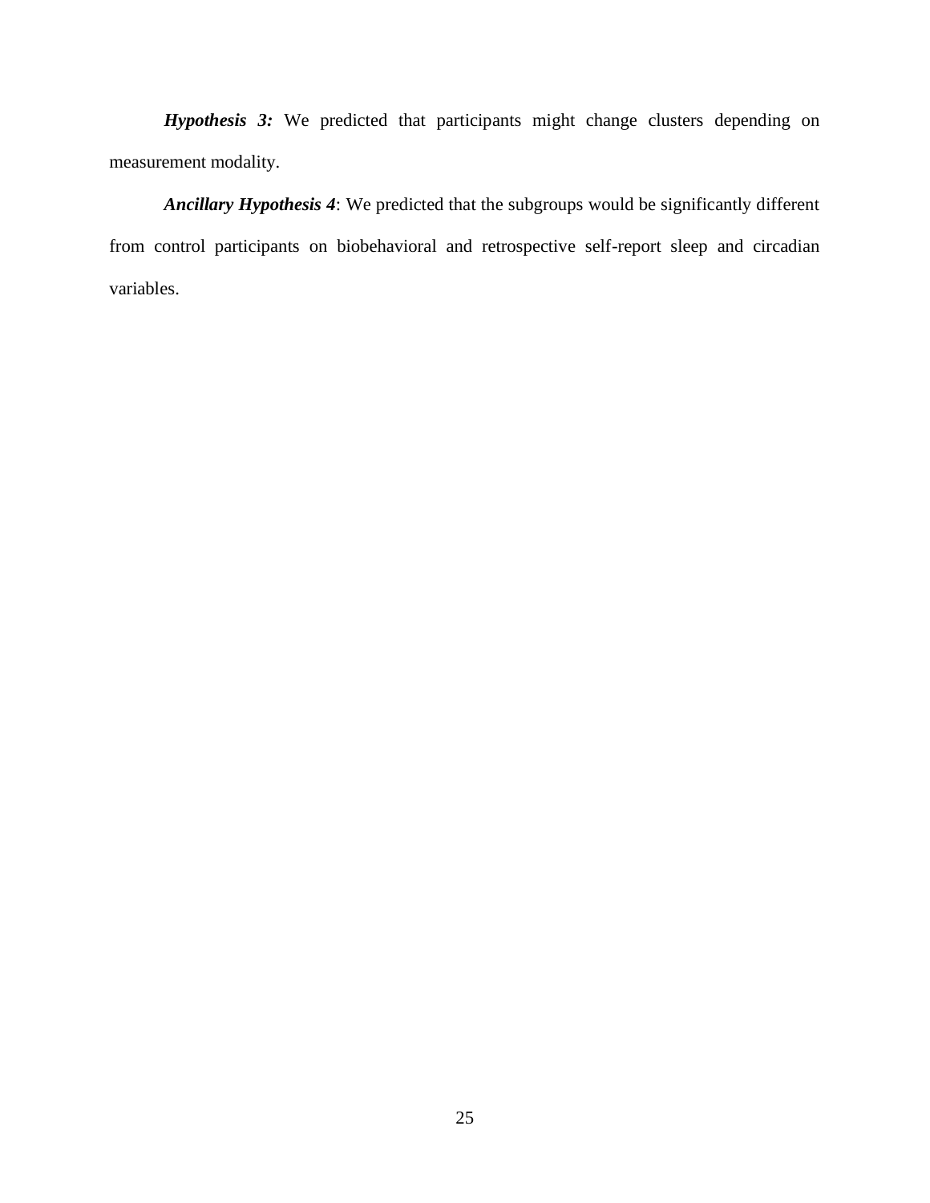***Hypothesis 3:*** We predicted that participants might change clusters depending on measurement modality.

***Ancillary Hypothesis 4***: We predicted that the subgroups would be significantly different from control participants on biobehavioral and retrospective self-report sleep and circadian variables.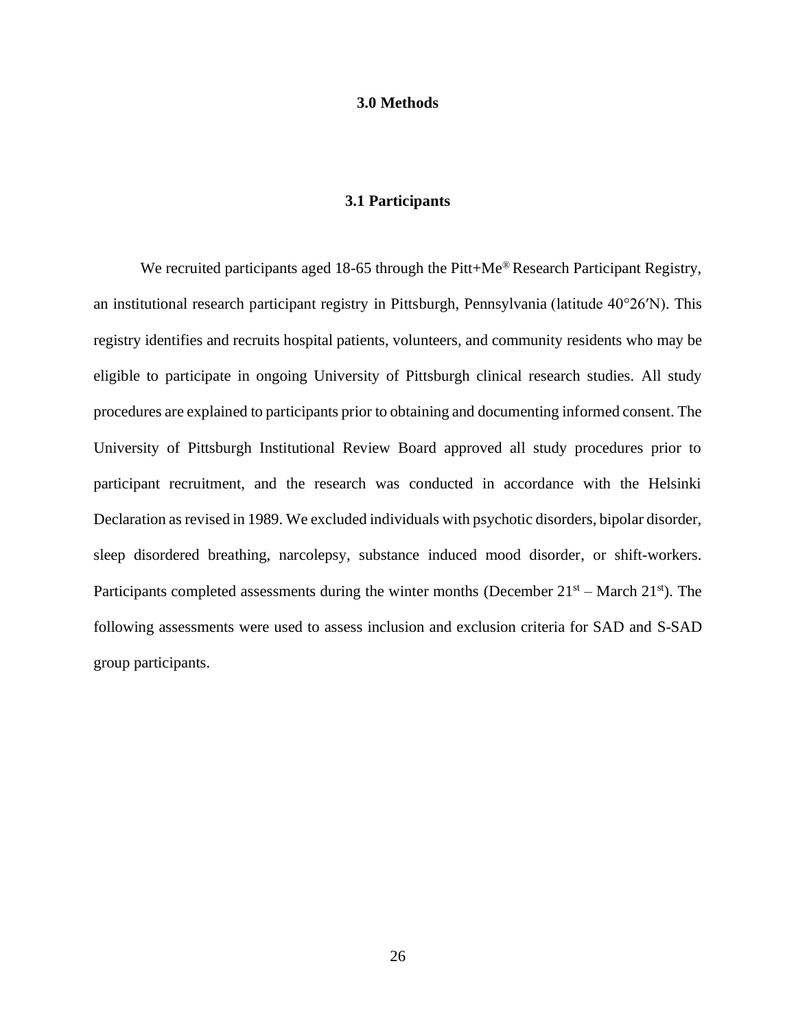# 3.0 Methods

## 3.1 Participants

We recruited participants aged 18-65 through the Pitt+Me® Research Participant Registry, an institutional research participant registry in Pittsburgh, Pennsylvania (latitude 40°26′N). This registry identifies and recruits hospital patients, volunteers, and community residents who may be eligible to participate in ongoing University of Pittsburgh clinical research studies. All study procedures are explained to participants prior to obtaining and documenting informed consent. The University of Pittsburgh Institutional Review Board approved all study procedures prior to participant recruitment, and the research was conducted in accordance with the Helsinki Declaration as revised in 1989. We excluded individuals with psychotic disorders, bipolar disorder, sleep disordered breathing, narcolepsy, substance induced mood disorder, or shift-workers. Participants completed assessments during the winter months (December 21st – March 21st). The following assessments were used to assess inclusion and exclusion criteria for SAD and S-SAD group participants.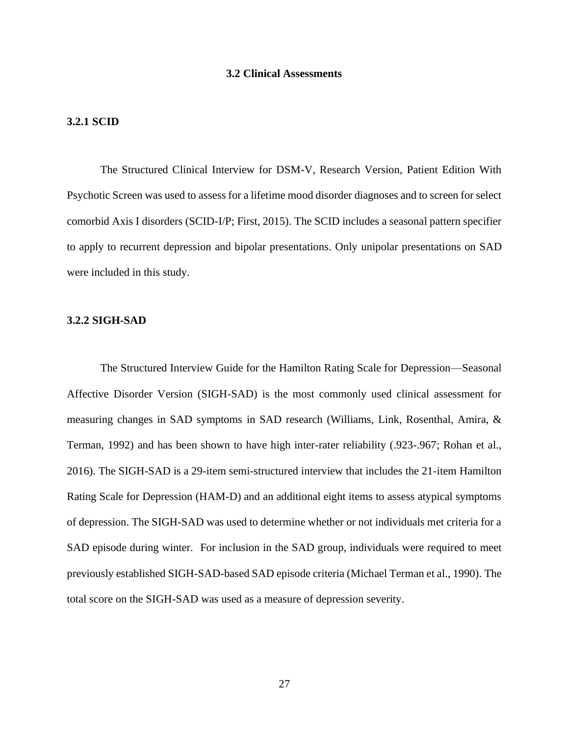## 3.2 Clinical Assessments

### 3.2.1 SCID

The Structured Clinical Interview for DSM-V, Research Version, Patient Edition With Psychotic Screen was used to assess for a lifetime mood disorder diagnoses and to screen for select comorbid Axis I disorders (SCID-I/P; First, 2015). The SCID includes a seasonal pattern specifier to apply to recurrent depression and bipolar presentations. Only unipolar presentations on SAD were included in this study.

### 3.2.2 SIGH-SAD

The Structured Interview Guide for the Hamilton Rating Scale for Depression—Seasonal Affective Disorder Version (SIGH-SAD) is the most commonly used clinical assessment for measuring changes in SAD symptoms in SAD research (Williams, Link, Rosenthal, Amira, & Terman, 1992) and has been shown to have high inter-rater reliability (.923-.967; Rohan et al., 2016). The SIGH-SAD is a 29-item semi-structured interview that includes the 21-item Hamilton Rating Scale for Depression (HAM-D) and an additional eight items to assess atypical symptoms of depression. The SIGH-SAD was used to determine whether or not individuals met criteria for a SAD episode during winter. For inclusion in the SAD group, individuals were required to meet previously established SIGH-SAD-based SAD episode criteria (Michael Terman et al., 1990). The total score on the SIGH-SAD was used as a measure of depression severity.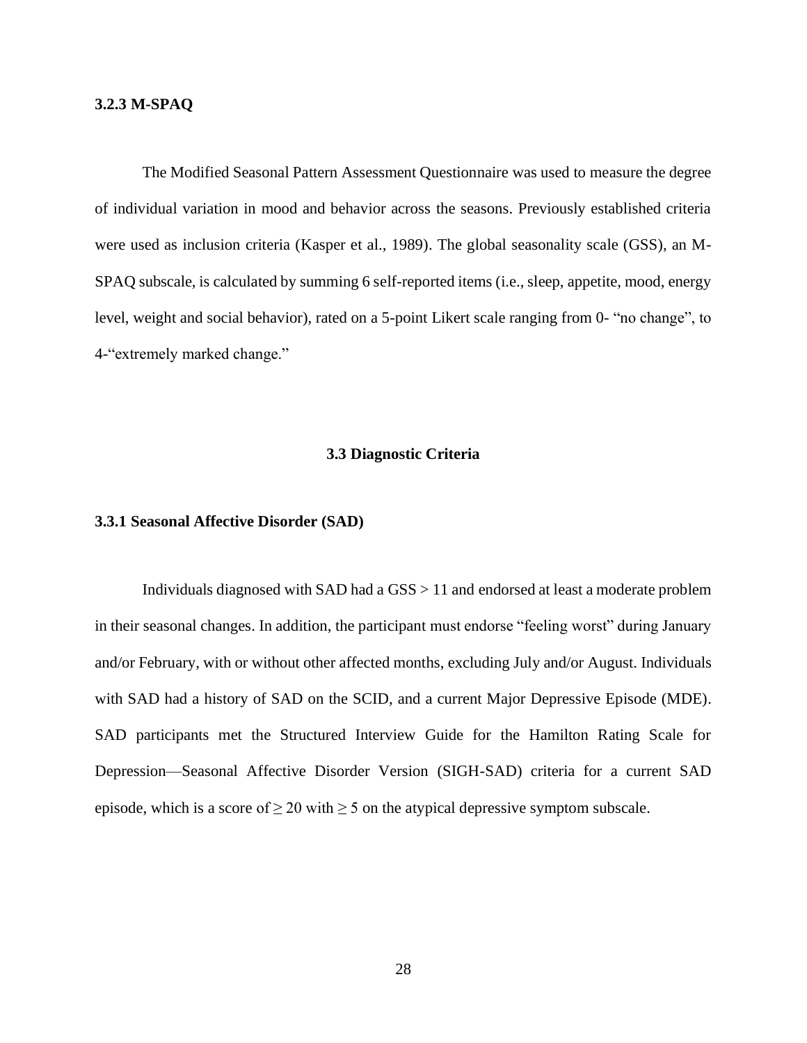### 3.2.3 M-SPAQ

The Modified Seasonal Pattern Assessment Questionnaire was used to measure the degree of individual variation in mood and behavior across the seasons. Previously established criteria were used as inclusion criteria (Kasper et al., 1989). The global seasonality scale (GSS), an M-SPAQ subscale, is calculated by summing 6 self-reported items (i.e., sleep, appetite, mood, energy level, weight and social behavior), rated on a 5-point Likert scale ranging from 0- "no change", to 4-"extremely marked change."

## 3.3 Diagnostic Criteria

### 3.3.1 Seasonal Affective Disorder (SAD)

Individuals diagnosed with SAD had a GSS $> 11$ and endorsed at least a moderate problem in their seasonal changes. In addition, the participant must endorse "feeling worst" during January and/or February, with or without other affected months, excluding July and/or August. Individuals with SAD had a history of SAD on the SCID, and a current Major Depressive Episode (MDE). SAD participants met the Structured Interview Guide for the Hamilton Rating Scale for Depression—Seasonal Affective Disorder Version (SIGH-SAD) criteria for a current SAD episode, which is a score of $\geq 20$ with $\geq 5$ on the atypical depressive symptom subscale.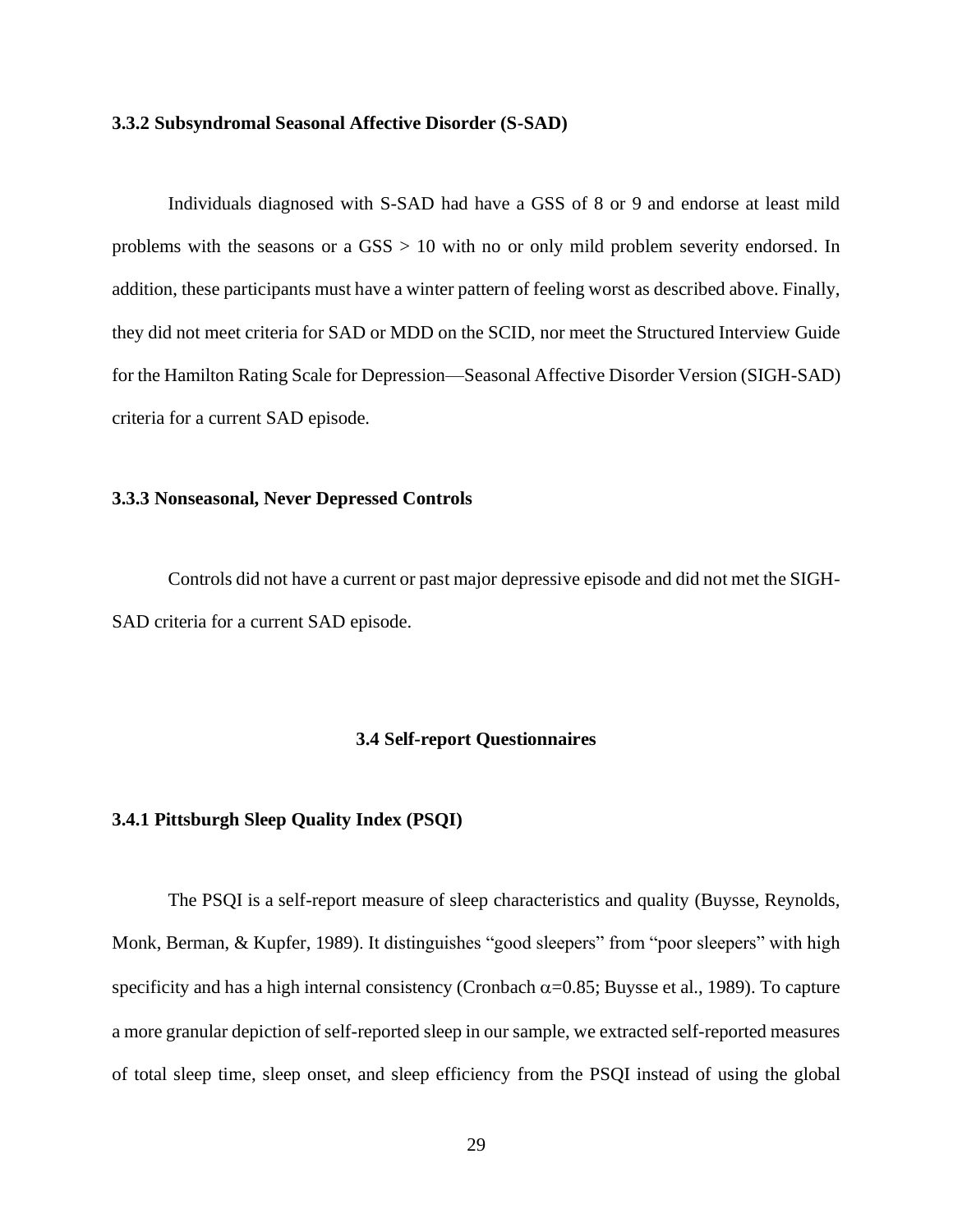### 3.3.2 Subsyndromal Seasonal Affective Disorder (S-SAD)

Individuals diagnosed with S-SAD had have a GSS of 8 or 9 and endorse at least mild problems with the seasons or a GSS > 10 with no or only mild problem severity endorsed. In addition, these participants must have a winter pattern of feeling worst as described above. Finally, they did not meet criteria for SAD or MDD on the SCID, nor meet the Structured Interview Guide for the Hamilton Rating Scale for Depression—Seasonal Affective Disorder Version (SIGH-SAD) criteria for a current SAD episode.

### 3.3.3 Nonseasonal, Never Depressed Controls

Controls did not have a current or past major depressive episode and did not met the SIGH-SAD criteria for a current SAD episode.

## 3.4 Self-report Questionnaires

### 3.4.1 Pittsburgh Sleep Quality Index (PSQI)

The PSQI is a self-report measure of sleep characteristics and quality (Buysse, Reynolds, Monk, Berman, & Kupfer, 1989). It distinguishes "good sleepers" from "poor sleepers" with high specificity and has a high internal consistency (Cronbach $\alpha$=0.85; Buysse et al., 1989). To capture a more granular depiction of self-reported sleep in our sample, we extracted self-reported measures of total sleep time, sleep onset, and sleep efficiency from the PSQI instead of using the global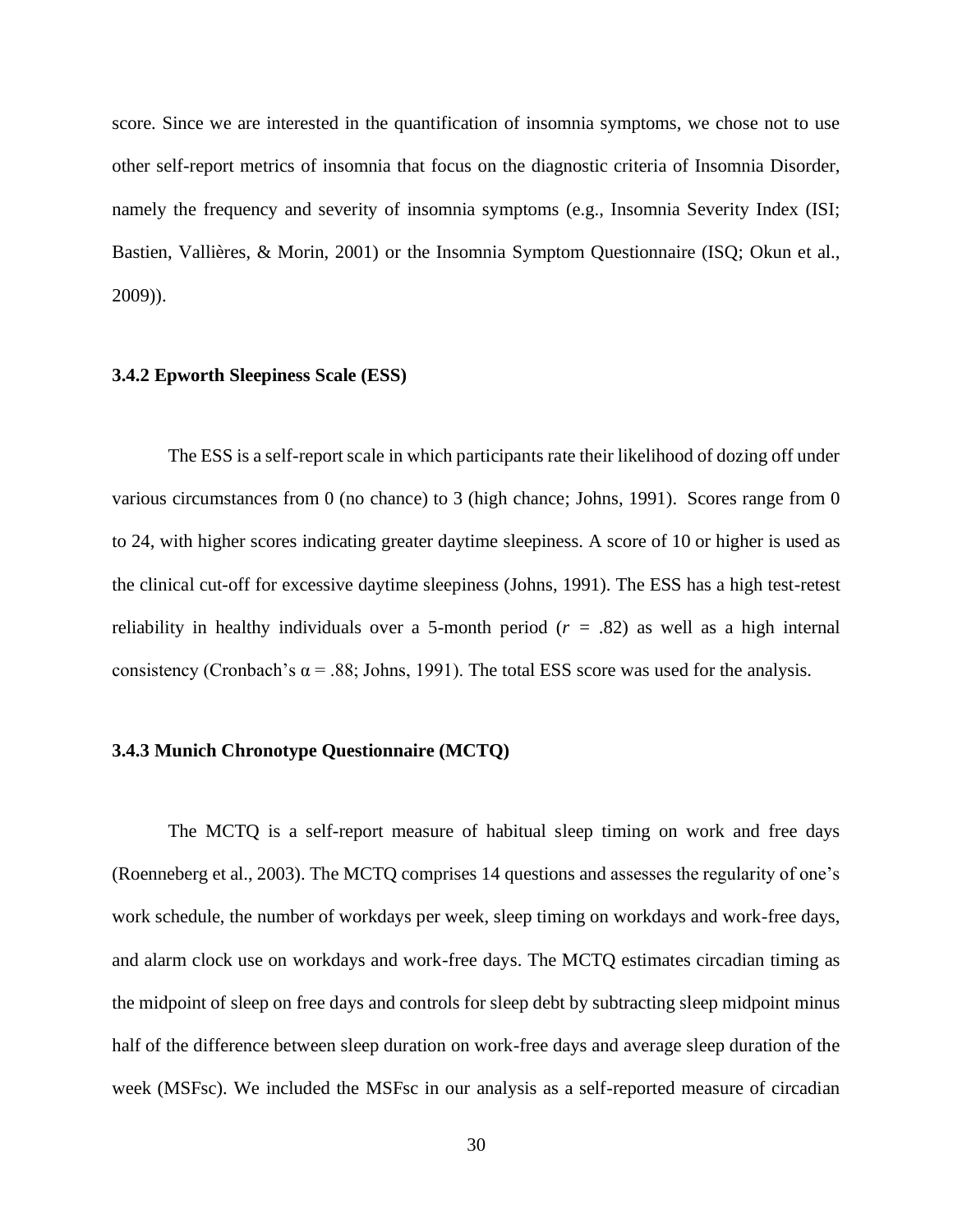score. Since we are interested in the quantification of insomnia symptoms, we chose not to use other self-report metrics of insomnia that focus on the diagnostic criteria of Insomnia Disorder, namely the frequency and severity of insomnia symptoms (e.g., Insomnia Severity Index (ISI; Bastien, Vallières, & Morin, 2001) or the Insomnia Symptom Questionnaire (ISQ; Okun et al., 2009)).

### 3.4.2 Epworth Sleepiness Scale (ESS)

The ESS is a self-report scale in which participants rate their likelihood of dozing off under various circumstances from 0 (no chance) to 3 (high chance; Johns, 1991). Scores range from 0 to 24, with higher scores indicating greater daytime sleepiness. A score of 10 or higher is used as the clinical cut-off for excessive daytime sleepiness (Johns, 1991). The ESS has a high test-retest reliability in healthy individuals over a 5-month period ($r$ = .82) as well as a high internal consistency (Cronbach's $\alpha$ = .88; Johns, 1991). The total ESS score was used for the analysis.

### 3.4.3 Munich Chronotype Questionnaire (MCTQ)

The MCTQ is a self-report measure of habitual sleep timing on work and free days (Roenneberg et al., 2003). The MCTQ comprises 14 questions and assesses the regularity of one's work schedule, the number of workdays per week, sleep timing on workdays and work-free days, and alarm clock use on workdays and work-free days. The MCTQ estimates circadian timing as the midpoint of sleep on free days and controls for sleep debt by subtracting sleep midpoint minus half of the difference between sleep duration on work-free days and average sleep duration of the week (MSFsc). We included the MSFsc in our analysis as a self-reported measure of circadian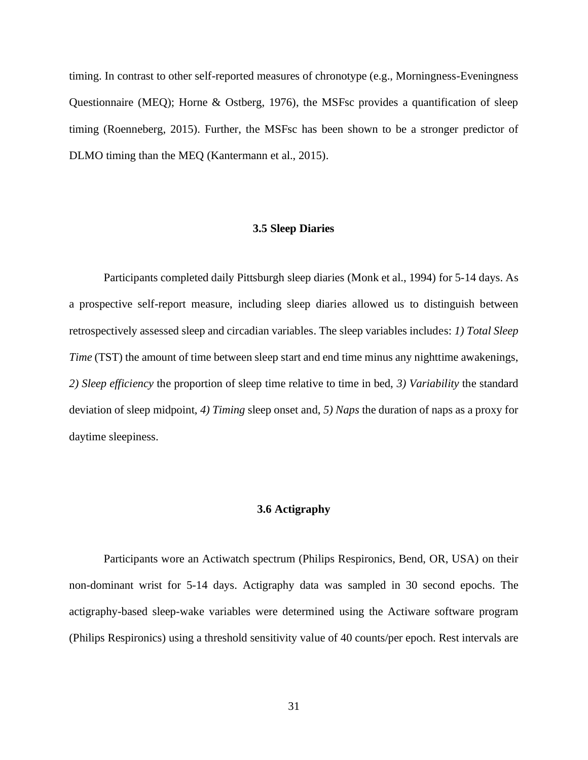timing. In contrast to other self-reported measures of chronotype (e.g., Morningness-Eveningness Questionnaire (MEQ); Horne & Ostberg, 1976), the MSFsc provides a quantification of sleep timing (Roenneberg, 2015). Further, the MSFsc has been shown to be a stronger predictor of DLMO timing than the MEQ (Kantermann et al., 2015).

### 3.5 Sleep Diaries

Participants completed daily Pittsburgh sleep diaries (Monk et al., 1994) for 5-14 days. As a prospective self-report measure, including sleep diaries allowed us to distinguish between retrospectively assessed sleep and circadian variables. The sleep variables includes: *1) Total Sleep Time* (TST) the amount of time between sleep start and end time minus any nighttime awakenings, *2) Sleep efficiency* the proportion of sleep time relative to time in bed, *3) Variability* the standard deviation of sleep midpoint, *4) Timing* sleep onset and, *5) Naps* the duration of naps as a proxy for daytime sleepiness.

### 3.6 Actigraphy

Participants wore an Actiwatch spectrum (Philips Respironics, Bend, OR, USA) on their non-dominant wrist for 5-14 days. Actigraphy data was sampled in 30 second epochs. The actigraphy-based sleep-wake variables were determined using the Actiware software program (Philips Respironics) using a threshold sensitivity value of 40 counts/per epoch. Rest intervals are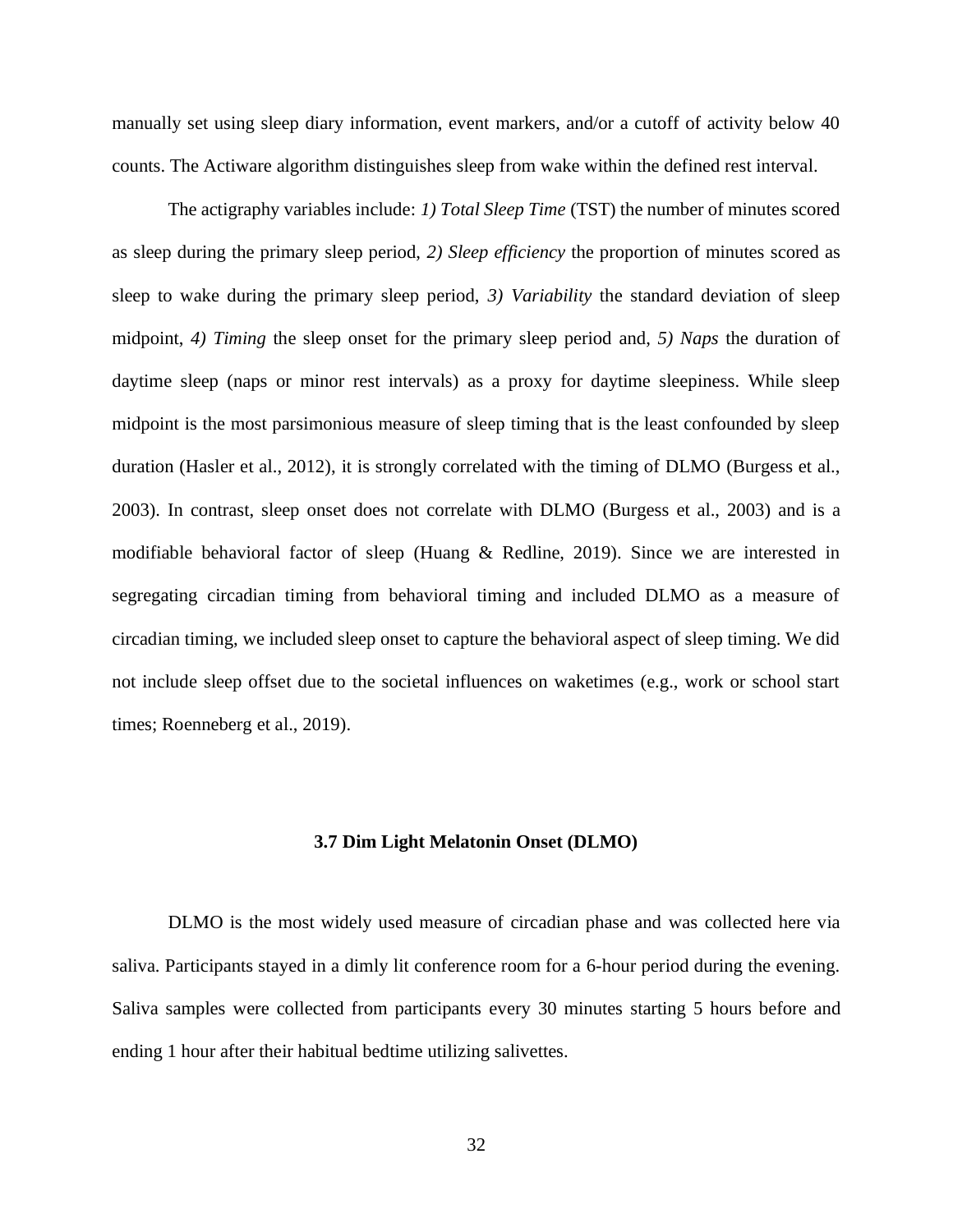manually set using sleep diary information, event markers, and/or a cutoff of activity below 40 counts. The Actiware algorithm distinguishes sleep from wake within the defined rest interval.

The actigraphy variables include: *1) Total Sleep Time* (TST) the number of minutes scored as sleep during the primary sleep period, *2) Sleep efficiency* the proportion of minutes scored as sleep to wake during the primary sleep period, *3) Variability* the standard deviation of sleep midpoint, *4) Timing* the sleep onset for the primary sleep period and, *5) Naps* the duration of daytime sleep (naps or minor rest intervals) as a proxy for daytime sleepiness. While sleep midpoint is the most parsimonious measure of sleep timing that is the least confounded by sleep duration (Hasler et al., 2012), it is strongly correlated with the timing of DLMO (Burgess et al., 2003). In contrast, sleep onset does not correlate with DLMO (Burgess et al., 2003) and is a modifiable behavioral factor of sleep (Huang & Redline, 2019). Since we are interested in segregating circadian timing from behavioral timing and included DLMO as a measure of circadian timing, we included sleep onset to capture the behavioral aspect of sleep timing. We did not include sleep offset due to the societal influences on waketimes (e.g., work or school start times; Roenneberg et al., 2019).

### 3.7 Dim Light Melatonin Onset (DLMO)

DLMO is the most widely used measure of circadian phase and was collected here via saliva. Participants stayed in a dimly lit conference room for a 6-hour period during the evening. Saliva samples were collected from participants every 30 minutes starting 5 hours before and ending 1 hour after their habitual bedtime utilizing salivettes.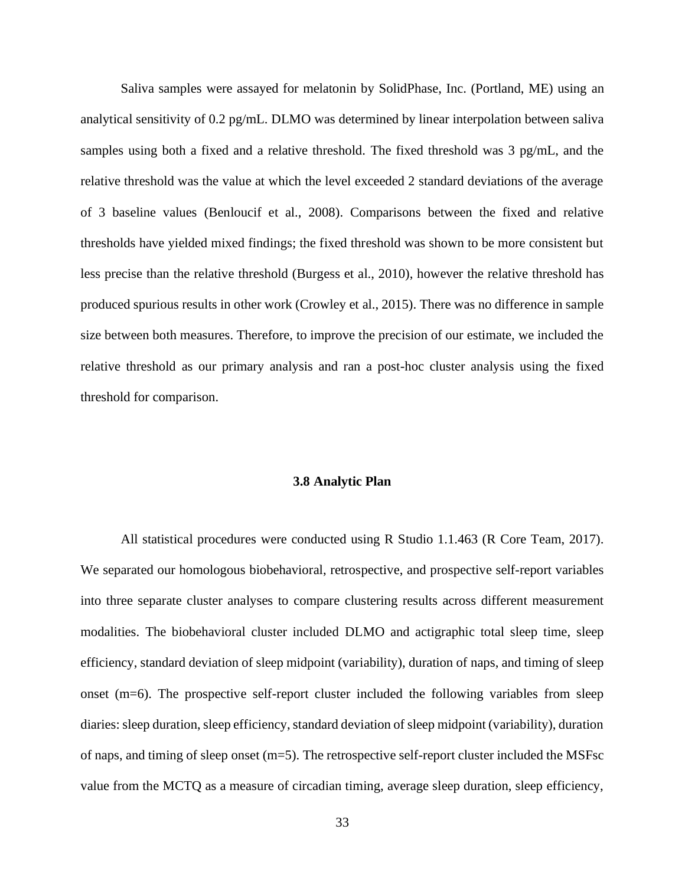Saliva samples were assayed for melatonin by SolidPhase, Inc. (Portland, ME) using an analytical sensitivity of 0.2 pg/mL. DLMO was determined by linear interpolation between saliva samples using both a fixed and a relative threshold. The fixed threshold was 3 pg/mL, and the relative threshold was the value at which the level exceeded 2 standard deviations of the average of 3 baseline values (Benloucif et al., 2008). Comparisons between the fixed and relative thresholds have yielded mixed findings; the fixed threshold was shown to be more consistent but less precise than the relative threshold (Burgess et al., 2010), however the relative threshold has produced spurious results in other work (Crowley et al., 2015). There was no difference in sample size between both measures. Therefore, to improve the precision of our estimate, we included the relative threshold as our primary analysis and ran a post-hoc cluster analysis using the fixed threshold for comparison.

### 3.8 Analytic Plan

All statistical procedures were conducted using R Studio 1.1.463 (R Core Team, 2017). We separated our homologous biobehavioral, retrospective, and prospective self-report variables into three separate cluster analyses to compare clustering results across different measurement modalities. The biobehavioral cluster included DLMO and actigraphic total sleep time, sleep efficiency, standard deviation of sleep midpoint (variability), duration of naps, and timing of sleep onset ($m=6$). The prospective self-report cluster included the following variables from sleep diaries: sleep duration, sleep efficiency, standard deviation of sleep midpoint (variability), duration of naps, and timing of sleep onset ($m=5$). The retrospective self-report cluster included the MSFsc value from the MCTQ as a measure of circadian timing, average sleep duration, sleep efficiency,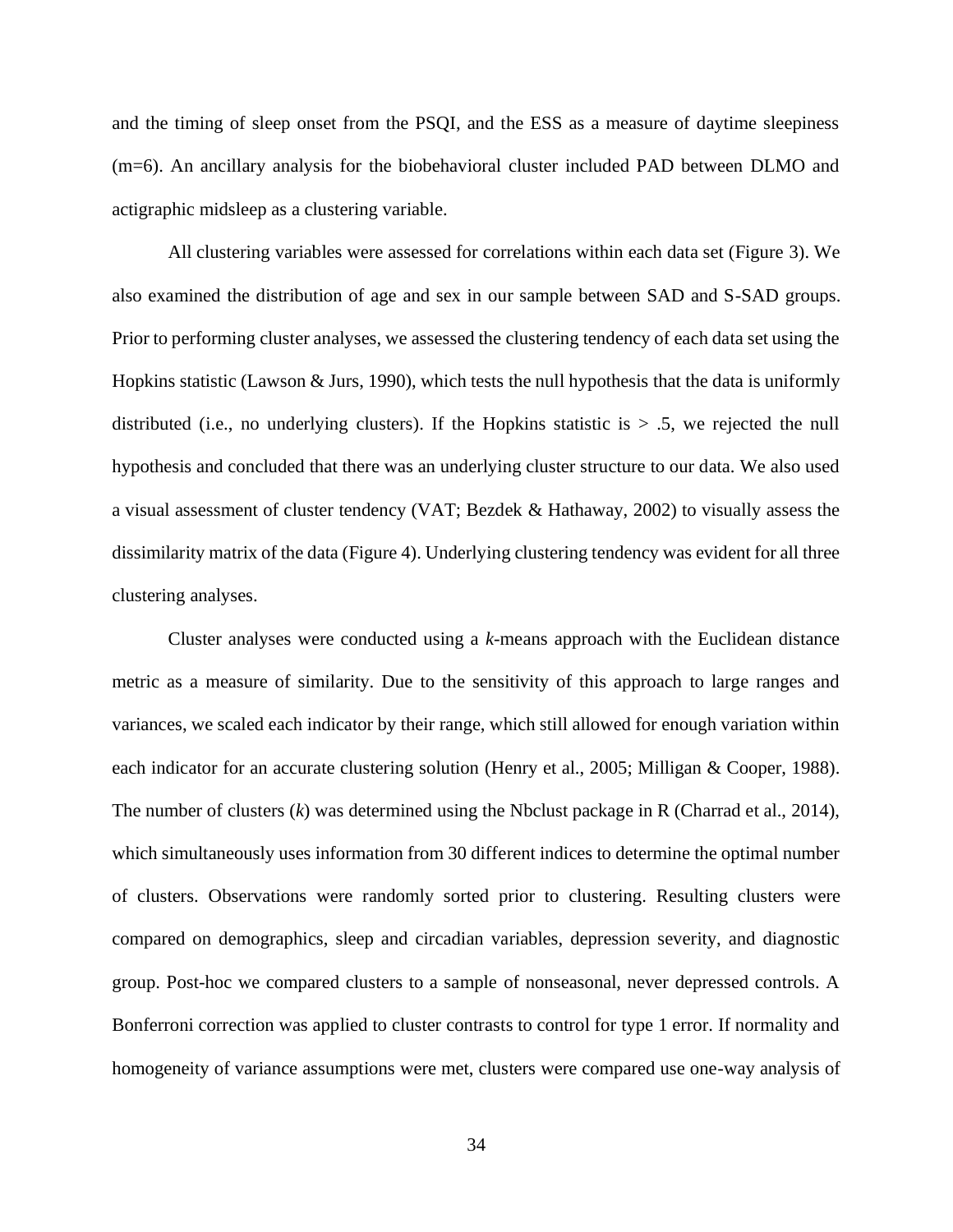and the timing of sleep onset from the PSQI, and the ESS as a measure of daytime sleepiness (m=6). An ancillary analysis for the biobehavioral cluster included PAD between DLMO and actigraphic midsleep as a clustering variable.

All clustering variables were assessed for correlations within each data set (Figure 3). We also examined the distribution of age and sex in our sample between SAD and S-SAD groups. Prior to performing cluster analyses, we assessed the clustering tendency of each data set using the Hopkins statistic (Lawson & Jurs, 1990), which tests the null hypothesis that the data is uniformly distributed (i.e., no underlying clusters). If the Hopkins statistic is > .5, we rejected the null hypothesis and concluded that there was an underlying cluster structure to our data. We also used a visual assessment of cluster tendency (VAT; Bezdek & Hathaway, 2002) to visually assess the dissimilarity matrix of the data (Figure 4). Underlying clustering tendency was evident for all three clustering analyses.

Cluster analyses were conducted using a *k*-means approach with the Euclidean distance metric as a measure of similarity. Due to the sensitivity of this approach to large ranges and variances, we scaled each indicator by their range, which still allowed for enough variation within each indicator for an accurate clustering solution (Henry et al., 2005; Milligan & Cooper, 1988). The number of clusters (*k*) was determined using the Nbclust package in R (Charrad et al., 2014), which simultaneously uses information from 30 different indices to determine the optimal number of clusters. Observations were randomly sorted prior to clustering. Resulting clusters were compared on demographics, sleep and circadian variables, depression severity, and diagnostic group. Post-hoc we compared clusters to a sample of nonseasonal, never depressed controls. A Bonferroni correction was applied to cluster contrasts to control for type 1 error. If normality and homogeneity of variance assumptions were met, clusters were compared use one-way analysis of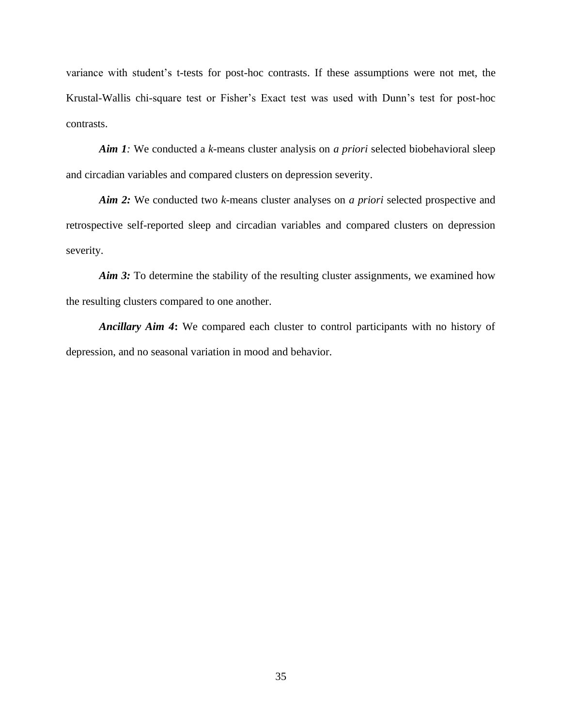variance with student's t-tests for post-hoc contrasts. If these assumptions were not met, the Krustal-Wallis chi-square test or Fisher's Exact test was used with Dunn's test for post-hoc contrasts.

***Aim 1**:* We conducted a *k*-means cluster analysis on *a priori* selected biobehavioral sleep and circadian variables and compared clusters on depression severity.

***Aim 2:*** We conducted two *k*-means cluster analyses on *a priori* selected prospective and retrospective self-reported sleep and circadian variables and compared clusters on depression severity.

***Aim 3:*** To determine the stability of the resulting cluster assignments, we examined how the resulting clusters compared to one another.

***Ancillary Aim 4*:** We compared each cluster to control participants with no history of depression, and no seasonal variation in mood and behavior.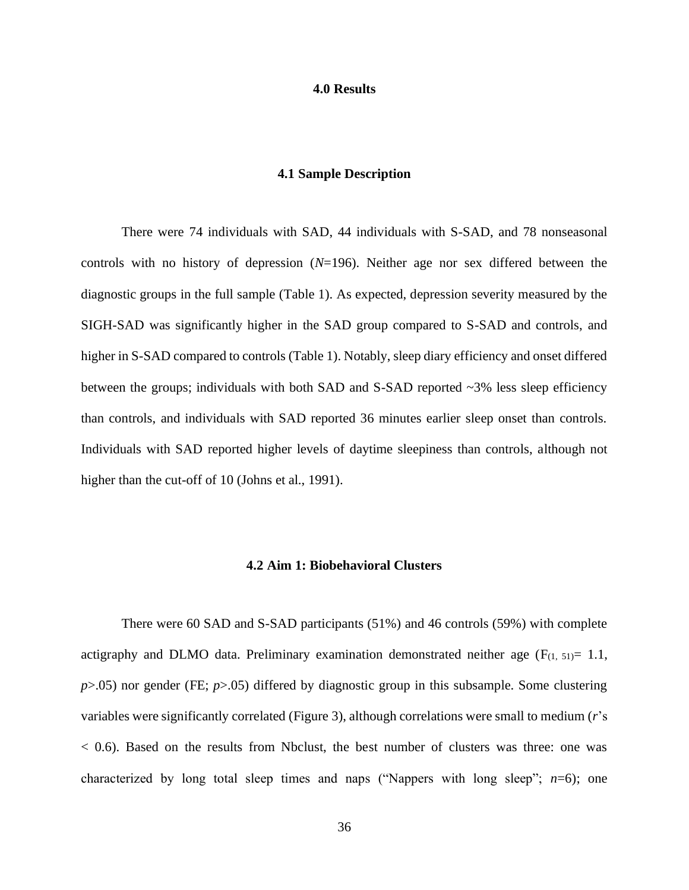# 4.0 Results

## 4.1 Sample Description

There were 74 individuals with SAD, 44 individuals with S-SAD, and 78 nonseasonal controls with no history of depression (*N*=196). Neither age nor sex differed between the diagnostic groups in the full sample (Table 1). As expected, depression severity measured by the SIGH-SAD was significantly higher in the SAD group compared to S-SAD and controls, and higher in S-SAD compared to controls (Table 1). Notably, sleep diary efficiency and onset differed between the groups; individuals with both SAD and S-SAD reported ~3% less sleep efficiency than controls, and individuals with SAD reported 36 minutes earlier sleep onset than controls. Individuals with SAD reported higher levels of daytime sleepiness than controls, although not higher than the cut-off of 10 (Johns et al., 1991).

## 4.2 Aim 1: Biobehavioral Clusters

There were 60 SAD and S-SAD participants (51%) and 46 controls (59%) with complete actigraphy and DLMO data. Preliminary examination demonstrated neither age ($F_{(1, 51)}$= 1.1, *p*>.05) nor gender (FE; *p*>.05) differed by diagnostic group in this subsample. Some clustering variables were significantly correlated (Figure 3), although correlations were small to medium (*r*'s < 0.6). Based on the results from Nbclust, the best number of clusters was three: one was characterized by long total sleep times and naps ("Nappers with long sleep"; *n*=6); one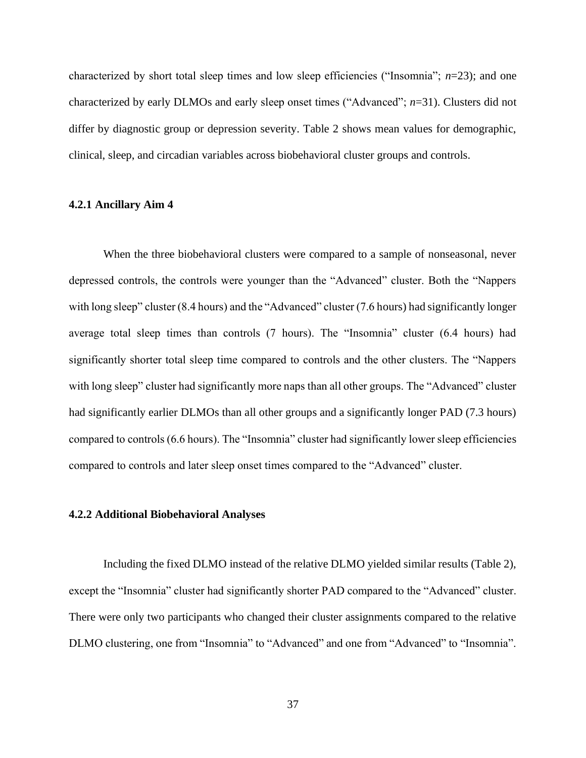characterized by short total sleep times and low sleep efficiencies ("Insomnia"; *n*=23); and one characterized by early DLMOs and early sleep onset times ("Advanced"; *n*=31). Clusters did not differ by diagnostic group or depression severity. Table 2 shows mean values for demographic, clinical, sleep, and circadian variables across biobehavioral cluster groups and controls.

### 4.2.1 Ancillary Aim 4

When the three biobehavioral clusters were compared to a sample of nonseasonal, never depressed controls, the controls were younger than the "Advanced" cluster. Both the "Nappers with long sleep" cluster (8.4 hours) and the "Advanced" cluster (7.6 hours) had significantly longer average total sleep times than controls (7 hours). The "Insomnia" cluster (6.4 hours) had significantly shorter total sleep time compared to controls and the other clusters. The "Nappers with long sleep" cluster had significantly more naps than all other groups. The "Advanced" cluster had significantly earlier DLMOs than all other groups and a significantly longer PAD (7.3 hours) compared to controls (6.6 hours). The "Insomnia" cluster had significantly lower sleep efficiencies compared to controls and later sleep onset times compared to the "Advanced" cluster.

### 4.2.2 Additional Biobehavioral Analyses

Including the fixed DLMO instead of the relative DLMO yielded similar results (Table 2), except the "Insomnia" cluster had significantly shorter PAD compared to the "Advanced" cluster. There were only two participants who changed their cluster assignments compared to the relative DLMO clustering, one from "Insomnia" to "Advanced" and one from "Advanced" to "Insomnia".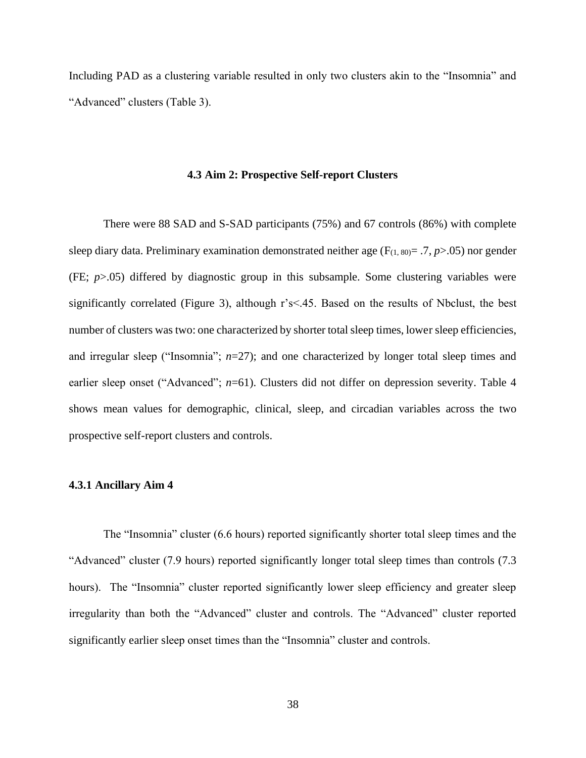Including PAD as a clustering variable resulted in only two clusters akin to the "Insomnia" and "Advanced" clusters (Table 3).

## 4.3 Aim 2: Prospective Self-report Clusters

There were 88 SAD and S-SAD participants (75%) and 67 controls (86%) with complete sleep diary data. Preliminary examination demonstrated neither age ($F_{(1, 80)} = .7$, $p > .05$) nor gender (FE; $p > .05$) differed by diagnostic group in this subsample. Some clustering variables were significantly correlated (Figure 3), although r's<.45. Based on the results of Nbclust, the best number of clusters was two: one characterized by shorter total sleep times, lower sleep efficiencies, and irregular sleep ("Insomnia"; *n*=27); and one characterized by longer total sleep times and earlier sleep onset ("Advanced"; *n*=61). Clusters did not differ on depression severity. Table 4 shows mean values for demographic, clinical, sleep, and circadian variables across the two prospective self-report clusters and controls.

### 4.3.1 Ancillary Aim 4

The "Insomnia" cluster (6.6 hours) reported significantly shorter total sleep times and the "Advanced" cluster (7.9 hours) reported significantly longer total sleep times than controls (7.3 hours). The "Insomnia" cluster reported significantly lower sleep efficiency and greater sleep irregularity than both the "Advanced" cluster and controls. The "Advanced" cluster reported significantly earlier sleep onset times than the "Insomnia" cluster and controls.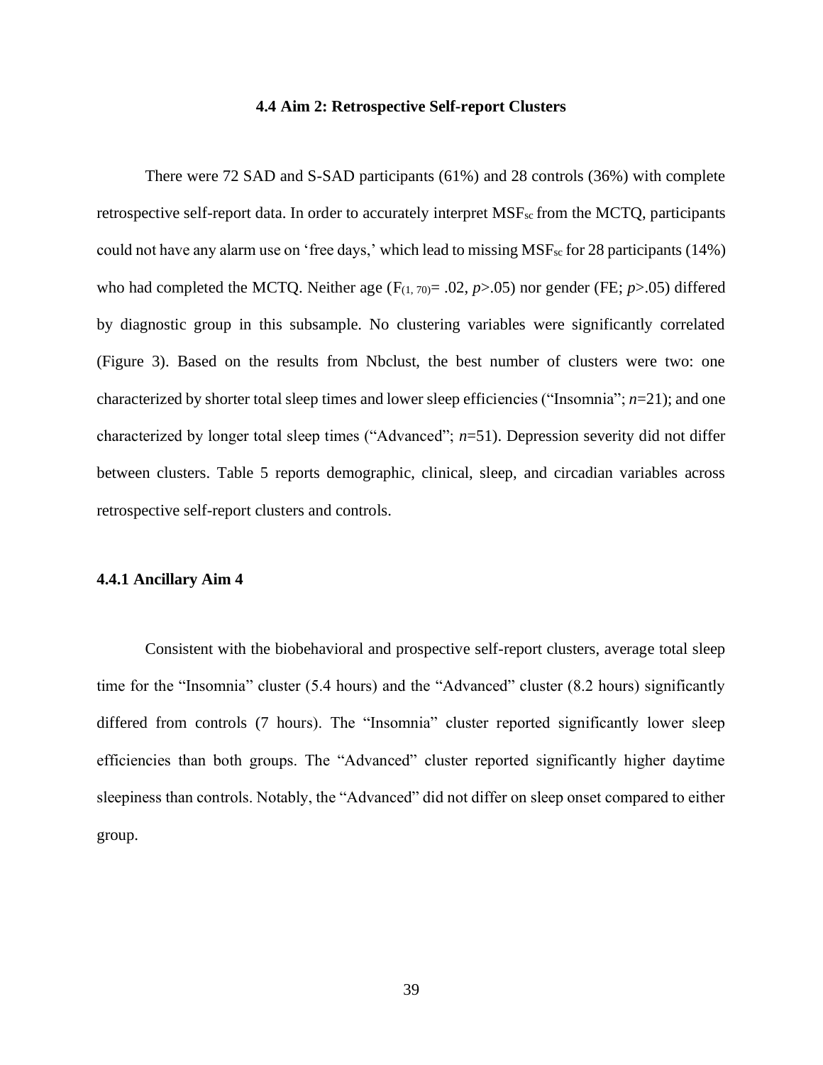### 4.4 Aim 2: Retrospective Self-report Clusters

There were 72 SAD and S-SAD participants (61%) and 28 controls (36%) with complete retrospective self-report data. In order to accurately interpret $MSF_{sc}$ from the MCTQ, participants could not have any alarm use on 'free days,' which lead to missing $MSF_{sc}$ for 28 participants (14%) who had completed the MCTQ. Neither age ($F_{(1, 70)}$= .02, $p$>.05) nor gender (FE; $p$>.05) differed by diagnostic group in this subsample. No clustering variables were significantly correlated (Figure 3). Based on the results from Nbclust, the best number of clusters were two: one characterized by shorter total sleep times and lower sleep efficiencies ("Insomnia"; $n$=21); and one characterized by longer total sleep times ("Advanced"; $n$=51). Depression severity did not differ between clusters. Table 5 reports demographic, clinical, sleep, and circadian variables across retrospective self-report clusters and controls.

#### 4.4.1 Ancillary Aim 4

Consistent with the biobehavioral and prospective self-report clusters, average total sleep time for the "Insomnia" cluster (5.4 hours) and the "Advanced" cluster (8.2 hours) significantly differed from controls (7 hours). The "Insomnia" cluster reported significantly lower sleep efficiencies than both groups. The "Advanced" cluster reported significantly higher daytime sleepiness than controls. Notably, the "Advanced" did not differ on sleep onset compared to either group.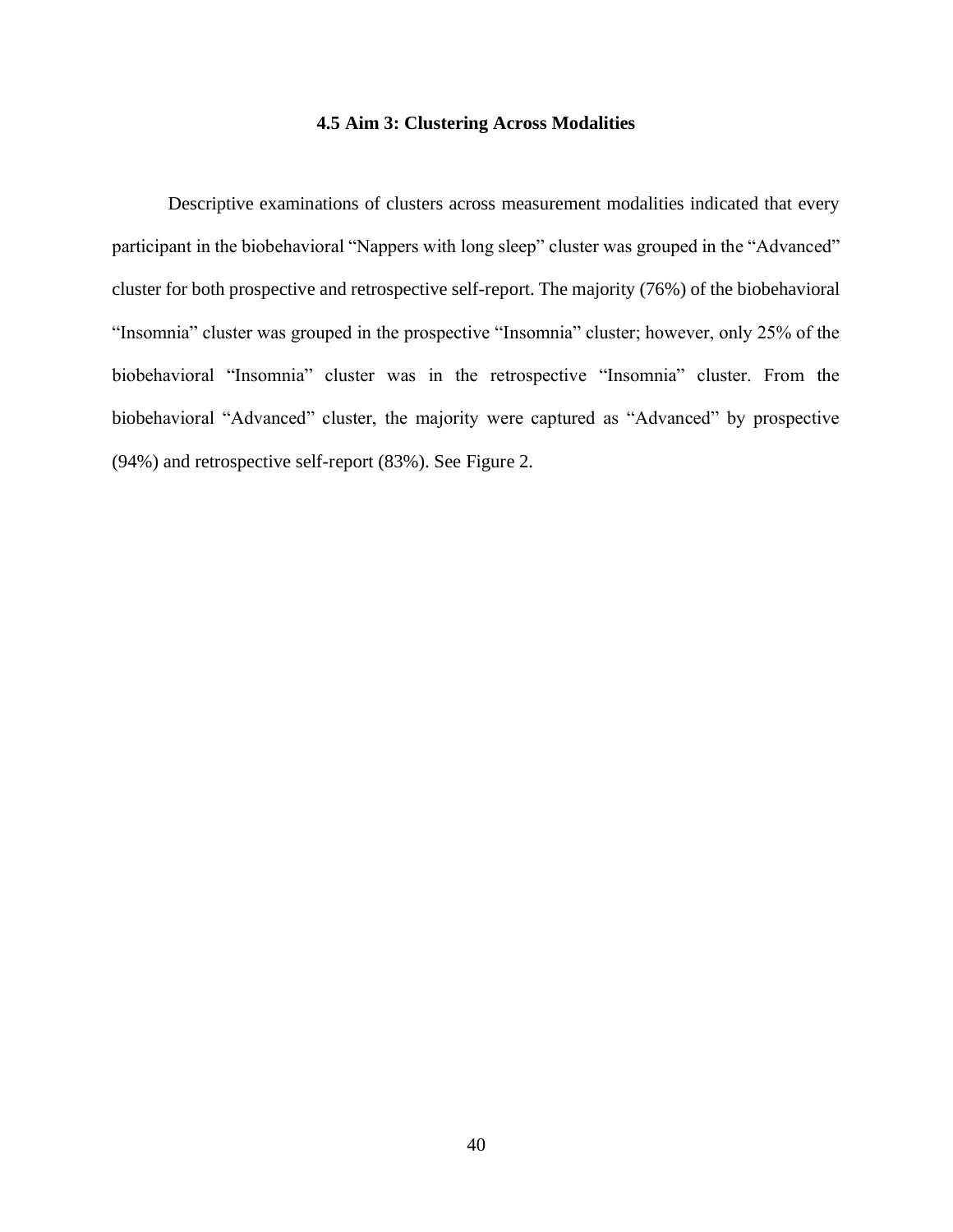## 4.5 Aim 3: Clustering Across Modalities

Descriptive examinations of clusters across measurement modalities indicated that every participant in the biobehavioral "Nappers with long sleep" cluster was grouped in the "Advanced" cluster for both prospective and retrospective self-report. The majority (76%) of the biobehavioral "Insomnia" cluster was grouped in the prospective "Insomnia" cluster; however, only 25% of the biobehavioral "Insomnia" cluster was in the retrospective "Insomnia" cluster. From the biobehavioral "Advanced" cluster, the majority were captured as "Advanced" by prospective (94%) and retrospective self-report (83%). See Figure 2.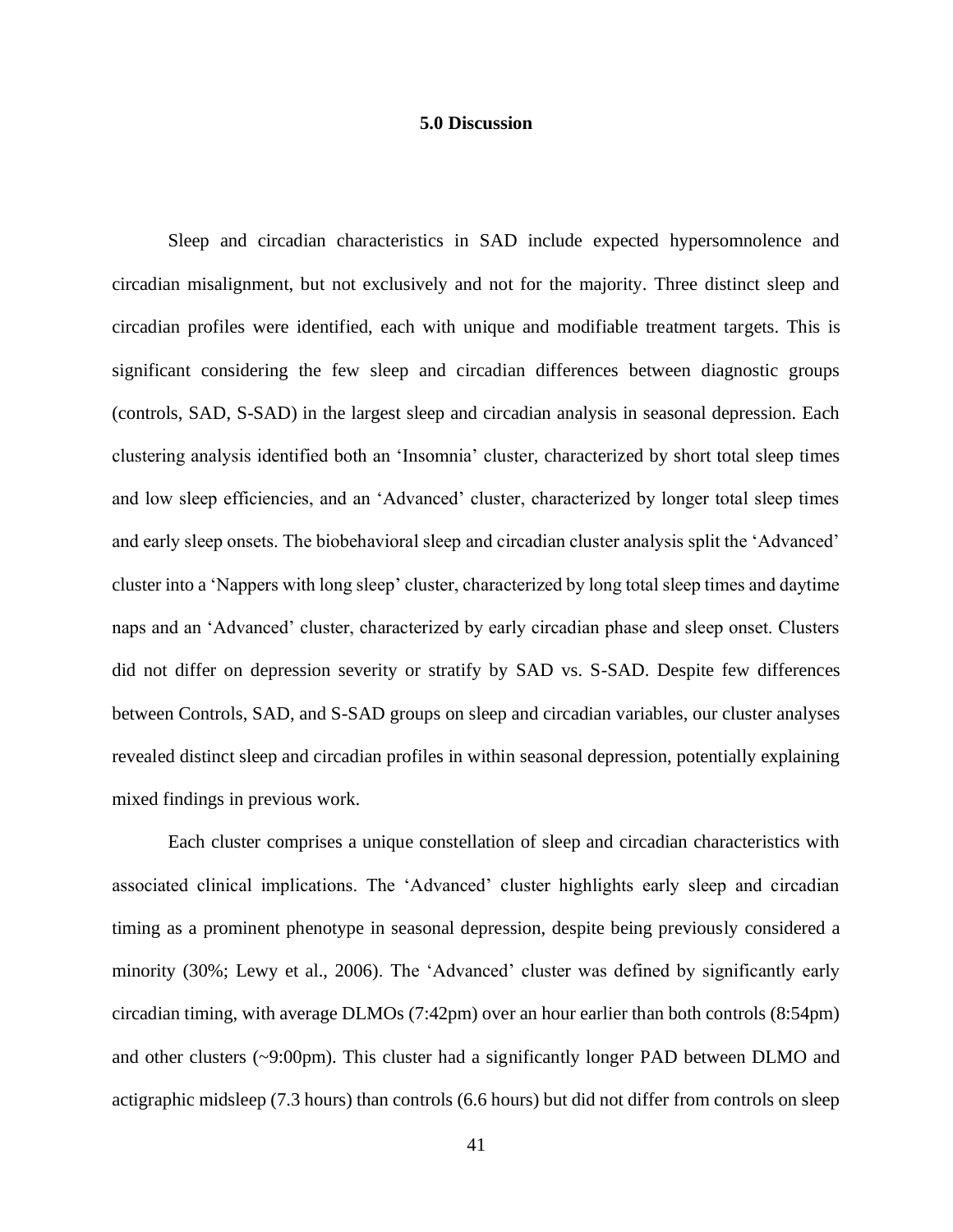# 5.0 Discussion

Sleep and circadian characteristics in SAD include expected hypersomnolence and circadian misalignment, but not exclusively and not for the majority. Three distinct sleep and circadian profiles were identified, each with unique and modifiable treatment targets. This is significant considering the few sleep and circadian differences between diagnostic groups (controls, SAD, S-SAD) in the largest sleep and circadian analysis in seasonal depression. Each clustering analysis identified both an 'Insomnia' cluster, characterized by short total sleep times and low sleep efficiencies, and an 'Advanced' cluster, characterized by longer total sleep times and early sleep onsets. The biobehavioral sleep and circadian cluster analysis split the 'Advanced' cluster into a 'Nappers with long sleep' cluster, characterized by long total sleep times and daytime naps and an 'Advanced' cluster, characterized by early circadian phase and sleep onset. Clusters did not differ on depression severity or stratify by SAD vs. S-SAD. Despite few differences between Controls, SAD, and S-SAD groups on sleep and circadian variables, our cluster analyses revealed distinct sleep and circadian profiles in within seasonal depression, potentially explaining mixed findings in previous work.

Each cluster comprises a unique constellation of sleep and circadian characteristics with associated clinical implications. The 'Advanced' cluster highlights early sleep and circadian timing as a prominent phenotype in seasonal depression, despite being previously considered a minority (30%; Lewy et al., 2006). The 'Advanced' cluster was defined by significantly early circadian timing, with average DLMOs (7:42pm) over an hour earlier than both controls (8:54pm) and other clusters (~9:00pm). This cluster had a significantly longer PAD between DLMO and actigraphic midsleep (7.3 hours) than controls (6.6 hours) but did not differ from controls on sleep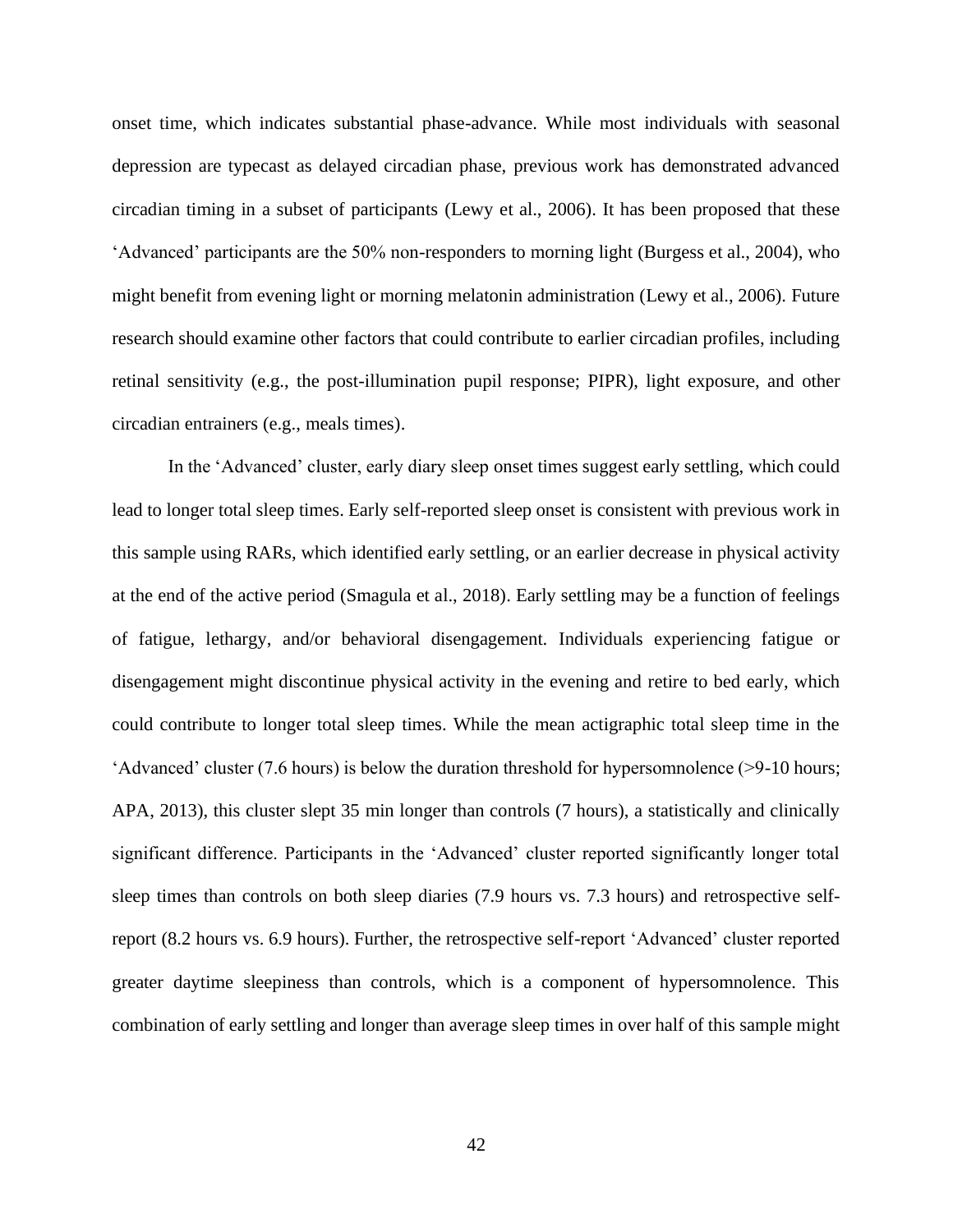onset time, which indicates substantial phase-advance. While most individuals with seasonal depression are typecast as delayed circadian phase, previous work has demonstrated advanced circadian timing in a subset of participants (Lewy et al., 2006). It has been proposed that these 'Advanced' participants are the 50% non-responders to morning light (Burgess et al., 2004), who might benefit from evening light or morning melatonin administration (Lewy et al., 2006). Future research should examine other factors that could contribute to earlier circadian profiles, including retinal sensitivity (e.g., the post-illumination pupil response; PIPR), light exposure, and other circadian entrainers (e.g., meals times).

In the 'Advanced' cluster, early diary sleep onset times suggest early settling, which could lead to longer total sleep times. Early self-reported sleep onset is consistent with previous work in this sample using RARs, which identified early settling, or an earlier decrease in physical activity at the end of the active period (Smagula et al., 2018). Early settling may be a function of feelings of fatigue, lethargy, and/or behavioral disengagement. Individuals experiencing fatigue or disengagement might discontinue physical activity in the evening and retire to bed early, which could contribute to longer total sleep times. While the mean actigraphic total sleep time in the 'Advanced' cluster (7.6 hours) is below the duration threshold for hypersomnolence (>9-10 hours; APA, 2013), this cluster slept 35 min longer than controls (7 hours), a statistically and clinically significant difference. Participants in the 'Advanced' cluster reported significantly longer total sleep times than controls on both sleep diaries (7.9 hours vs. 7.3 hours) and retrospective self-report (8.2 hours vs. 6.9 hours). Further, the retrospective self-report 'Advanced' cluster reported greater daytime sleepiness than controls, which is a component of hypersomnolence. This combination of early settling and longer than average sleep times in over half of this sample might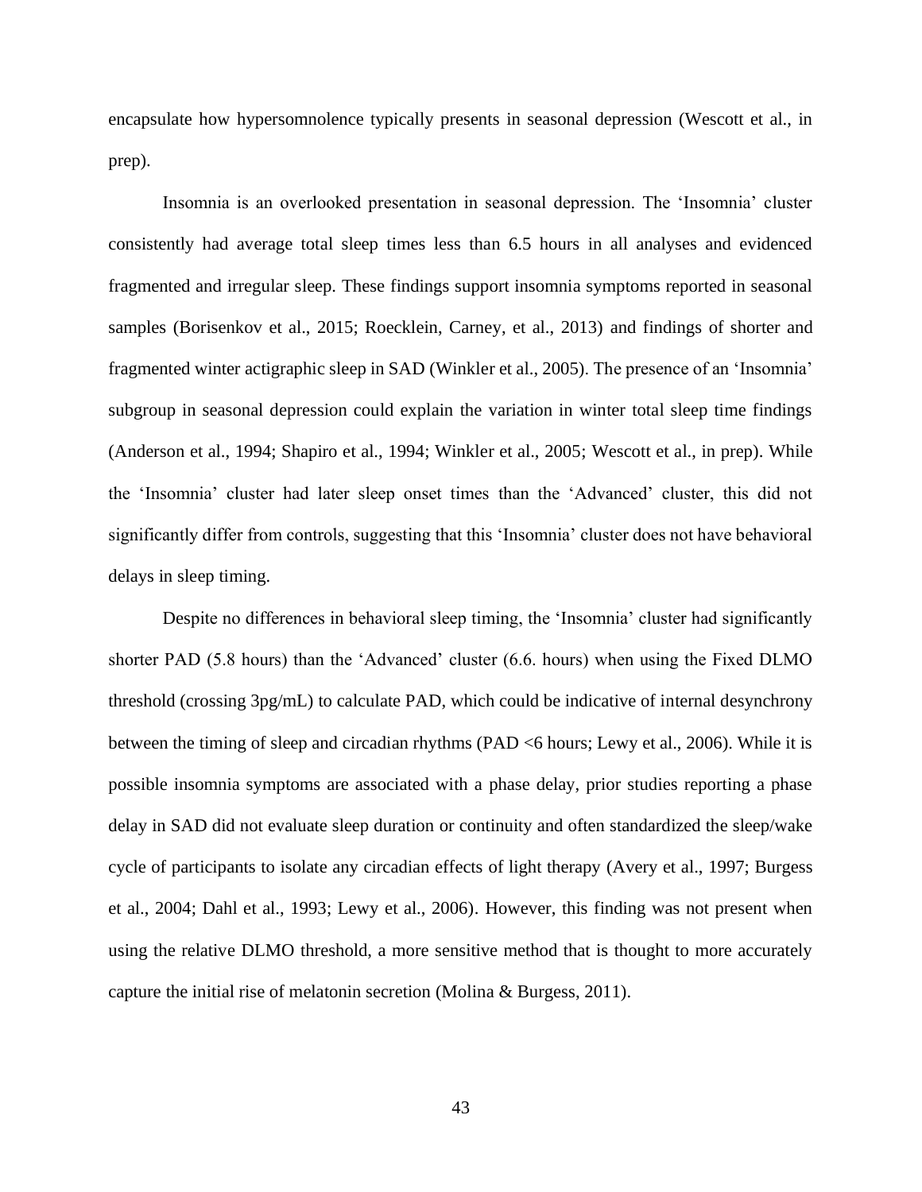encapsulate how hypersomnolence typically presents in seasonal depression (Wescott et al., in prep).

Insomnia is an overlooked presentation in seasonal depression. The 'Insomnia' cluster consistently had average total sleep times less than 6.5 hours in all analyses and evidenced fragmented and irregular sleep. These findings support insomnia symptoms reported in seasonal samples (Borisenkov et al., 2015; Roecklein, Carney, et al., 2013) and findings of shorter and fragmented winter actigraphic sleep in SAD (Winkler et al., 2005). The presence of an 'Insomnia' subgroup in seasonal depression could explain the variation in winter total sleep time findings (Anderson et al., 1994; Shapiro et al., 1994; Winkler et al., 2005; Wescott et al., in prep). While the 'Insomnia' cluster had later sleep onset times than the 'Advanced' cluster, this did not significantly differ from controls, suggesting that this 'Insomnia' cluster does not have behavioral delays in sleep timing.

Despite no differences in behavioral sleep timing, the 'Insomnia' cluster had significantly shorter PAD (5.8 hours) than the 'Advanced' cluster (6.6. hours) when using the Fixed DLMO threshold (crossing 3pg/mL) to calculate PAD, which could be indicative of internal desynchrony between the timing of sleep and circadian rhythms (PAD <6 hours; Lewy et al., 2006). While it is possible insomnia symptoms are associated with a phase delay, prior studies reporting a phase delay in SAD did not evaluate sleep duration or continuity and often standardized the sleep/wake cycle of participants to isolate any circadian effects of light therapy (Avery et al., 1997; Burgess et al., 2004; Dahl et al., 1993; Lewy et al., 2006). However, this finding was not present when using the relative DLMO threshold, a more sensitive method that is thought to more accurately capture the initial rise of melatonin secretion (Molina & Burgess, 2011).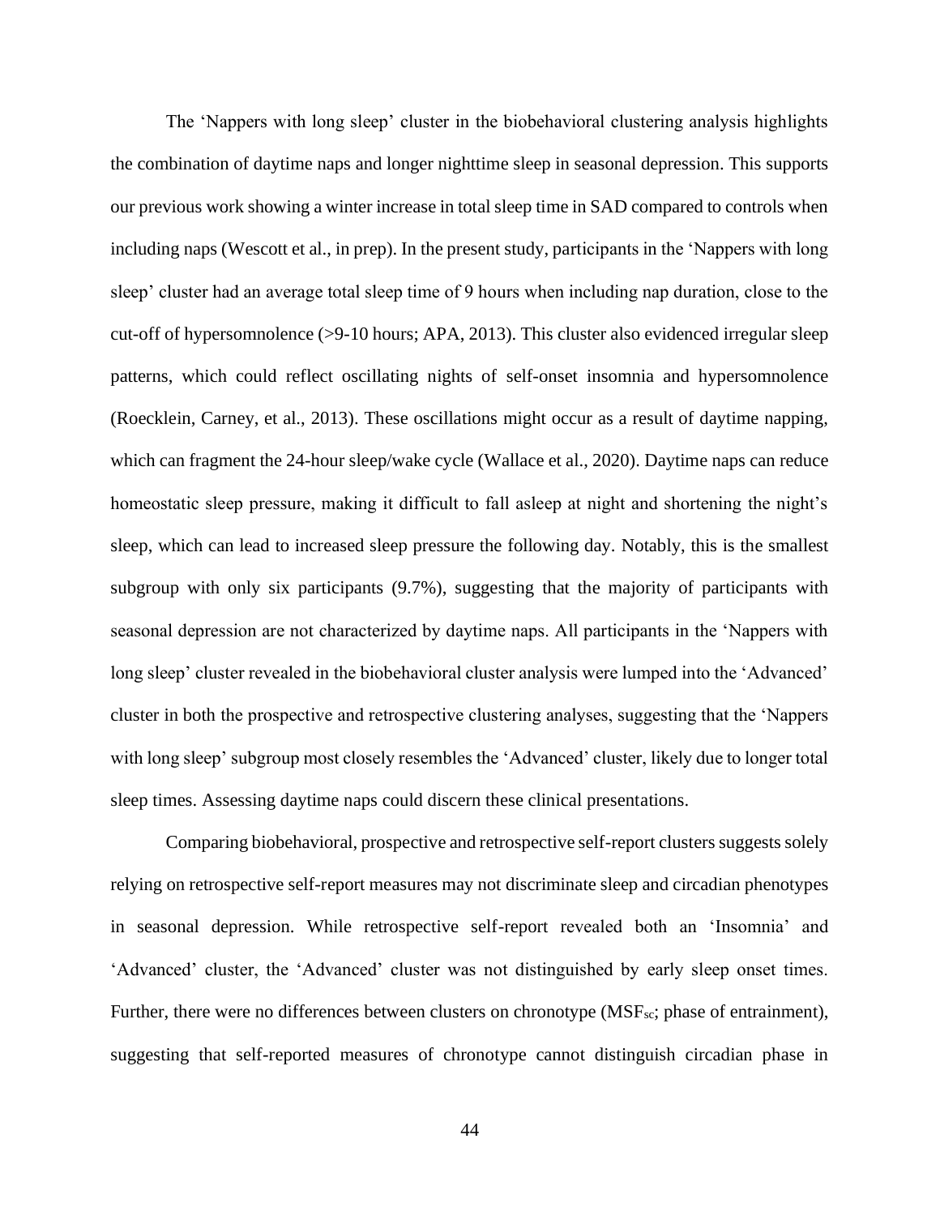The 'Nappers with long sleep' cluster in the biobehavioral clustering analysis highlights the combination of daytime naps and longer nighttime sleep in seasonal depression. This supports our previous work showing a winter increase in total sleep time in SAD compared to controls when including naps (Wescott et al., in prep). In the present study, participants in the 'Nappers with long sleep' cluster had an average total sleep time of 9 hours when including nap duration, close to the cut-off of hypersomnolence (>9-10 hours; APA, 2013). This cluster also evidenced irregular sleep patterns, which could reflect oscillating nights of self-onset insomnia and hypersomnolence (Roecklein, Carney, et al., 2013). These oscillations might occur as a result of daytime napping, which can fragment the 24-hour sleep/wake cycle (Wallace et al., 2020). Daytime naps can reduce homeostatic sleep pressure, making it difficult to fall asleep at night and shortening the night's sleep, which can lead to increased sleep pressure the following day. Notably, this is the smallest subgroup with only six participants (9.7%), suggesting that the majority of participants with seasonal depression are not characterized by daytime naps. All participants in the 'Nappers with long sleep' cluster revealed in the biobehavioral cluster analysis were lumped into the 'Advanced' cluster in both the prospective and retrospective clustering analyses, suggesting that the 'Nappers with long sleep' subgroup most closely resembles the 'Advanced' cluster, likely due to longer total sleep times. Assessing daytime naps could discern these clinical presentations.

Comparing biobehavioral, prospective and retrospective self-report clusters suggests solely relying on retrospective self-report measures may not discriminate sleep and circadian phenotypes in seasonal depression. While retrospective self-report revealed both an 'Insomnia' and 'Advanced' cluster, the 'Advanced' cluster was not distinguished by early sleep onset times. Further, there were no differences between clusters on chronotype ($MSF_{sc}$; phase of entrainment), suggesting that self-reported measures of chronotype cannot distinguish circadian phase in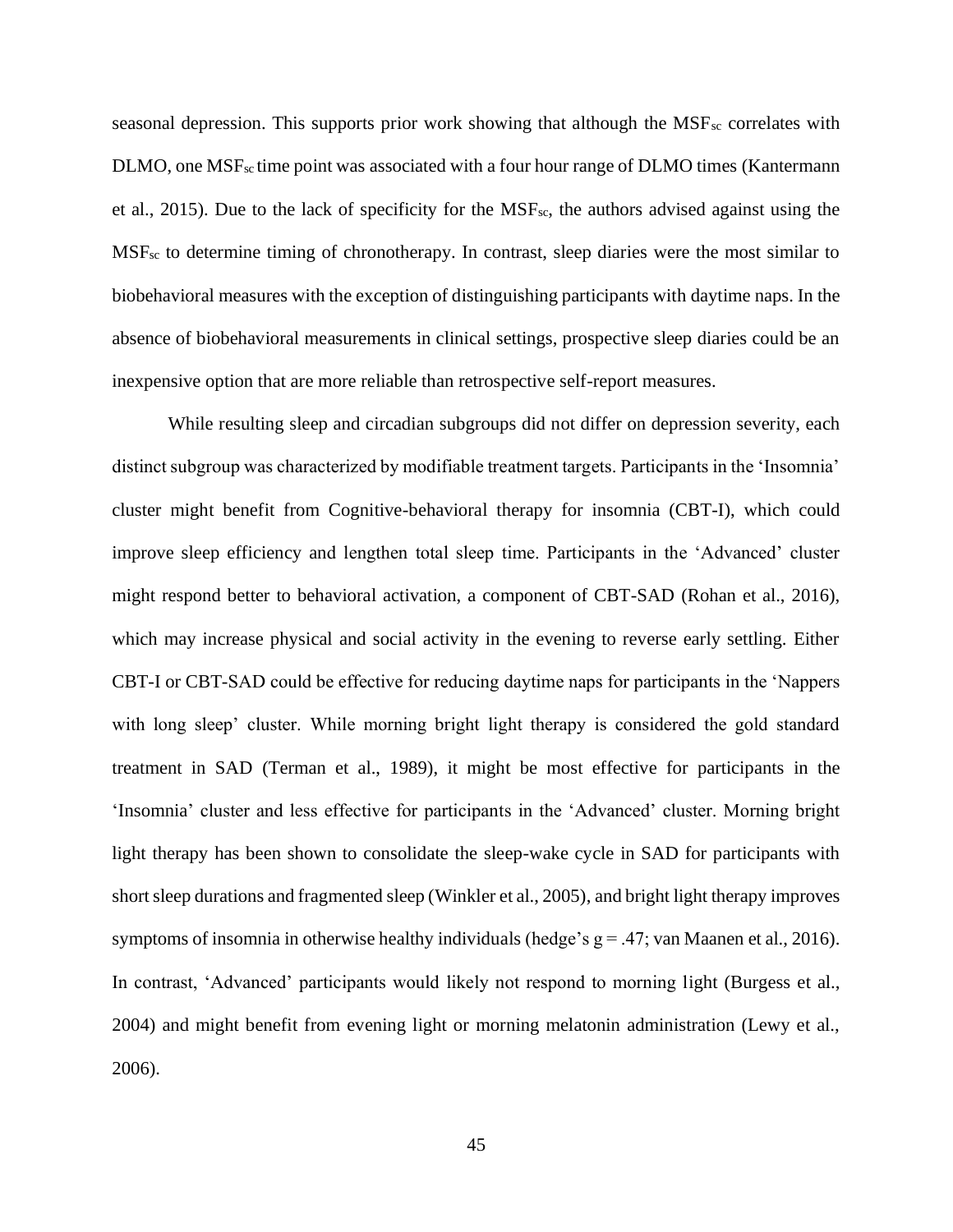seasonal depression. This supports prior work showing that although the $MSF_{sc}$ correlates with DLMO, one $MSF_{sc}$ time point was associated with a four hour range of DLMO times (Kantermann et al., 2015). Due to the lack of specificity for the $MSF_{sc}$, the authors advised against using the $MSF_{sc}$ to determine timing of chronotherapy. In contrast, sleep diaries were the most similar to biobehavioral measures with the exception of distinguishing participants with daytime naps. In the absence of biobehavioral measurements in clinical settings, prospective sleep diaries could be an inexpensive option that are more reliable than retrospective self-report measures.

While resulting sleep and circadian subgroups did not differ on depression severity, each distinct subgroup was characterized by modifiable treatment targets. Participants in the 'Insomnia' cluster might benefit from Cognitive-behavioral therapy for insomnia (CBT-I), which could improve sleep efficiency and lengthen total sleep time. Participants in the 'Advanced' cluster might respond better to behavioral activation, a component of CBT-SAD (Rohan et al., 2016), which may increase physical and social activity in the evening to reverse early settling. Either CBT-I or CBT-SAD could be effective for reducing daytime naps for participants in the 'Nappers with long sleep' cluster. While morning bright light therapy is considered the gold standard treatment in SAD (Terman et al., 1989), it might be most effective for participants in the 'Insomnia' cluster and less effective for participants in the 'Advanced' cluster. Morning bright light therapy has been shown to consolidate the sleep-wake cycle in SAD for participants with short sleep durations and fragmented sleep (Winkler et al., 2005), and bright light therapy improves symptoms of insomnia in otherwise healthy individuals (hedge's $g = .47$; van Maanen et al., 2016). In contrast, 'Advanced' participants would likely not respond to morning light (Burgess et al., 2004) and might benefit from evening light or morning melatonin administration (Lewy et al., 2006).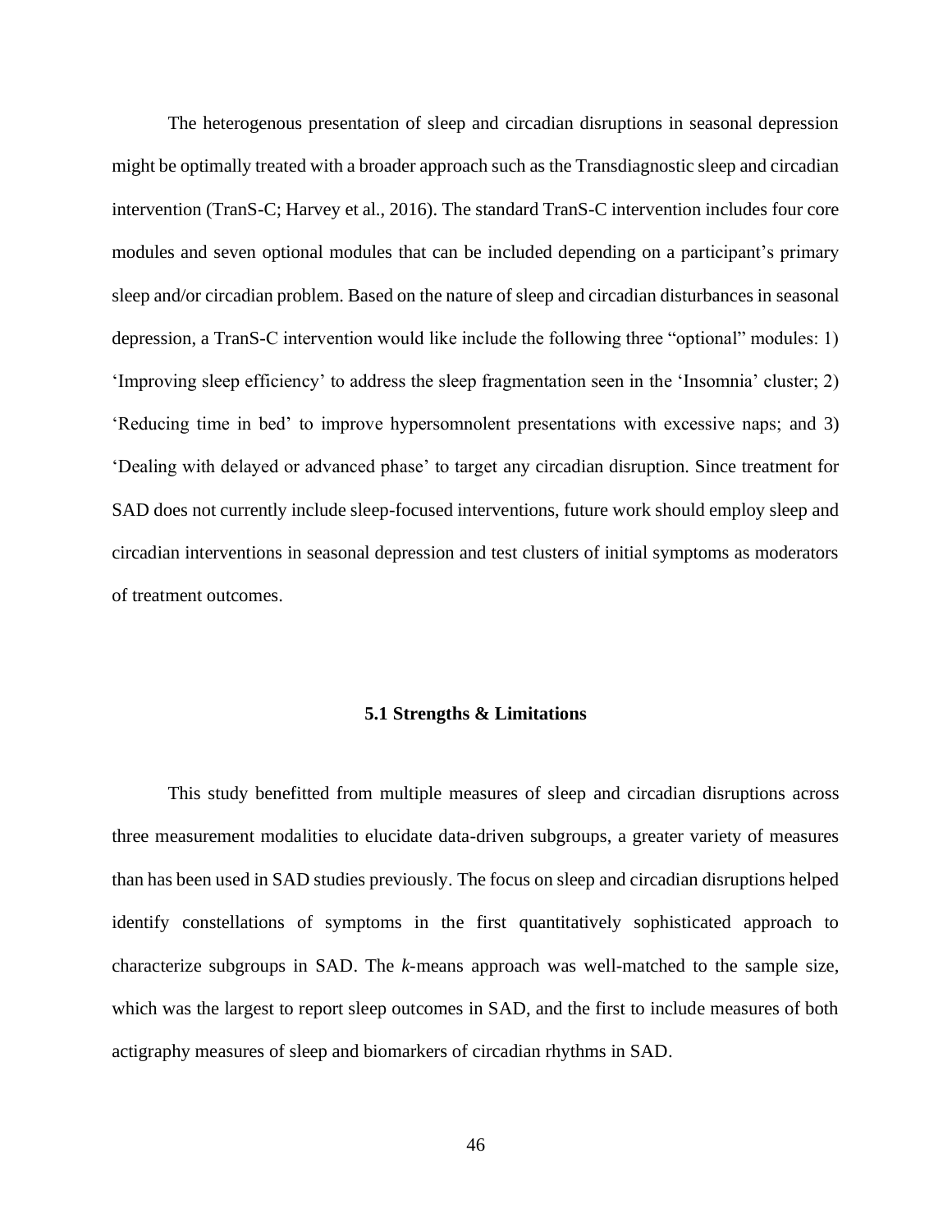The heterogenous presentation of sleep and circadian disruptions in seasonal depression might be optimally treated with a broader approach such as the Transdiagnostic sleep and circadian intervention (TranS-C; Harvey et al., 2016). The standard TranS-C intervention includes four core modules and seven optional modules that can be included depending on a participant's primary sleep and/or circadian problem. Based on the nature of sleep and circadian disturbances in seasonal depression, a TranS-C intervention would like include the following three "optional" modules: 1) 'Improving sleep efficiency' to address the sleep fragmentation seen in the 'Insomnia' cluster; 2) 'Reducing time in bed' to improve hypersomnolent presentations with excessive naps; and 3) 'Dealing with delayed or advanced phase' to target any circadian disruption. Since treatment for SAD does not currently include sleep-focused interventions, future work should employ sleep and circadian interventions in seasonal depression and test clusters of initial symptoms as moderators of treatment outcomes.

## 5.1 Strengths & Limitations

This study benefitted from multiple measures of sleep and circadian disruptions across three measurement modalities to elucidate data-driven subgroups, a greater variety of measures than has been used in SAD studies previously. The focus on sleep and circadian disruptions helped identify constellations of symptoms in the first quantitatively sophisticated approach to characterize subgroups in SAD. The *k*-means approach was well-matched to the sample size, which was the largest to report sleep outcomes in SAD, and the first to include measures of both actigraphy measures of sleep and biomarkers of circadian rhythms in SAD.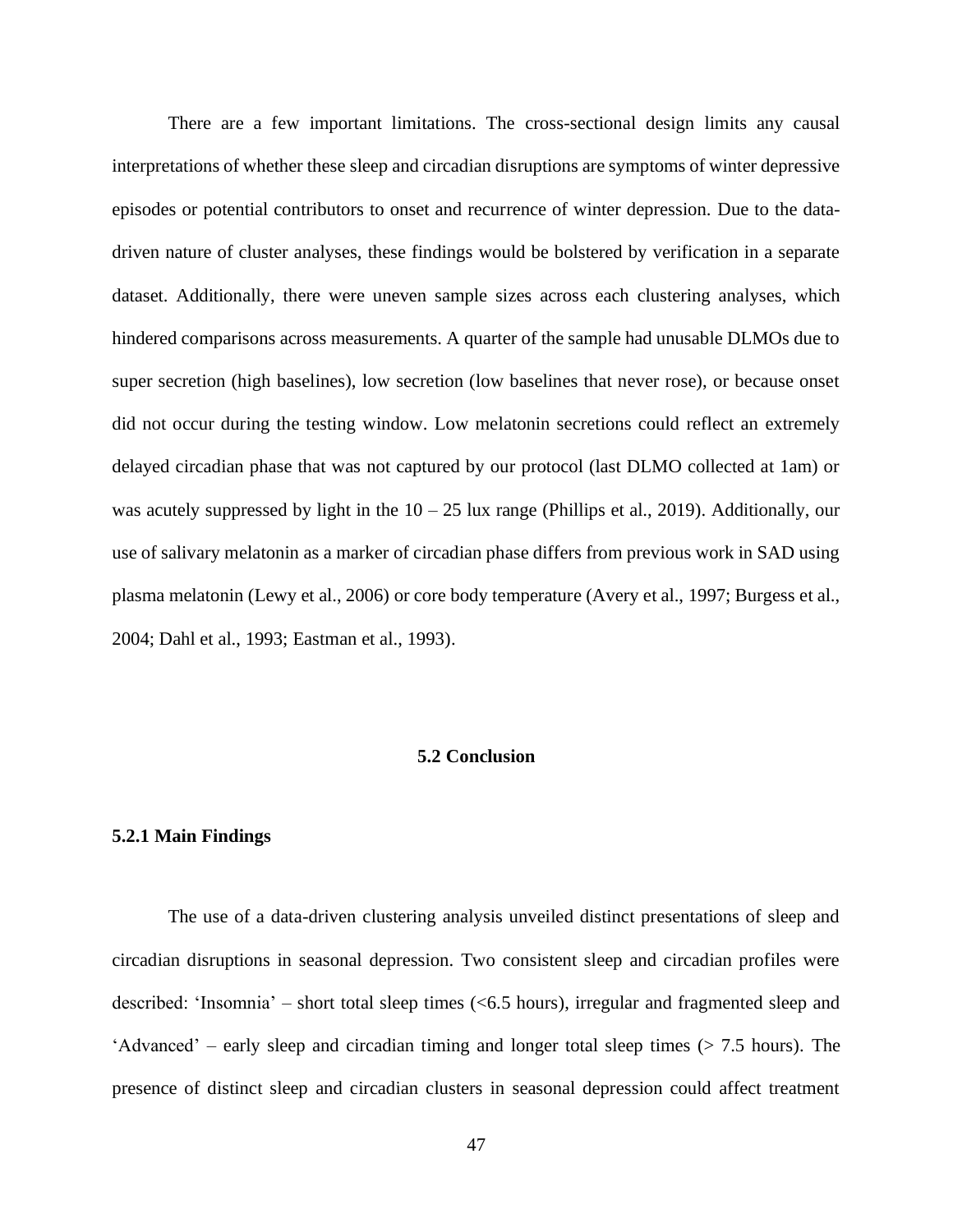There are a few important limitations. The cross-sectional design limits any causal interpretations of whether these sleep and circadian disruptions are symptoms of winter depressive episodes or potential contributors to onset and recurrence of winter depression. Due to the data-driven nature of cluster analyses, these findings would be bolstered by verification in a separate dataset. Additionally, there were uneven sample sizes across each clustering analyses, which hindered comparisons across measurements. A quarter of the sample had unusable DLMOs due to super secretion (high baselines), low secretion (low baselines that never rose), or because onset did not occur during the testing window. Low melatonin secretions could reflect an extremely delayed circadian phase that was not captured by our protocol (last DLMO collected at 1am) or was acutely suppressed by light in the 10 – 25 lux range (Phillips et al., 2019). Additionally, our use of salivary melatonin as a marker of circadian phase differs from previous work in SAD using plasma melatonin (Lewy et al., 2006) or core body temperature (Avery et al., 1997; Burgess et al., 2004; Dahl et al., 1993; Eastman et al., 1993).

## 5.2 Conclusion

### 5.2.1 Main Findings

The use of a data-driven clustering analysis unveiled distinct presentations of sleep and circadian disruptions in seasonal depression. Two consistent sleep and circadian profiles were described: 'Insomnia' – short total sleep times (<6.5 hours), irregular and fragmented sleep and 'Advanced' – early sleep and circadian timing and longer total sleep times (> 7.5 hours). The presence of distinct sleep and circadian clusters in seasonal depression could affect treatment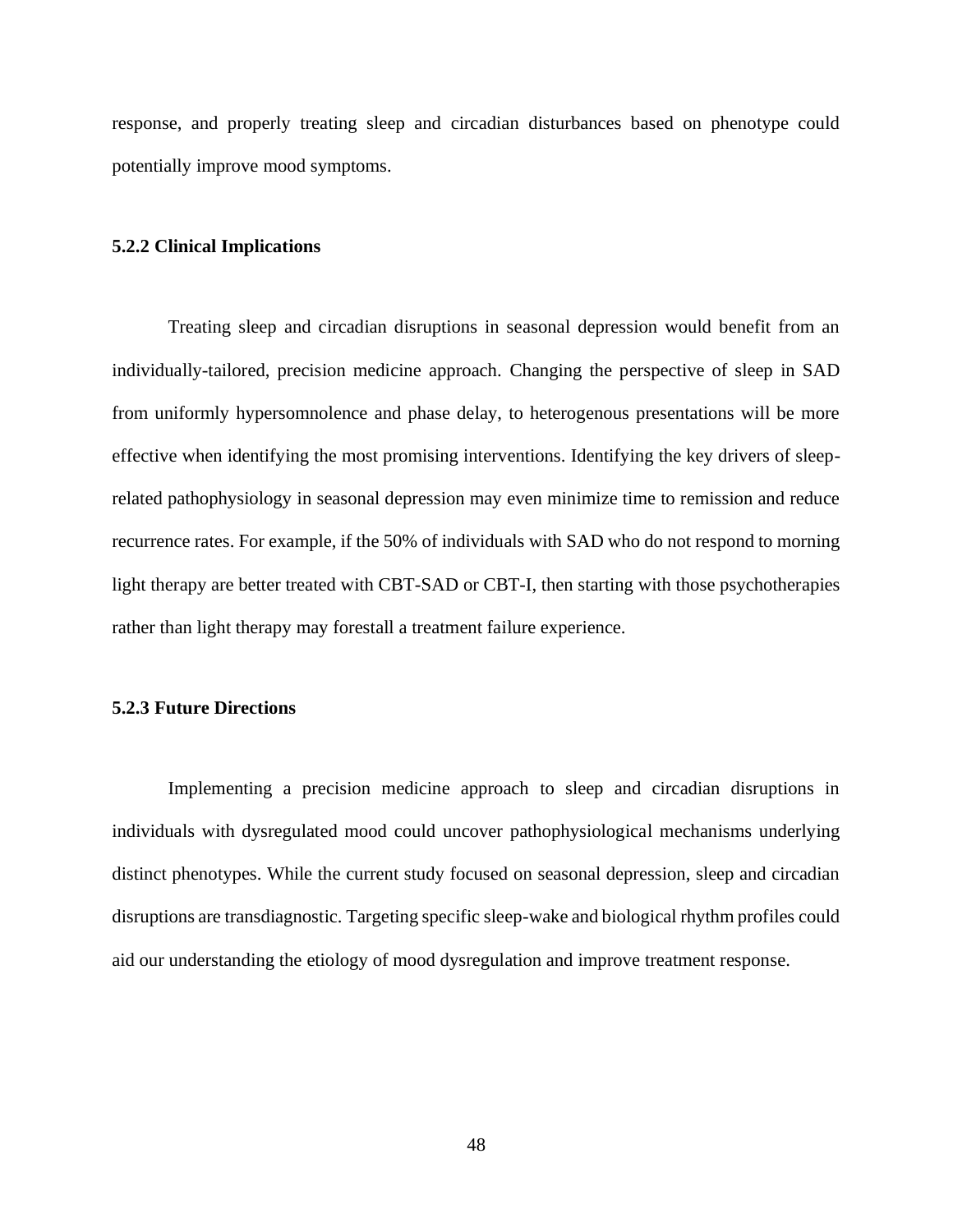response, and properly treating sleep and circadian disturbances based on phenotype could potentially improve mood symptoms.

### 5.2.2 Clinical Implications

Treating sleep and circadian disruptions in seasonal depression would benefit from an individually-tailored, precision medicine approach. Changing the perspective of sleep in SAD from uniformly hypersomnolence and phase delay, to heterogenous presentations will be more effective when identifying the most promising interventions. Identifying the key drivers of sleep-related pathophysiology in seasonal depression may even minimize time to remission and reduce recurrence rates. For example, if the 50% of individuals with SAD who do not respond to morning light therapy are better treated with CBT-SAD or CBT-I, then starting with those psychotherapies rather than light therapy may forestall a treatment failure experience.

### 5.2.3 Future Directions

Implementing a precision medicine approach to sleep and circadian disruptions in individuals with dysregulated mood could uncover pathophysiological mechanisms underlying distinct phenotypes. While the current study focused on seasonal depression, sleep and circadian disruptions are transdiagnostic. Targeting specific sleep-wake and biological rhythm profiles could aid our understanding the etiology of mood dysregulation and improve treatment response.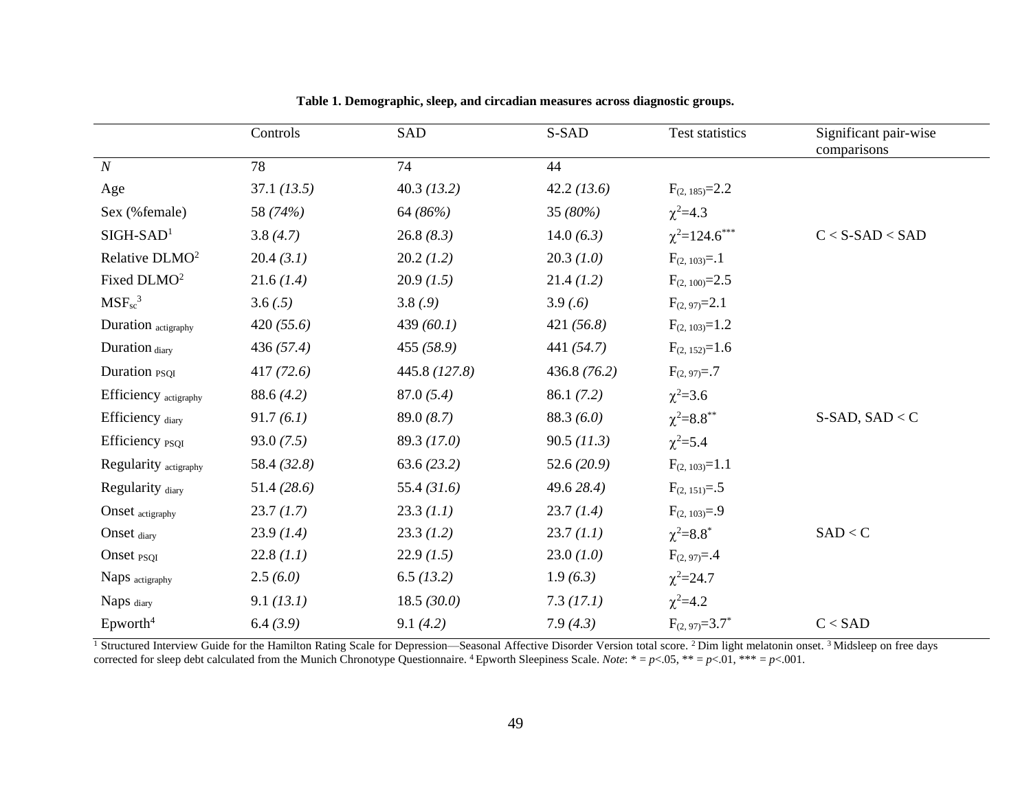**Table 1. Demographic, sleep, and circadian measures across diagnostic groups.**

| | Controls | SAD | S-SAD | Test statistics | Significant pair-wise comparisons |
|---|---|---|---|---|---|
| *N* | 78 | 74 | 44 | | |
| Age | 37.1 *(13.5)* | 40.3 *(13.2)* | 42.2 *(13.6)* | $F_{(2, 185)}$=2.2 | |
| Sex (%female) | 58 *(74%)* | 64 *(86%)* | 35 *(80%)* | $\chi^2$=4.3 | |
| SIGH-SAD[1] | 3.8 *(4.7)* | 26.8 *(8.3)* | 14.0 *(6.3)* | $\chi^2$=124.6$^{***}$ | C < S-SAD < SAD |
| Relative DLMO[2] | 20.4 *(3.1)* | 20.2 *(1.2)* | 20.3 *(1.0)* | $F_{(2, 103)}$=.1 | |
| Fixed DLMO[2] | 21.6 *(1.4)* | 20.9 *(1.5)* | 21.4 *(1.2)* | $F_{(2, 100)}$=2.5 | |
| $MSF_{sc}$[3] | 3.6 *(.5)* | 3.8 *(.9)* | 3.9 *(.6)* | $F_{(2, 97)}$=2.1 | |
| Duration $_{actigraphy}$ | 420 *(55.6)* | 439 *(60.1)* | 421 *(56.8)* | $F_{(2, 103)}$=1.2 | |
| Duration $_{diary}$ | 436 *(57.4)* | 455 *(58.9)* | 441 *(54.7)* | $F_{(2, 152)}$=1.6 | |
| Duration $_{PSQI}$ | 417 *(72.6)* | 445.8 *(127.8)* | 436.8 *(76.2)* | $F_{(2, 97)}$=.7 | |
| Efficiency $_{actigraphy}$ | 88.6 *(4.2)* | 87.0 *(5.4)* | 86.1 *(7.2)* | $\chi^2$=3.6 | |
| Efficiency $_{diary}$ | 91.7 *(6.1)* | 89.0 *(8.7)* | 88.3 *(6.0)* | $\chi^2$=8.8$^{**}$ | S-SAD, SAD < C |
| Efficiency $_{PSQI}$ | 93.0 *(7.5)* | 89.3 *(17.0)* | 90.5 *(11.3)* | $\chi^2$=5.4 | |
| Regularity $_{actigraphy}$ | 58.4 *(32.8)* | 63.6 *(23.2)* | 52.6 *(20.9)* | $F_{(2, 103)}$=1.1 | |
| Regularity $_{diary}$ | 51.4 *(28.6)* | 55.4 *(31.6)* | 49.6 *28.4)* | $F_{(2, 151)}$=.5 | |
| Onset $_{actigraphy}$ | 23.7 *(1.7)* | 23.3 *(1.1)* | 23.7 *(1.4)* | $F_{(2, 103)}$=.9 | |
| Onset $_{diary}$ | 23.9 *(1.4)* | 23.3 *(1.2)* | 23.7 *(1.1)* | $\chi^2$=8.8$^{*}$ | SAD < C |
| Onset $_{PSQI}$ | 22.8 *(1.1)* | 22.9 *(1.5)* | 23.0 *(1.0)* | $F_{(2, 97)}$=.4 | |
| Naps $_{actigraphy}$ | 2.5 *(6.0)* | 6.5 *(13.2)* | 1.9 *(6.3)* | $\chi^2$=24.7 | |
| Naps $_{diary}$ | 9.1 *(13.1)* | 18.5 *(30.0)* | 7.3 *(17.1)* | $\chi^2$=4.2 | |
| Epworth[4] | 6.4 *(3.9)* | 9.1 *(4.2)* | 7.9 *(4.3)* | $F_{(2, 97)}$=3.7$^{*}$ | C < SAD |

[1] Structured Interview Guide for the Hamilton Rating Scale for Depression—Seasonal Affective Disorder Version total score. [2] Dim light melatonin onset. [3] Midsleep on free days corrected for sleep debt calculated from the Munich Chronotype Questionnaire. [4] Epworth Sleepiness Scale. *Note*: * = $p$<.05, ** = $p$<.01, *** = $p$<.001.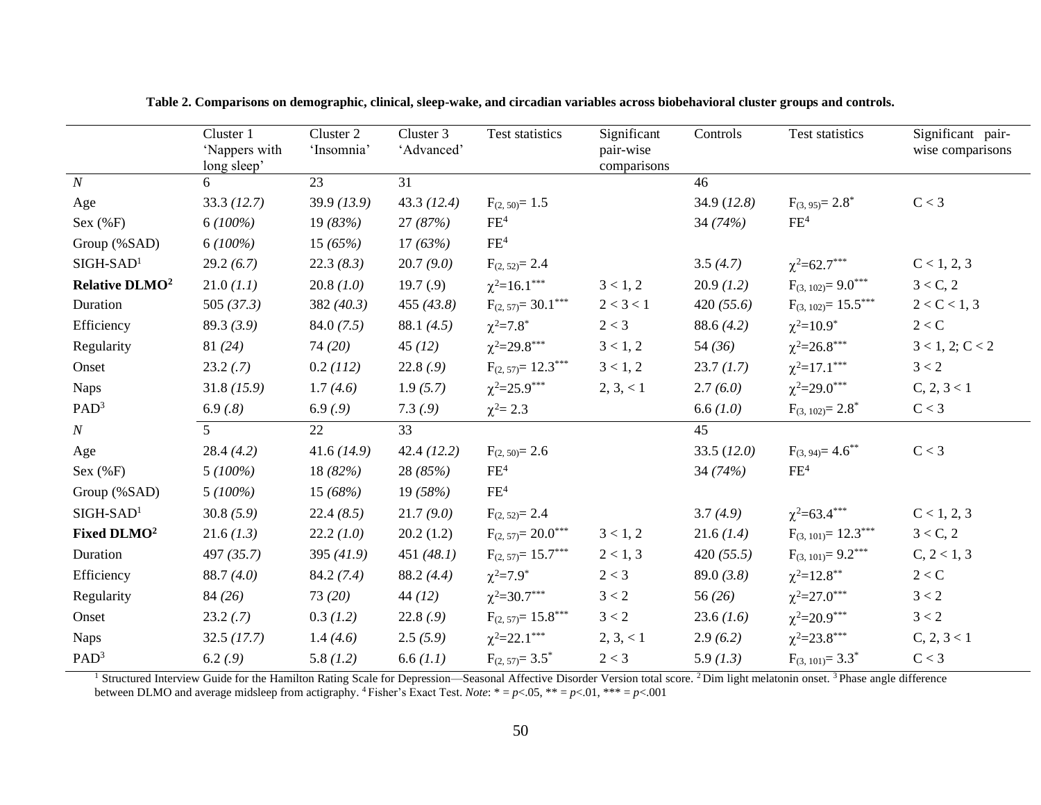**Table 2. Comparisons on demographic, clinical, sleep-wake, and circadian variables across biobehavioral cluster groups and controls.**

| | Cluster 1 'Nappers with long sleep' | Cluster 2 'Insomnia' | Cluster 3 'Advanced' | Test statistics | Significant pair-wise comparisons | Controls | Test statistics | Significant pair-wise comparisons |
|---|---|---|---|---|---|---|---|---|
| *N* | 6 | 23 | 31 | | | 46 | | |
| Age | 33.3 *(12.7)* | 39.9 *(13.9)* | 43.3 *(12.4)* | $F_{(2, 50)}= 1.5$ | | 34.9 (*12.8*) | $F_{(3, 95)}= 2.8^{*}$ | C < 3 |
| Sex (%F) | 6 *(100%)* | 19 *(83%)* | 27 *(87%)* | FE[4] | | 34 *(74%)* | FE[4] | |
| Group (%SAD) | 6 *(100%)* | 15 *(65%)* | 17 *(63%)* | FE[4] | | | | |
| SIGH-SAD[1] | 29.2 *(6.7)* | 22.3 *(8.3)* | 20.7 *(9.0)* | $F_{(2, 52)}= 2.4$ | | 3.5 *(4.7)* | $\chi^2$=62.7*** | C < 1, 2, 3 |
| **Relative DLMO[2]** | 21.0 *(1.1)* | 20.8 *(1.0)* | 19.7 (.9) | $\chi^2$=16.1*** | 3 < 1, 2 | 20.9 *(1.2)* | $F_{(3, 102)}= 9.0^{***}$ | 3 < C, 2 |
| Duration | 505 *(37.3)* | 382 *(40.3)* | 455 *(43.8)* | $F_{(2, 57)}= 30.1^{***}$ | 2 < 3 < 1 | 420 *(55.6)* | $F_{(3, 102)}= 15.5^{***}$ | 2 < C < 1, 3 |
| Efficiency | 89.3 *(3.9)* | 84.0 *(7.5)* | 88.1 *(4.5)* | $\chi^2$=7.8* | 2 < 3 | 88.6 *(4.2)* | $\chi^2$=10.9* | 2 < C |
| Regularity | 81 *(24)* | 74 *(20)* | 45 *(12)* | $\chi^2$=29.8*** | 3 < 1, 2 | 54 *(36)* | $\chi^2$=26.8*** | 3 < 1, 2; C < 2 |
| Onset | 23.2 *(.7)* | 0.2 *(112)* | 22.8 *(.9)* | $F_{(2, 57)}= 12.3^{***}$ | 3 < 1, 2 | 23.7 *(1.7)* | $\chi^2$=17.1*** | 3 < 2 |
| Naps | 31.8 *(15.9)* | 1.7 *(4.6)* | 1.9 *(5.7)* | $\chi^2$=25.9*** | 2, 3, < 1 | 2.7 *(6.0)* | $\chi^2$=29.0*** | C, 2, 3 < 1 |
| PAD[3] | 6.9 *(.8)* | 6.9 *(.9)* | 7.3 *(.9)* | $\chi^2$= 2.3 | | 6.6 *(1.0)* | $F_{(3, 102)}= 2.8^{*}$ | C < 3 |
| *N* | 5 | 22 | 33 | | | 45 | | |
| Age | 28.4 *(4.2)* | 41.6 *(14.9)* | 42.4 *(12.2)* | $F_{(2, 50)}= 2.6$ | | 33.5 (*12.0*) | $F_{(3, 94)}= 4.6^{**}$ | C < 3 |
| Sex (%F) | 5 *(100%)* | 18 *(82%)* | 28 *(85%)* | FE[4] | | 34 *(74%)* | FE[4] | |
| Group (%SAD) | 5 *(100%)* | 15 *(68%)* | 19 *(58%)* | FE[4] | | | | |
| SIGH-SAD[1] | 30.8 *(5.9)* | 22.4 *(8.5)* | 21.7 *(9.0)* | $F_{(2, 52)}= 2.4$ | | 3.7 *(4.9)* | $\chi^2$=63.4*** | C < 1, 2, 3 |
| **Fixed DLMO[2]** | 21.6 *(1.3)* | 22.2 *(1.0)* | 20.2 (1.2) | $F_{(2, 57)}= 20.0^{***}$ | 3 < 1, 2 | 21.6 *(1.4)* | $F_{(3, 101)}= 12.3^{***}$ | 3 < C, 2 |
| Duration | 497 *(35.7)* | 395 *(41.9)* | 451 *(48.1)* | $F_{(2, 57)}= 15.7^{***}$ | 2 < 1, 3 | 420 *(55.5)* | $F_{(3, 101)}= 9.2^{***}$ | C, 2 < 1, 3 |
| Efficiency | 88.7 *(4.0)* | 84.2 *(7.4)* | 88.2 *(4.4)* | $\chi^2$=7.9* | 2 < 3 | 89.0 *(3.8)* | $\chi^2$=12.8** | 2 < C |
| Regularity | 84 *(26)* | 73 *(20)* | 44 *(12)* | $\chi^2$=30.7*** | 3 < 2 | 56 *(26)* | $\chi^2$=27.0*** | 3 < 2 |
| Onset | 23.2 *(.7)* | 0.3 *(1.2)* | 22.8 *(.9)* | $F_{(2, 57)}= 15.8^{***}$ | 3 < 2 | 23.6 *(1.6)* | $\chi^2$=20.9*** | 3 < 2 |
| Naps | 32.5 *(17.7)* | 1.4 *(4.6)* | 2.5 *(5.9)* | $\chi^2$=22.1*** | 2, 3, < 1 | 2.9 *(6.2)* | $\chi^2$=23.8*** | C, 2, 3 < 1 |
| PAD[3] | 6.2 *(.9)* | 5.8 *(1.2)* | 6.6 *(1.1)* | $F_{(2, 57)}= 3.5^{*}$ | 2 < 3 | 5.9 *(1.3)* | $F_{(3, 101)}= 3.3^{*}$ | C < 3 |

[1] Structured Interview Guide for the Hamilton Rating Scale for Depression—Seasonal Affective Disorder Version total score. [2] Dim light melatonin onset. [3] Phase angle difference between DLMO and average midsleep from actigraphy. [4] Fisher's Exact Test. *Note*: * = *p*<.05, ** = *p*<.01, *** = *p*<.001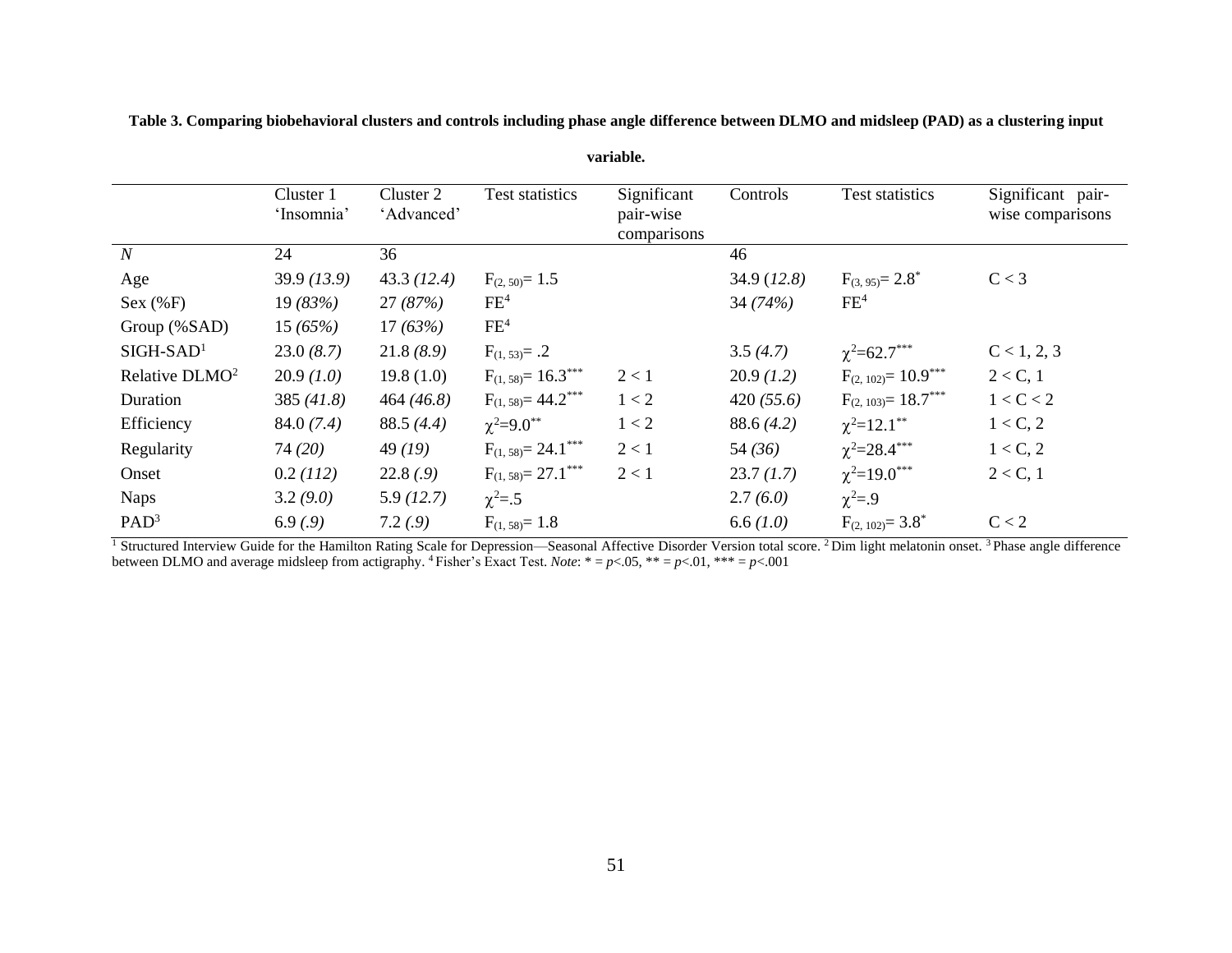**Table 3. Comparing biobehavioral clusters and controls including phase angle difference between DLMO and midsleep (PAD) as a clustering input variable.**

| | Cluster 1 'Insomnia' | Cluster 2 'Advanced' | Test statistics | Significant pair-wise comparisons | Controls | Test statistics | Significant pair-wise comparisons |
|---|---|---|---|---|---|---|---|
| *N* | 24 | 36 | | | 46 | | |
| Age | 39.9 *(13.9)* | 43.3 *(12.4)* | $F_{(2, 50)}= 1.5$ | | 34.9 (*12.8)* | $F_{(3, 95)}= 2.8^{*}$ | C < 3 |
| Sex (%F) | 19 *(83%)* | 27 *(87%)* | FE[4] | | 34 *(74%)* | FE[4] | |
| Group (%SAD) | 15 *(65%)* | 17 *(63%)* | FE[4] | | | | |
| SIGH-SAD[1] | 23.0 *(8.7)* | 21.8 *(8.9)* | $F_{(1, 53)}= .2$ | | 3.5 *(4.7)* | $\chi^2$=62.7$^{***}$ | C < 1, 2, 3 |
| Relative DLMO[2] | 20.9 *(1.0)* | 19.8 (1.0) | $F_{(1, 58)}= 16.3^{***}$ | 2 < 1 | 20.9 *(1.2)* | $F_{(2, 102)}= 10.9^{***}$ | 2 < C, 1 |
| Duration | 385 *(41.8)* | 464 *(46.8)* | $F_{(1, 58)}= 44.2^{***}$ | 1 < 2 | 420 *(55.6)* | $F_{(2, 103)}= 18.7^{***}$ | 1 < C < 2 |
| Efficiency | 84.0 *(7.4)* | 88.5 *(4.4)* | $\chi^2$=9.0$^{**}$ | 1 < 2 | 88.6 *(4.2)* | $\chi^2$=12.1$^{**}$ | 1 < C, 2 |
| Regularity | 74 *(20)* | 49 *(19)* | $F_{(1, 58)}= 24.1^{***}$ | 2 < 1 | 54 *(36)* | $\chi^2$=28.4$^{***}$ | 1 < C, 2 |
| Onset | 0.2 *(112)* | 22.8 *(.9)* | $F_{(1, 58)}= 27.1^{***}$ | 2 < 1 | 23.7 *(1.7)* | $\chi^2$=19.0$^{***}$ | 2 < C, 1 |
| Naps | 3.2 *(9.0)* | 5.9 *(12.7)* | $\chi^2$=.5 | | 2.7 *(6.0)* | $\chi^2$=.9 | |
| PAD[3] | 6.9 *(.9)* | 7.2 *(.9)* | $F_{(1, 58)}= 1.8$ | | 6.6 *(1.0)* | $F_{(2, 102)}= 3.8^{*}$ | C < 2 |

[1] Structured Interview Guide for the Hamilton Rating Scale for Depression—Seasonal Affective Disorder Version total score. [2] Dim light melatonin onset. [3] Phase angle difference between DLMO and average midsleep from actigraphy. [4] Fisher's Exact Test. *Note*: * = *p*<.05, ** = *p*<.01, *** = *p*<.001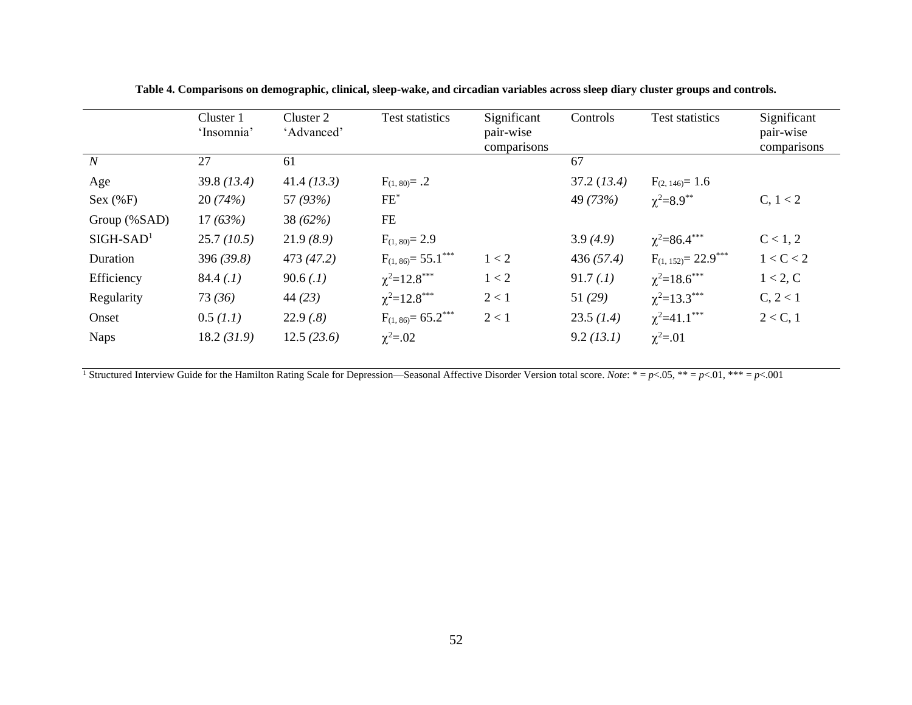**Table 4. Comparisons on demographic, clinical, sleep-wake, and circadian variables across sleep diary cluster groups and controls.**

| | Cluster 1 'Insomnia' | Cluster 2 'Advanced' | Test statistics | Significant pair-wise comparisons | Controls | Test statistics | Significant pair-wise comparisons |
|---|---|---|---|---|---|---|---|
| *N* | 27 | 61 | | | 67 | | |
| Age | 39.8 *(13.4)* | 41.4 *(13.3)* | $F_{(1, 80)}$= .2 | | 37.2 (*13.4)* | $F_{(2, 146)}$= 1.6 | |
| Sex (%F) | 20 *(74%)* | 57 *(93%)* | $FE^{*}$ | | 49 *(73%)* | $\chi^2$=8.9$^{**}$ | C, 1 < 2 |
| Group (%SAD) | 17 *(63%)* | 38 *(62%)* | FE | | | | |
| SIGH-SAD[1] | 25.7 *(10.5)* | 21.9 *(8.9)* | $F_{(1, 80)}$= 2.9 | | 3.9 *(4.9)* | $\chi^2$=86.4$^{***}$ | C < 1, 2 |
| Duration | 396 *(39.8)* | 473 *(47.2)* | $F_{(1, 86)}$= 55.1$^{***}$ | 1 < 2 | 436 *(57.4)* | $F_{(1, 152)}$= 22.9$^{***}$ | 1 < C < 2 |
| Efficiency | 84.4 *(.1)* | 90.6 *(.1)* | $\chi^2$=12.8$^{***}$ | 1 < 2 | 91.7 *(.1)* | $\chi^2$=18.6$^{***}$ | 1 < 2, C |
| Regularity | 73 *(36)* | 44 *(23)* | $\chi^2$=12.8$^{***}$ | 2 < 1 | 51 *(29)* | $\chi^2$=13.3$^{***}$ | C, 2 < 1 |
| Onset | 0.5 *(1.1)* | 22.9 *(.8)* | $F_{(1, 86)}$= 65.2$^{***}$ | 2 < 1 | 23.5 *(1.4)* | $\chi^2$=41.1$^{***}$ | 2 < C, 1 |
| Naps | 18.2 *(31.9)* | 12.5 *(23.6)* | $\chi^2$=.02 | | 9.2 *(13.1)* | $\chi^2$=.01 | |

[1] Structured Interview Guide for the Hamilton Rating Scale for Depression—Seasonal Affective Disorder Version total score. *Note*: * = $p$<.05, ** = $p$<.01, *** = $p$<.001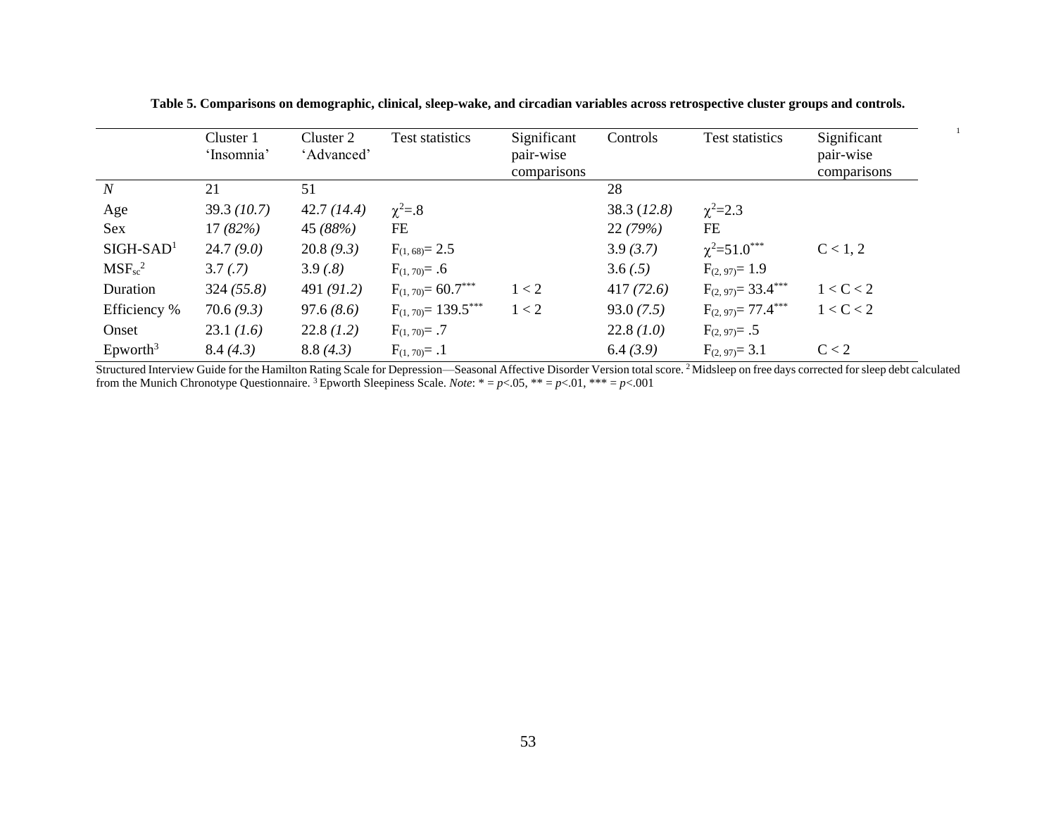**Table 5. Comparisons on demographic, clinical, sleep-wake, and circadian variables across retrospective cluster groups and controls.**

| | Cluster 1 'Insomnia' | Cluster 2 'Advanced' | Test statistics | Significant pair-wise comparisons | Controls | Test statistics | Significant pair-wise comparisons |
|---|---|---|---|---|---|---|---|
| *N* | 21 | 51 | | | 28 | | |
| Age | 39.3 *(10.7)* | 42.7 *(14.4)* | $\chi^2$=.8 | | 38.3 (*12.8*) | $\chi^2$=2.3 | |
| Sex | 17 *(82%)* | 45 *(88%)* | FE | | 22 *(79%)* | FE | |
| SIGH-SAD[1] | 24.7 *(9.0)* | 20.8 *(9.3)* | $F_{(1, 68)}$= 2.5 | | 3.9 *(3.7)* | $\chi^2$=51.0*** | C < 1, 2 |
| $MSF_{sc}$[2] | 3.7 *(.7)* | 3.9 *(.8)* | $F_{(1, 70)}$= .6 | | 3.6 *(.5)* | $F_{(2, 97)}$= 1.9 | |
| Duration | 324 *(55.8)* | 491 *(91.2)* | $F_{(1, 70)}$= 60.7*** | 1 < 2 | 417 *(72.6)* | $F_{(2, 97)}$= 33.4*** | 1 < C < 2 |
| Efficiency % | 70.6 *(9.3)* | 97.6 *(8.6)* | $F_{(1, 70)}$= 139.5*** | 1 < 2 | 93.0 *(7.5)* | $F_{(2, 97)}$= 77.4*** | 1 < C < 2 |
| Onset | 23.1 *(1.6)* | 22.8 *(1.2)* | $F_{(1, 70)}$= .7 | | 22.8 *(1.0)* | $F_{(2, 97)}$= .5 | |
| Epworth[3] | 8.4 *(4.3)* | 8.8 *(4.3)* | $F_{(1, 70)}$= .1 | | 6.4 *(3.9)* | $F_{(2, 97)}$= 3.1 | C < 2 |

[1] Structured Interview Guide for the Hamilton Rating Scale for Depression—Seasonal Affective Disorder Version total score. [2] Midsleep on free days corrected for sleep debt calculated from the Munich Chronotype Questionnaire. [3] Epworth Sleepiness Scale. *Note*: * = $p$<.05, ** = $p$<.01, *** = $p$<.001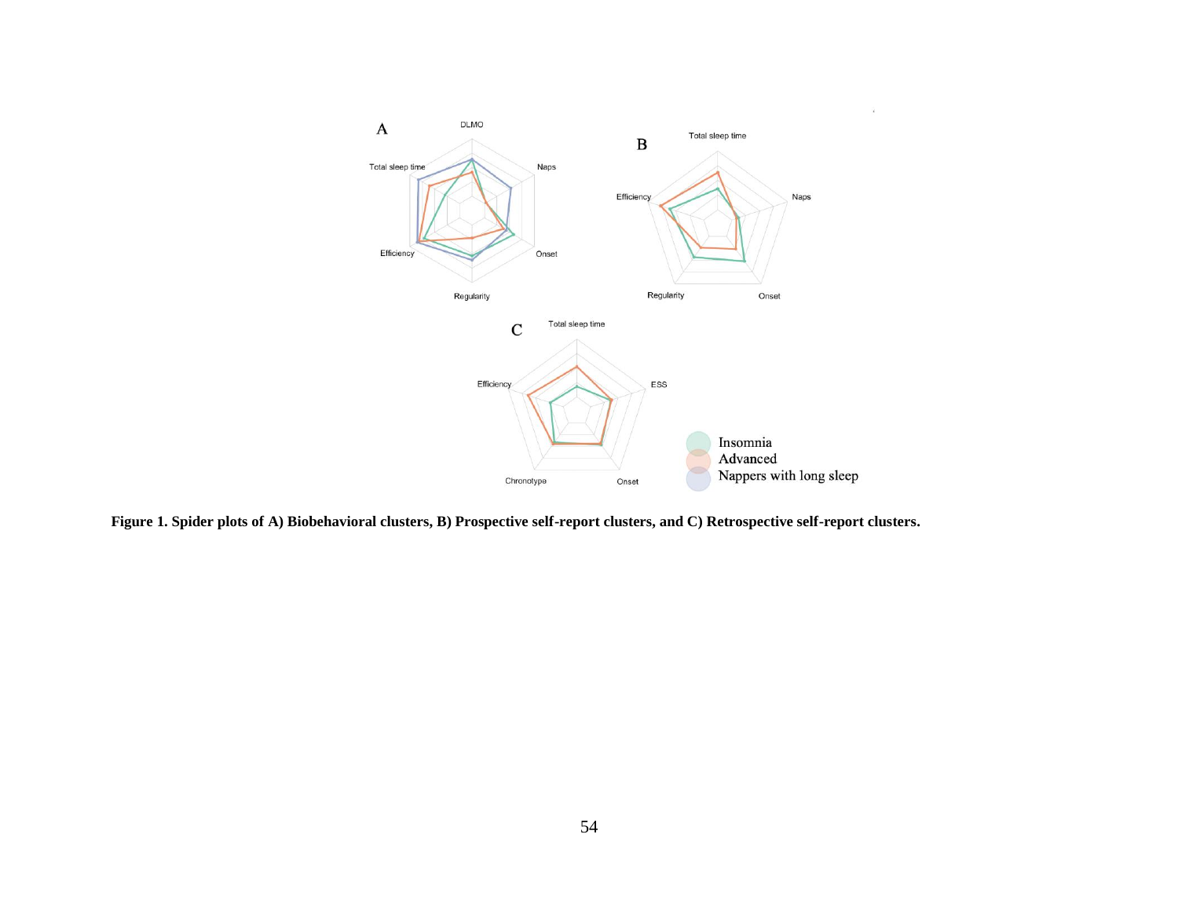**Figure 1. Spider plots of A) Biobehavioral clusters, B) Prospective self-report clusters, and C) Retrospective self-report clusters.**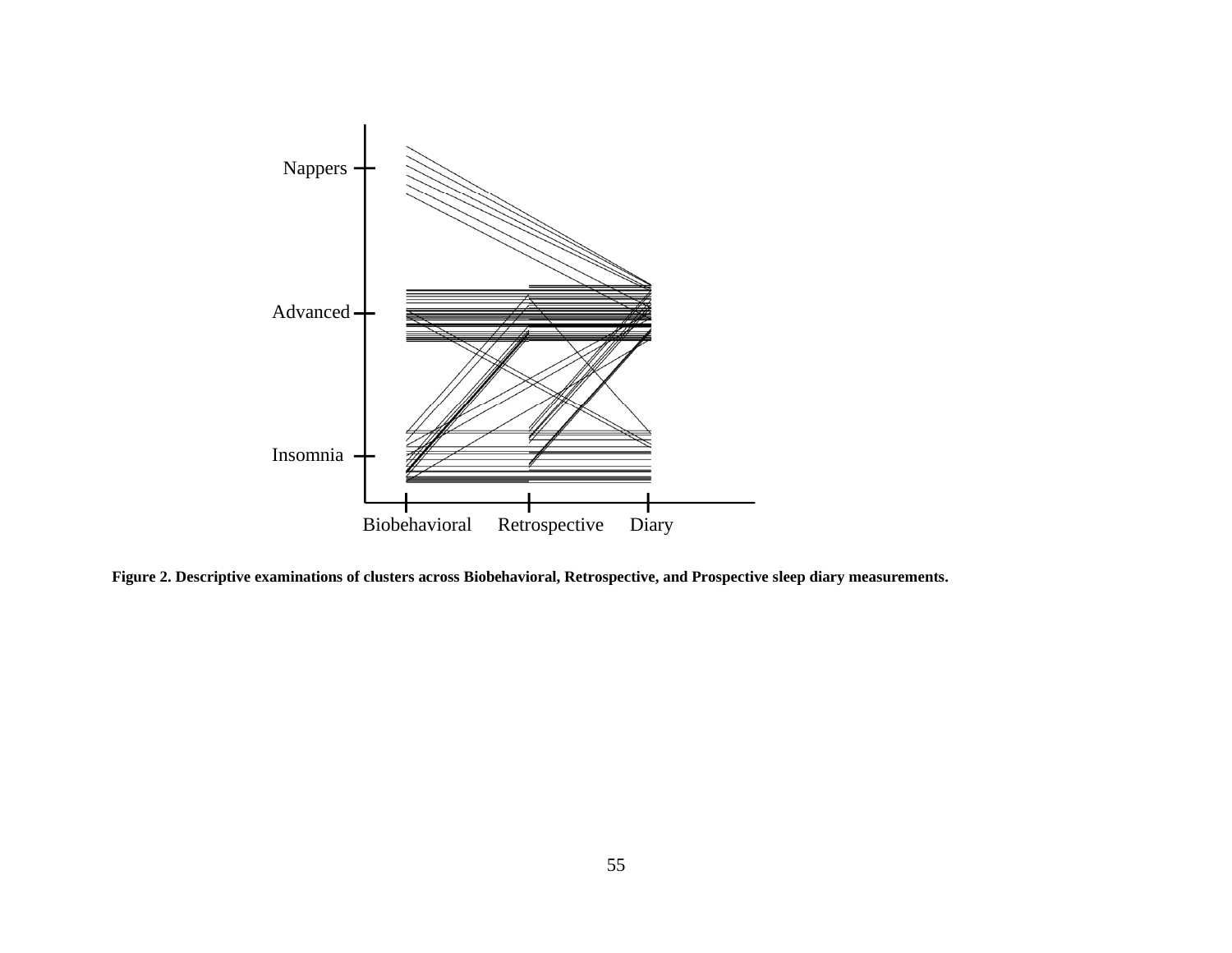**Figure 2. Descriptive examinations of clusters across Biobehavioral, Retrospective, and Prospective sleep diary measurements.**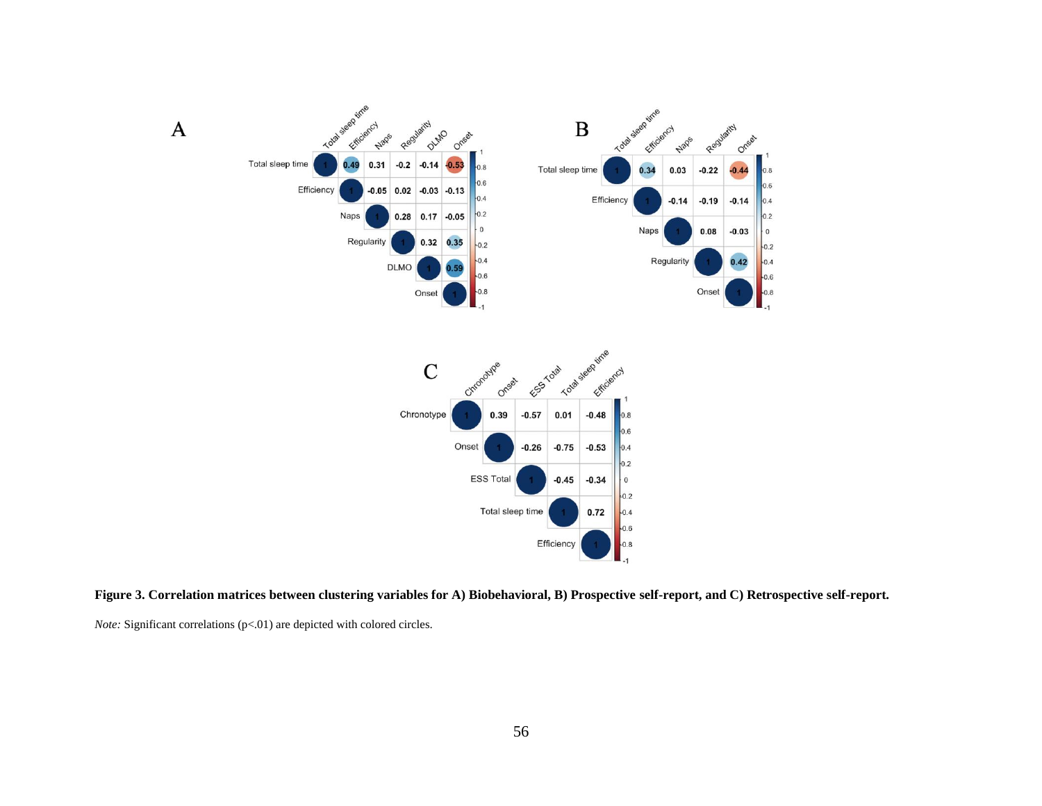**A**

| | Total sleep time | Efficiency | Naps | Regularity | DLMO | Onset |
|---|---|---|---|---|---|---|
| Total sleep time | 1 | 0.49 | 0.31 | -0.2 | -0.14 | -0.53 |
| Efficiency | | 1 | -0.05 | 0.02 | -0.03 | -0.13 |
| Naps | | | 1 | 0.28 | 0.17 | -0.05 |
| Regularity | | | | 1 | 0.32 | 0.35 |
| DLMO | | | | | 1 | 0.59 |
| Onset | | | | | | 1 |

**B**

| | Total sleep time | Efficiency | Naps | Regularity | Onset |
|---|---|---|---|---|---|
| Total sleep time | 1 | 0.34 | 0.03 | -0.22 | -0.44 |
| Efficiency | | 1 | -0.14 | -0.19 | -0.14 |
| Naps | | | 1 | 0.08 | -0.03 |
| Regularity | | | | 1 | 0.42 |
| Onset | | | | | 1 |

**C**

| | Chronotype | Onset | ESS Total | Total sleep time | Efficiency |
|---|---|---|---|---|---|
| Chronotype | 1 | 0.39 | -0.57 | 0.01 | -0.48 |
| Onset | | 1 | -0.26 | -0.75 | -0.53 |
| ESS Total | | | 1 | -0.45 | -0.34 |
| Total sleep time | | | | 1 | 0.72 |
| Efficiency | | | | | 1 |

**Figure 3. Correlation matrices between clustering variables for A) Biobehavioral, B) Prospective self-report, and C) Retrospective self-report.**

*Note:* Significant correlations (p<.01) are depicted with colored circles.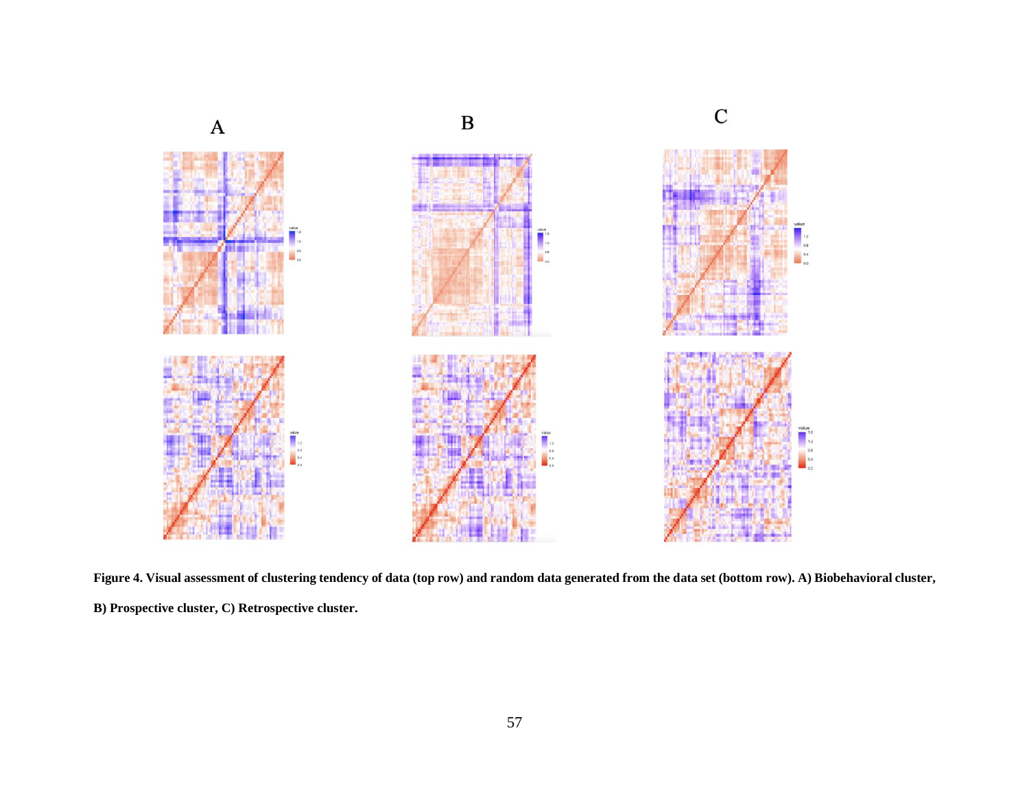**Figure 4. Visual assessment of clustering tendency of data (top row) and random data generated from the data set (bottom row). A) Biobehavioral cluster, B) Prospective cluster, C) Retrospective cluster.**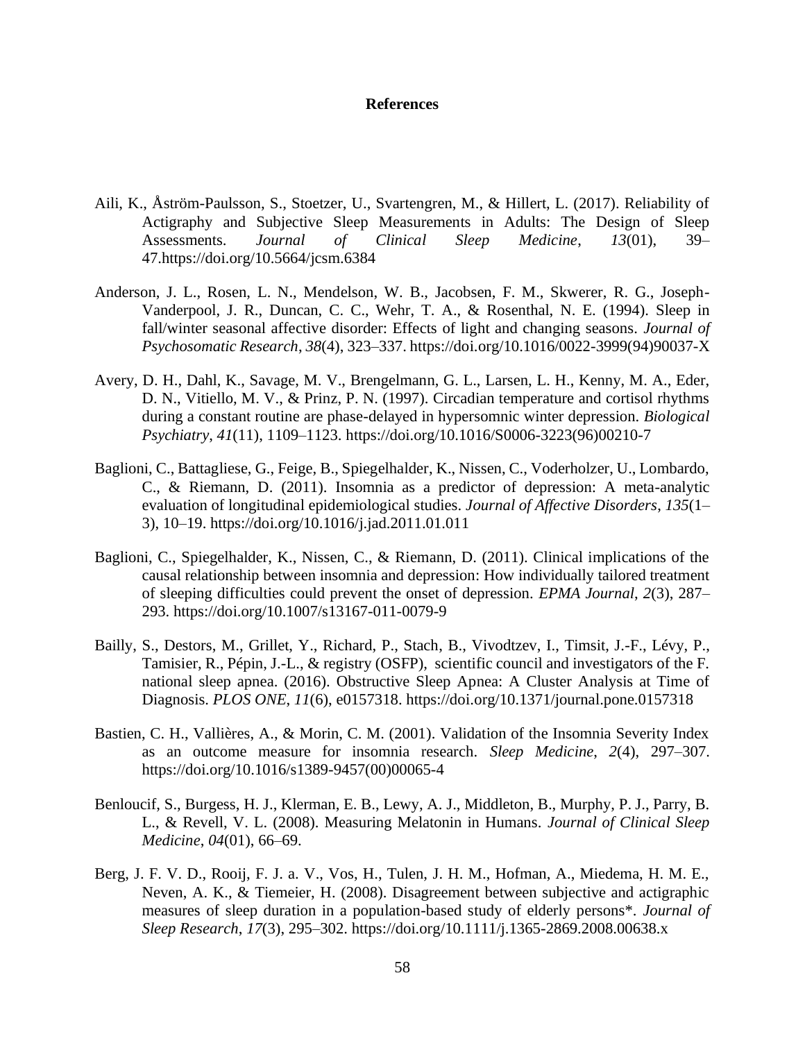# References

Aili, K., Åström-Paulsson, S., Stoetzer, U., Svartengren, M., & Hillert, L. (2017). Reliability of Actigraphy and Subjective Sleep Measurements in Adults: The Design of Sleep Assessments. *Journal of Clinical Sleep Medicine*, *13*(01), 39–47.https://doi.org/10.5664/jcsm.6384

Anderson, J. L., Rosen, L. N., Mendelson, W. B., Jacobsen, F. M., Skwerer, R. G., Joseph-Vanderpool, J. R., Duncan, C. C., Wehr, T. A., & Rosenthal, N. E. (1994). Sleep in fall/winter seasonal affective disorder: Effects of light and changing seasons. *Journal of Psychosomatic Research*, *38*(4), 323–337. https://doi.org/10.1016/0022-3999(94)90037-X

Avery, D. H., Dahl, K., Savage, M. V., Brengelmann, G. L., Larsen, L. H., Kenny, M. A., Eder, D. N., Vitiello, M. V., & Prinz, P. N. (1997). Circadian temperature and cortisol rhythms during a constant routine are phase-delayed in hypersomnic winter depression. *Biological Psychiatry*, *41*(11), 1109–1123. https://doi.org/10.1016/S0006-3223(96)00210-7

Baglioni, C., Battagliese, G., Feige, B., Spiegelhalder, K., Nissen, C., Voderholzer, U., Lombardo, C., & Riemann, D. (2011). Insomnia as a predictor of depression: A meta-analytic evaluation of longitudinal epidemiological studies. *Journal of Affective Disorders*, *135*(1–3), 10–19. https://doi.org/10.1016/j.jad.2011.01.011

Baglioni, C., Spiegelhalder, K., Nissen, C., & Riemann, D. (2011). Clinical implications of the causal relationship between insomnia and depression: How individually tailored treatment of sleeping difficulties could prevent the onset of depression. *EPMA Journal*, *2*(3), 287–293. https://doi.org/10.1007/s13167-011-0079-9

Bailly, S., Destors, M., Grillet, Y., Richard, P., Stach, B., Vivodtzev, I., Timsit, J.-F., Lévy, P., Tamisier, R., Pépin, J.-L., & registry (OSFP), scientific council and investigators of the F. national sleep apnea. (2016). Obstructive Sleep Apnea: A Cluster Analysis at Time of Diagnosis. *PLOS ONE*, *11*(6), e0157318. https://doi.org/10.1371/journal.pone.0157318

Bastien, C. H., Vallières, A., & Morin, C. M. (2001). Validation of the Insomnia Severity Index as an outcome measure for insomnia research. *Sleep Medicine*, *2*(4), 297–307. https://doi.org/10.1016/s1389-9457(00)00065-4

Benloucif, S., Burgess, H. J., Klerman, E. B., Lewy, A. J., Middleton, B., Murphy, P. J., Parry, B. L., & Revell, V. L. (2008). Measuring Melatonin in Humans. *Journal of Clinical Sleep Medicine*, *04*(01), 66–69.

Berg, J. F. V. D., Rooij, F. J. a. V., Vos, H., Tulen, J. H. M., Hofman, A., Miedema, H. M. E., Neven, A. K., & Tiemeier, H. (2008). Disagreement between subjective and actigraphic measures of sleep duration in a population-based study of elderly persons*. *Journal of Sleep Research*, *17*(3), 295–302. https://doi.org/10.1111/j.1365-2869.2008.00638.x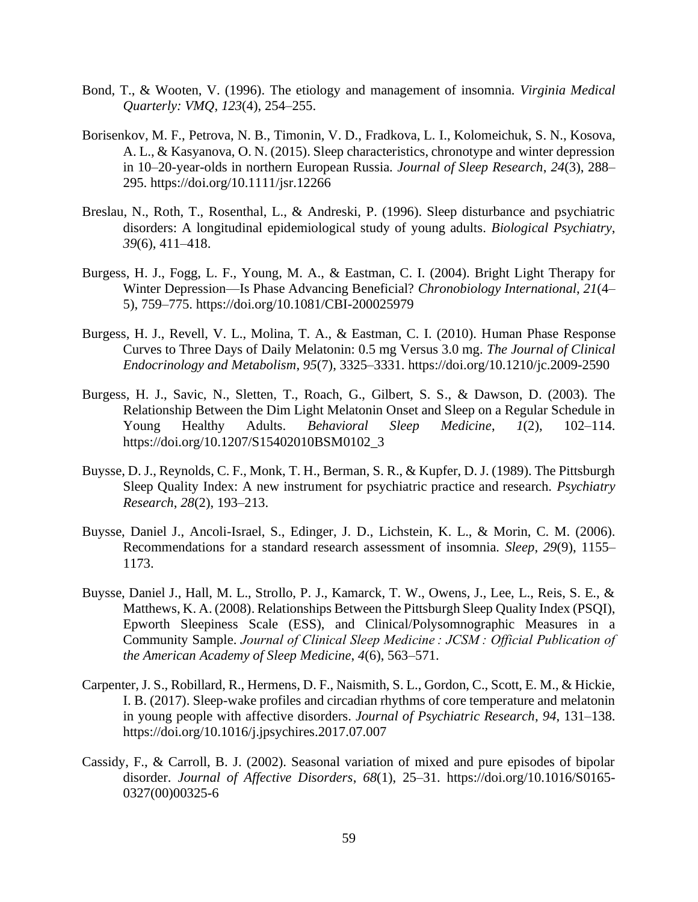Bond, T., & Wooten, V. (1996). The etiology and management of insomnia. *Virginia Medical Quarterly: VMQ*, *123*(4), 254–255.

Borisenkov, M. F., Petrova, N. B., Timonin, V. D., Fradkova, L. I., Kolomeichuk, S. N., Kosova, A. L., & Kasyanova, O. N. (2015). Sleep characteristics, chronotype and winter depression in 10–20-year-olds in northern European Russia. *Journal of Sleep Research*, *24*(3), 288–295. https://doi.org/10.1111/jsr.12266

Breslau, N., Roth, T., Rosenthal, L., & Andreski, P. (1996). Sleep disturbance and psychiatric disorders: A longitudinal epidemiological study of young adults. *Biological Psychiatry*, *39*(6), 411–418.

Burgess, H. J., Fogg, L. F., Young, M. A., & Eastman, C. I. (2004). Bright Light Therapy for Winter Depression—Is Phase Advancing Beneficial? *Chronobiology International*, *21*(4–5), 759–775. https://doi.org/10.1081/CBI-200025979

Burgess, H. J., Revell, V. L., Molina, T. A., & Eastman, C. I. (2010). Human Phase Response Curves to Three Days of Daily Melatonin: 0.5 mg Versus 3.0 mg. *The Journal of Clinical Endocrinology and Metabolism*, *95*(7), 3325–3331. https://doi.org/10.1210/jc.2009-2590

Burgess, H. J., Savic, N., Sletten, T., Roach, G., Gilbert, S. S., & Dawson, D. (2003). The Relationship Between the Dim Light Melatonin Onset and Sleep on a Regular Schedule in Young Healthy Adults. *Behavioral Sleep Medicine*, *1*(2), 102–114. https://doi.org/10.1207/S15402010BSM0102_3

Buysse, D. J., Reynolds, C. F., Monk, T. H., Berman, S. R., & Kupfer, D. J. (1989). The Pittsburgh Sleep Quality Index: A new instrument for psychiatric practice and research. *Psychiatry Research*, *28*(2), 193–213.

Buysse, Daniel J., Ancoli-Israel, S., Edinger, J. D., Lichstein, K. L., & Morin, C. M. (2006). Recommendations for a standard research assessment of insomnia. *Sleep*, *29*(9), 1155–1173.

Buysse, Daniel J., Hall, M. L., Strollo, P. J., Kamarck, T. W., Owens, J., Lee, L., Reis, S. E., & Matthews, K. A. (2008). Relationships Between the Pittsburgh Sleep Quality Index (PSQI), Epworth Sleepiness Scale (ESS), and Clinical/Polysomnographic Measures in a Community Sample. *Journal of Clinical Sleep Medicine : JCSM : Official Publication of the American Academy of Sleep Medicine*, *4*(6), 563–571.

Carpenter, J. S., Robillard, R., Hermens, D. F., Naismith, S. L., Gordon, C., Scott, E. M., & Hickie, I. B. (2017). Sleep-wake profiles and circadian rhythms of core temperature and melatonin in young people with affective disorders. *Journal of Psychiatric Research*, *94*, 131–138. https://doi.org/10.1016/j.jpsychires.2017.07.007

Cassidy, F., & Carroll, B. J. (2002). Seasonal variation of mixed and pure episodes of bipolar disorder. *Journal of Affective Disorders*, *68*(1), 25–31. https://doi.org/10.1016/S0165-0327(00)00325-6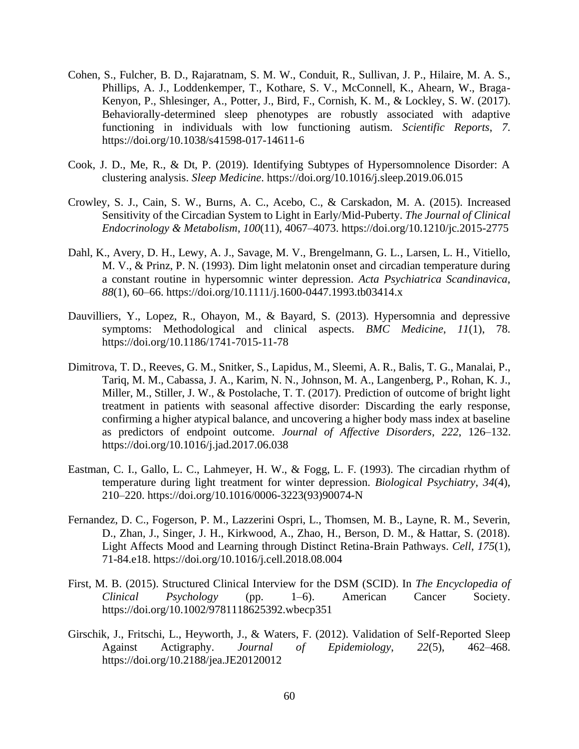Cohen, S., Fulcher, B. D., Rajaratnam, S. M. W., Conduit, R., Sullivan, J. P., Hilaire, M. A. S., Phillips, A. J., Loddenkemper, T., Kothare, S. V., McConnell, K., Ahearn, W., Braga-Kenyon, P., Shlesinger, A., Potter, J., Bird, F., Cornish, K. M., & Lockley, S. W. (2017). Behaviorally-determined sleep phenotypes are robustly associated with adaptive functioning in individuals with low functioning autism. *Scientific Reports*, *7*. https://doi.org/10.1038/s41598-017-14611-6

Cook, J. D., Me, R., & Dt, P. (2019). Identifying Subtypes of Hypersomnolence Disorder: A clustering analysis. *Sleep Medicine*. https://doi.org/10.1016/j.sleep.2019.06.015

Crowley, S. J., Cain, S. W., Burns, A. C., Acebo, C., & Carskadon, M. A. (2015). Increased Sensitivity of the Circadian System to Light in Early/Mid-Puberty. *The Journal of Clinical Endocrinology & Metabolism*, *100*(11), 4067–4073. https://doi.org/10.1210/jc.2015-2775

Dahl, K., Avery, D. H., Lewy, A. J., Savage, M. V., Brengelmann, G. L., Larsen, L. H., Vitiello, M. V., & Prinz, P. N. (1993). Dim light melatonin onset and circadian temperature during a constant routine in hypersomnic winter depression. *Acta Psychiatrica Scandinavica*, *88*(1), 60–66. https://doi.org/10.1111/j.1600-0447.1993.tb03414.x

Dauvilliers, Y., Lopez, R., Ohayon, M., & Bayard, S. (2013). Hypersomnia and depressive symptoms: Methodological and clinical aspects. *BMC Medicine*, *11*(1), 78. https://doi.org/10.1186/1741-7015-11-78

Dimitrova, T. D., Reeves, G. M., Snitker, S., Lapidus, M., Sleemi, A. R., Balis, T. G., Manalai, P., Tariq, M. M., Cabassa, J. A., Karim, N. N., Johnson, M. A., Langenberg, P., Rohan, K. J., Miller, M., Stiller, J. W., & Postolache, T. T. (2017). Prediction of outcome of bright light treatment in patients with seasonal affective disorder: Discarding the early response, confirming a higher atypical balance, and uncovering a higher body mass index at baseline as predictors of endpoint outcome. *Journal of Affective Disorders*, *222*, 126–132. https://doi.org/10.1016/j.jad.2017.06.038

Eastman, C. I., Gallo, L. C., Lahmeyer, H. W., & Fogg, L. F. (1993). The circadian rhythm of temperature during light treatment for winter depression. *Biological Psychiatry*, *34*(4), 210–220. https://doi.org/10.1016/0006-3223(93)90074-N

Fernandez, D. C., Fogerson, P. M., Lazzerini Ospri, L., Thomsen, M. B., Layne, R. M., Severin, D., Zhan, J., Singer, J. H., Kirkwood, A., Zhao, H., Berson, D. M., & Hattar, S. (2018). Light Affects Mood and Learning through Distinct Retina-Brain Pathways. *Cell*, *175*(1), 71-84.e18. https://doi.org/10.1016/j.cell.2018.08.004

First, M. B. (2015). Structured Clinical Interview for the DSM (SCID). In *The Encyclopedia of Clinical Psychology* (pp. 1–6). American Cancer Society. https://doi.org/10.1002/9781118625392.wbecp351

Girschik, J., Fritschi, L., Heyworth, J., & Waters, F. (2012). Validation of Self-Reported Sleep Against Actigraphy. *Journal of Epidemiology*, *22*(5), 462–468. https://doi.org/10.2188/jea.JE20120012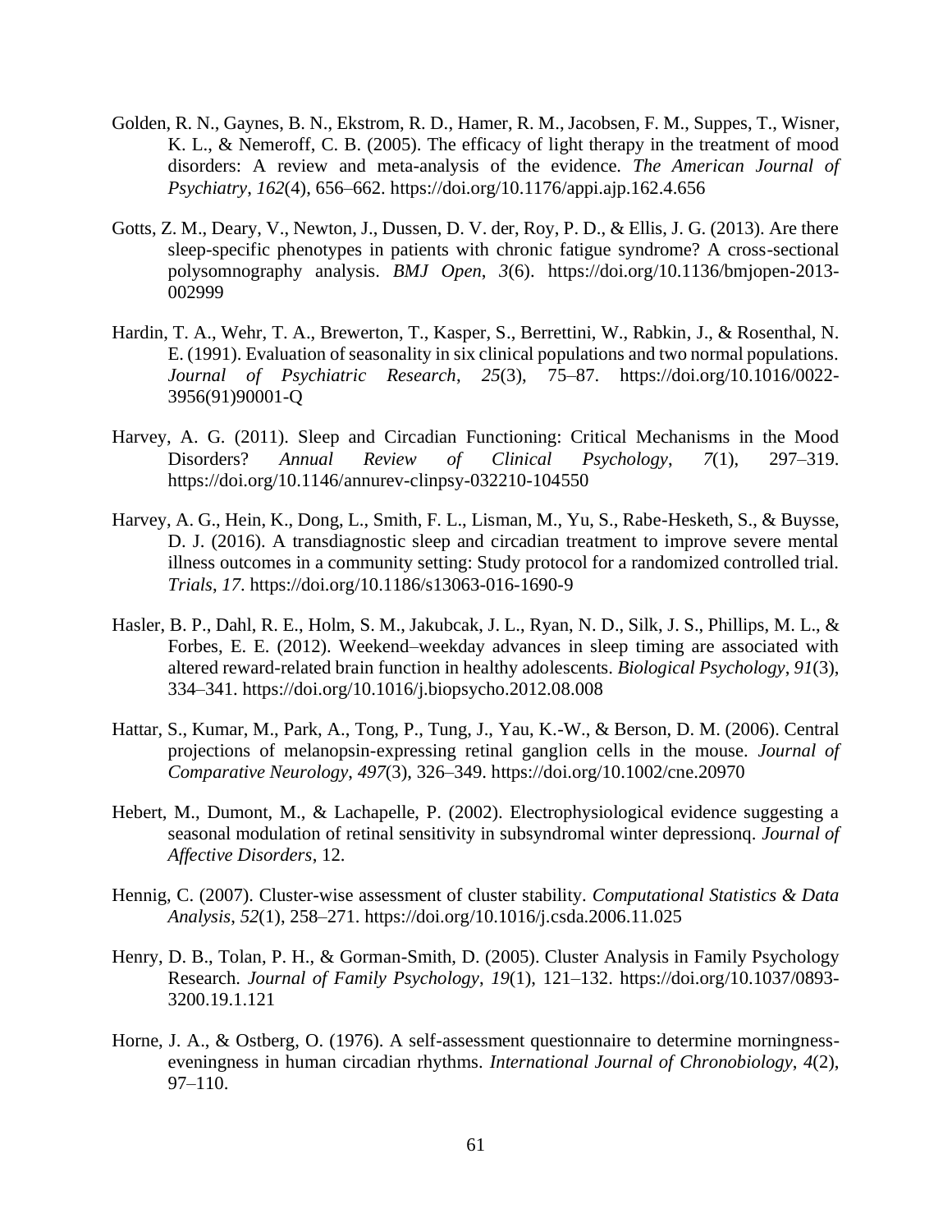Golden, R. N., Gaynes, B. N., Ekstrom, R. D., Hamer, R. M., Jacobsen, F. M., Suppes, T., Wisner, K. L., & Nemeroff, C. B. (2005). The efficacy of light therapy in the treatment of mood disorders: A review and meta-analysis of the evidence. *The American Journal of Psychiatry*, *162*(4), 656–662. https://doi.org/10.1176/appi.ajp.162.4.656

Gotts, Z. M., Deary, V., Newton, J., Dussen, D. V. der, Roy, P. D., & Ellis, J. G. (2013). Are there sleep-specific phenotypes in patients with chronic fatigue syndrome? A cross-sectional polysomnography analysis. *BMJ Open*, *3*(6). https://doi.org/10.1136/bmjopen-2013-002999

Hardin, T. A., Wehr, T. A., Brewerton, T., Kasper, S., Berrettini, W., Rabkin, J., & Rosenthal, N. E. (1991). Evaluation of seasonality in six clinical populations and two normal populations. *Journal of Psychiatric Research*, *25*(3), 75–87. https://doi.org/10.1016/0022-3956(91)90001-Q

Harvey, A. G. (2011). Sleep and Circadian Functioning: Critical Mechanisms in the Mood Disorders? *Annual Review of Clinical Psychology*, *7*(1), 297–319. https://doi.org/10.1146/annurev-clinpsy-032210-104550

Harvey, A. G., Hein, K., Dong, L., Smith, F. L., Lisman, M., Yu, S., Rabe-Hesketh, S., & Buysse, D. J. (2016). A transdiagnostic sleep and circadian treatment to improve severe mental illness outcomes in a community setting: Study protocol for a randomized controlled trial. *Trials*, *17*. https://doi.org/10.1186/s13063-016-1690-9

Hasler, B. P., Dahl, R. E., Holm, S. M., Jakubcak, J. L., Ryan, N. D., Silk, J. S., Phillips, M. L., & Forbes, E. E. (2012). Weekend–weekday advances in sleep timing are associated with altered reward-related brain function in healthy adolescents. *Biological Psychology*, *91*(3), 334–341. https://doi.org/10.1016/j.biopsycho.2012.08.008

Hattar, S., Kumar, M., Park, A., Tong, P., Tung, J., Yau, K.-W., & Berson, D. M. (2006). Central projections of melanopsin-expressing retinal ganglion cells in the mouse. *Journal of Comparative Neurology*, *497*(3), 326–349. https://doi.org/10.1002/cne.20970

Hebert, M., Dumont, M., & Lachapelle, P. (2002). Electrophysiological evidence suggesting a seasonal modulation of retinal sensitivity in subsyndromal winter depressionq. *Journal of Affective Disorders*, 12.

Hennig, C. (2007). Cluster-wise assessment of cluster stability. *Computational Statistics & Data Analysis*, *52*(1), 258–271. https://doi.org/10.1016/j.csda.2006.11.025

Henry, D. B., Tolan, P. H., & Gorman-Smith, D. (2005). Cluster Analysis in Family Psychology Research. *Journal of Family Psychology*, *19*(1), 121–132. https://doi.org/10.1037/0893-3200.19.1.121

Horne, J. A., & Ostberg, O. (1976). A self-assessment questionnaire to determine morningness-eveningness in human circadian rhythms. *International Journal of Chronobiology*, *4*(2), 97–110.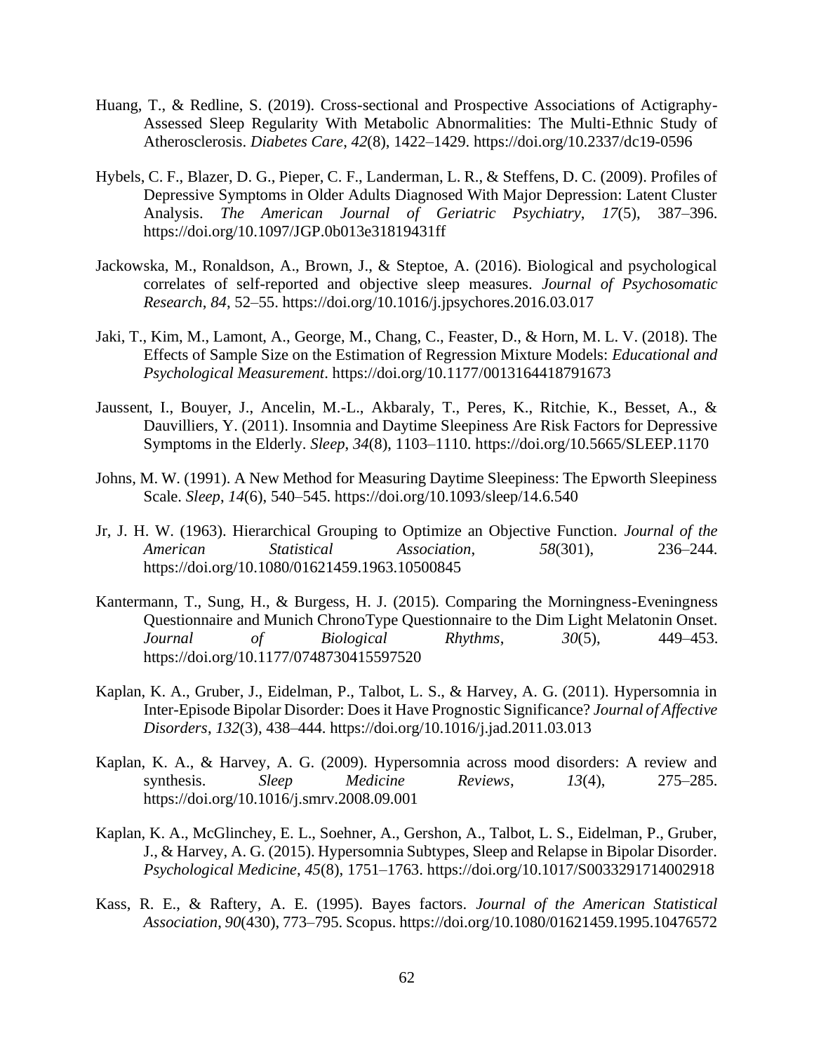Huang, T., & Redline, S. (2019). Cross-sectional and Prospective Associations of Actigraphy-Assessed Sleep Regularity With Metabolic Abnormalities: The Multi-Ethnic Study of Atherosclerosis. *Diabetes Care*, *42*(8), 1422–1429. https://doi.org/10.2337/dc19-0596

Hybels, C. F., Blazer, D. G., Pieper, C. F., Landerman, L. R., & Steffens, D. C. (2009). Profiles of Depressive Symptoms in Older Adults Diagnosed With Major Depression: Latent Cluster Analysis. *The American Journal of Geriatric Psychiatry*, *17*(5), 387–396. https://doi.org/10.1097/JGP.0b013e31819431ff

Jackowska, M., Ronaldson, A., Brown, J., & Steptoe, A. (2016). Biological and psychological correlates of self-reported and objective sleep measures. *Journal of Psychosomatic Research*, *84*, 52–55. https://doi.org/10.1016/j.jpsychores.2016.03.017

Jaki, T., Kim, M., Lamont, A., George, M., Chang, C., Feaster, D., & Horn, M. L. V. (2018). The Effects of Sample Size on the Estimation of Regression Mixture Models: *Educational and Psychological Measurement*. https://doi.org/10.1177/0013164418791673

Jaussent, I., Bouyer, J., Ancelin, M.-L., Akbaraly, T., Peres, K., Ritchie, K., Besset, A., & Dauvilliers, Y. (2011). Insomnia and Daytime Sleepiness Are Risk Factors for Depressive Symptoms in the Elderly. *Sleep*, *34*(8), 1103–1110. https://doi.org/10.5665/SLEEP.1170

Johns, M. W. (1991). A New Method for Measuring Daytime Sleepiness: The Epworth Sleepiness Scale. *Sleep*, *14*(6), 540–545. https://doi.org/10.1093/sleep/14.6.540

Jr, J. H. W. (1963). Hierarchical Grouping to Optimize an Objective Function. *Journal of the American Statistical Association*, *58*(301), 236–244. https://doi.org/10.1080/01621459.1963.10500845

Kantermann, T., Sung, H., & Burgess, H. J. (2015). Comparing the Morningness-Eveningness Questionnaire and Munich ChronoType Questionnaire to the Dim Light Melatonin Onset. *Journal of Biological Rhythms*, *30*(5), 449–453. https://doi.org/10.1177/0748730415597520

Kaplan, K. A., Gruber, J., Eidelman, P., Talbot, L. S., & Harvey, A. G. (2011). Hypersomnia in Inter-Episode Bipolar Disorder: Does it Have Prognostic Significance? *Journal of Affective Disorders*, *132*(3), 438–444. https://doi.org/10.1016/j.jad.2011.03.013

Kaplan, K. A., & Harvey, A. G. (2009). Hypersomnia across mood disorders: A review and synthesis. *Sleep Medicine Reviews*, *13*(4), 275–285. https://doi.org/10.1016/j.smrv.2008.09.001

Kaplan, K. A., McGlinchey, E. L., Soehner, A., Gershon, A., Talbot, L. S., Eidelman, P., Gruber, J., & Harvey, A. G. (2015). Hypersomnia Subtypes, Sleep and Relapse in Bipolar Disorder. *Psychological Medicine*, *45*(8), 1751–1763. https://doi.org/10.1017/S0033291714002918

Kass, R. E., & Raftery, A. E. (1995). Bayes factors. *Journal of the American Statistical Association*, *90*(430), 773–795. Scopus. https://doi.org/10.1080/01621459.1995.10476572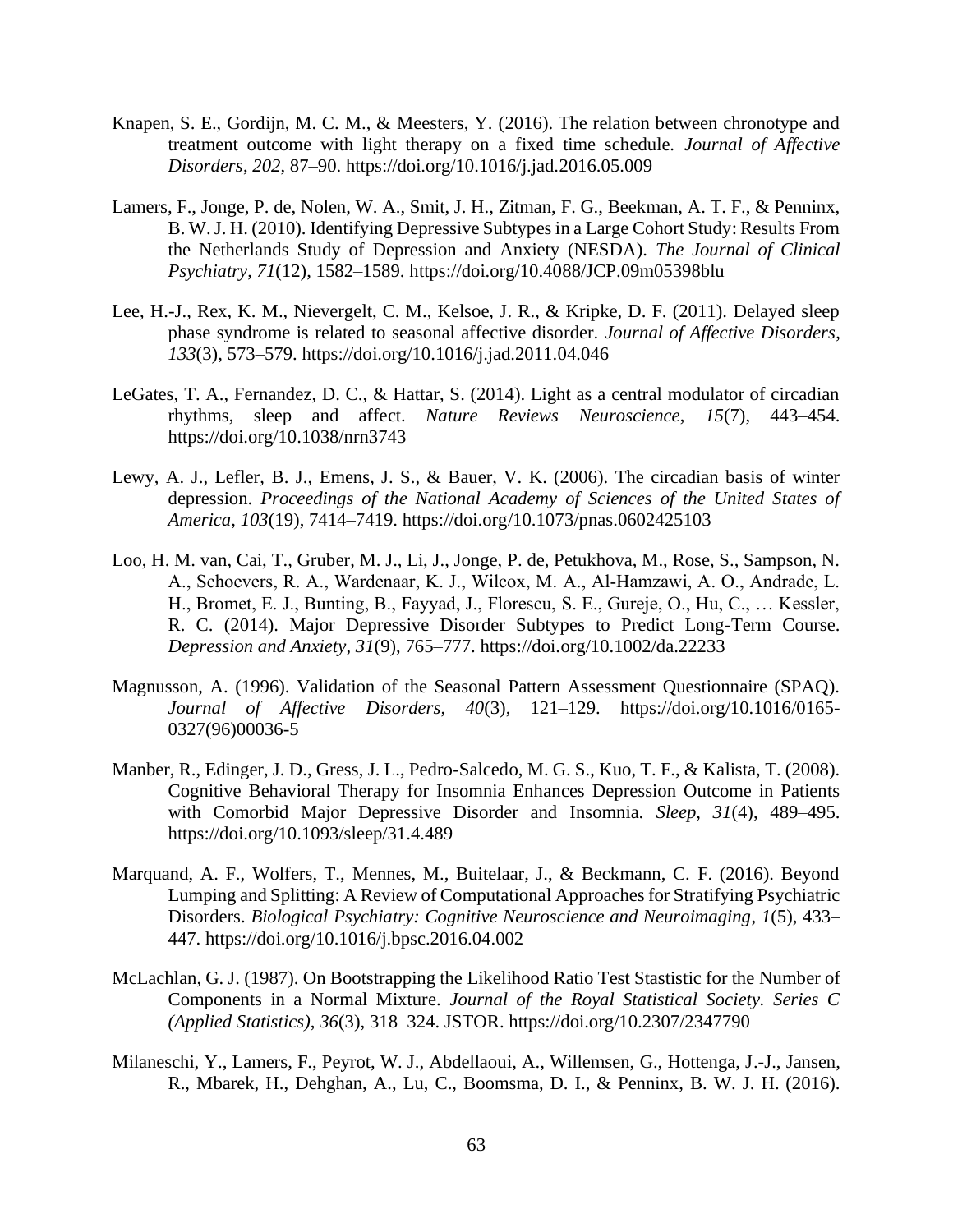Knapen, S. E., Gordijn, M. C. M., & Meesters, Y. (2016). The relation between chronotype and treatment outcome with light therapy on a fixed time schedule. *Journal of Affective Disorders*, *202*, 87–90. https://doi.org/10.1016/j.jad.2016.05.009

Lamers, F., Jonge, P. de, Nolen, W. A., Smit, J. H., Zitman, F. G., Beekman, A. T. F., & Penninx, B. W. J. H. (2010). Identifying Depressive Subtypes in a Large Cohort Study: Results From the Netherlands Study of Depression and Anxiety (NESDA). *The Journal of Clinical Psychiatry*, *71*(12), 1582–1589. https://doi.org/10.4088/JCP.09m05398blu

Lee, H.-J., Rex, K. M., Nievergelt, C. M., Kelsoe, J. R., & Kripke, D. F. (2011). Delayed sleep phase syndrome is related to seasonal affective disorder. *Journal of Affective Disorders*, *133*(3), 573–579. https://doi.org/10.1016/j.jad.2011.04.046

LeGates, T. A., Fernandez, D. C., & Hattar, S. (2014). Light as a central modulator of circadian rhythms, sleep and affect. *Nature Reviews Neuroscience*, *15*(7), 443–454. https://doi.org/10.1038/nrn3743

Lewy, A. J., Lefler, B. J., Emens, J. S., & Bauer, V. K. (2006). The circadian basis of winter depression. *Proceedings of the National Academy of Sciences of the United States of America*, *103*(19), 7414–7419. https://doi.org/10.1073/pnas.0602425103

Loo, H. M. van, Cai, T., Gruber, M. J., Li, J., Jonge, P. de, Petukhova, M., Rose, S., Sampson, N. A., Schoevers, R. A., Wardenaar, K. J., Wilcox, M. A., Al-Hamzawi, A. O., Andrade, L. H., Bromet, E. J., Bunting, B., Fayyad, J., Florescu, S. E., Gureje, O., Hu, C., … Kessler, R. C. (2014). Major Depressive Disorder Subtypes to Predict Long-Term Course. *Depression and Anxiety*, *31*(9), 765–777. https://doi.org/10.1002/da.22233

Magnusson, A. (1996). Validation of the Seasonal Pattern Assessment Questionnaire (SPAQ). *Journal of Affective Disorders*, *40*(3), 121–129. https://doi.org/10.1016/0165-0327(96)00036-5

Manber, R., Edinger, J. D., Gress, J. L., Pedro-Salcedo, M. G. S., Kuo, T. F., & Kalista, T. (2008). Cognitive Behavioral Therapy for Insomnia Enhances Depression Outcome in Patients with Comorbid Major Depressive Disorder and Insomnia. *Sleep*, *31*(4), 489–495. https://doi.org/10.1093/sleep/31.4.489

Marquand, A. F., Wolfers, T., Mennes, M., Buitelaar, J., & Beckmann, C. F. (2016). Beyond Lumping and Splitting: A Review of Computational Approaches for Stratifying Psychiatric Disorders. *Biological Psychiatry: Cognitive Neuroscience and Neuroimaging*, *1*(5), 433–447. https://doi.org/10.1016/j.bpsc.2016.04.002

McLachlan, G. J. (1987). On Bootstrapping the Likelihood Ratio Test Stastistic for the Number of Components in a Normal Mixture. *Journal of the Royal Statistical Society. Series C (Applied Statistics)*, *36*(3), 318–324. JSTOR. https://doi.org/10.2307/2347790

Milaneschi, Y., Lamers, F., Peyrot, W. J., Abdellaoui, A., Willemsen, G., Hottenga, J.-J., Jansen, R., Mbarek, H., Dehghan, A., Lu, C., Boomsma, D. I., & Penninx, B. W. J. H. (2016).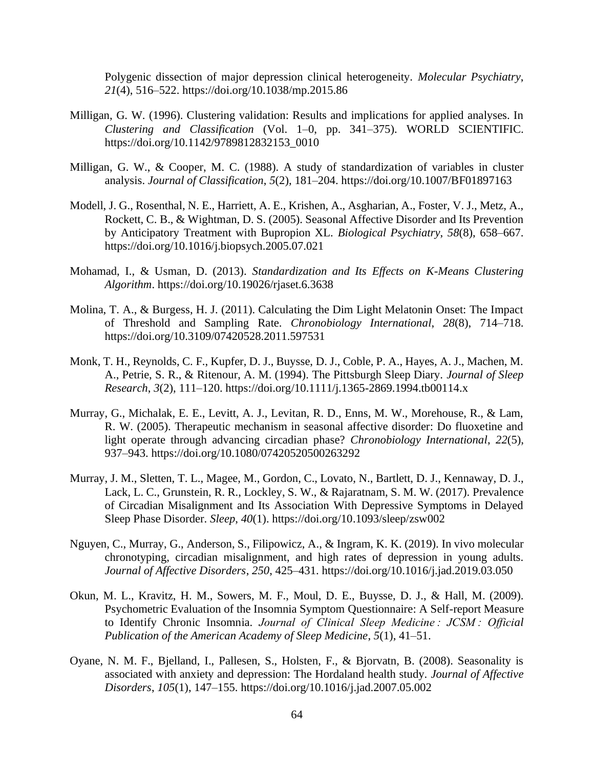Polygenic dissection of major depression clinical heterogeneity. *Molecular Psychiatry*, *21*(4), 516–522. https://doi.org/10.1038/mp.2015.86

Milligan, G. W. (1996). Clustering validation: Results and implications for applied analyses. In *Clustering and Classification* (Vol. 1–0, pp. 341–375). WORLD SCIENTIFIC. https://doi.org/10.1142/9789812832153_0010

Milligan, G. W., & Cooper, M. C. (1988). A study of standardization of variables in cluster analysis. *Journal of Classification*, *5*(2), 181–204. https://doi.org/10.1007/BF01897163

Modell, J. G., Rosenthal, N. E., Harriett, A. E., Krishen, A., Asgharian, A., Foster, V. J., Metz, A., Rockett, C. B., & Wightman, D. S. (2005). Seasonal Affective Disorder and Its Prevention by Anticipatory Treatment with Bupropion XL. *Biological Psychiatry*, *58*(8), 658–667. https://doi.org/10.1016/j.biopsych.2005.07.021

Mohamad, I., & Usman, D. (2013). *Standardization and Its Effects on K-Means Clustering Algorithm*. https://doi.org/10.19026/rjaset.6.3638

Molina, T. A., & Burgess, H. J. (2011). Calculating the Dim Light Melatonin Onset: The Impact of Threshold and Sampling Rate. *Chronobiology International*, *28*(8), 714–718. https://doi.org/10.3109/07420528.2011.597531

Monk, T. H., Reynolds, C. F., Kupfer, D. J., Buysse, D. J., Coble, P. A., Hayes, A. J., Machen, M. A., Petrie, S. R., & Ritenour, A. M. (1994). The Pittsburgh Sleep Diary. *Journal of Sleep Research*, *3*(2), 111–120. https://doi.org/10.1111/j.1365-2869.1994.tb00114.x

Murray, G., Michalak, E. E., Levitt, A. J., Levitan, R. D., Enns, M. W., Morehouse, R., & Lam, R. W. (2005). Therapeutic mechanism in seasonal affective disorder: Do fluoxetine and light operate through advancing circadian phase? *Chronobiology International*, *22*(5), 937–943. https://doi.org/10.1080/07420520500263292

Murray, J. M., Sletten, T. L., Magee, M., Gordon, C., Lovato, N., Bartlett, D. J., Kennaway, D. J., Lack, L. C., Grunstein, R. R., Lockley, S. W., & Rajaratnam, S. M. W. (2017). Prevalence of Circadian Misalignment and Its Association With Depressive Symptoms in Delayed Sleep Phase Disorder. *Sleep*, *40*(1). https://doi.org/10.1093/sleep/zsw002

Nguyen, C., Murray, G., Anderson, S., Filipowicz, A., & Ingram, K. K. (2019). In vivo molecular chronotyping, circadian misalignment, and high rates of depression in young adults. *Journal of Affective Disorders*, *250*, 425–431. https://doi.org/10.1016/j.jad.2019.03.050

Okun, M. L., Kravitz, H. M., Sowers, M. F., Moul, D. E., Buysse, D. J., & Hall, M. (2009). Psychometric Evaluation of the Insomnia Symptom Questionnaire: A Self-report Measure to Identify Chronic Insomnia. *Journal of Clinical Sleep Medicine : JCSM : Official Publication of the American Academy of Sleep Medicine*, *5*(1), 41–51.

Oyane, N. M. F., Bjelland, I., Pallesen, S., Holsten, F., & Bjorvatn, B. (2008). Seasonality is associated with anxiety and depression: The Hordaland health study. *Journal of Affective Disorders*, *105*(1), 147–155. https://doi.org/10.1016/j.jad.2007.05.002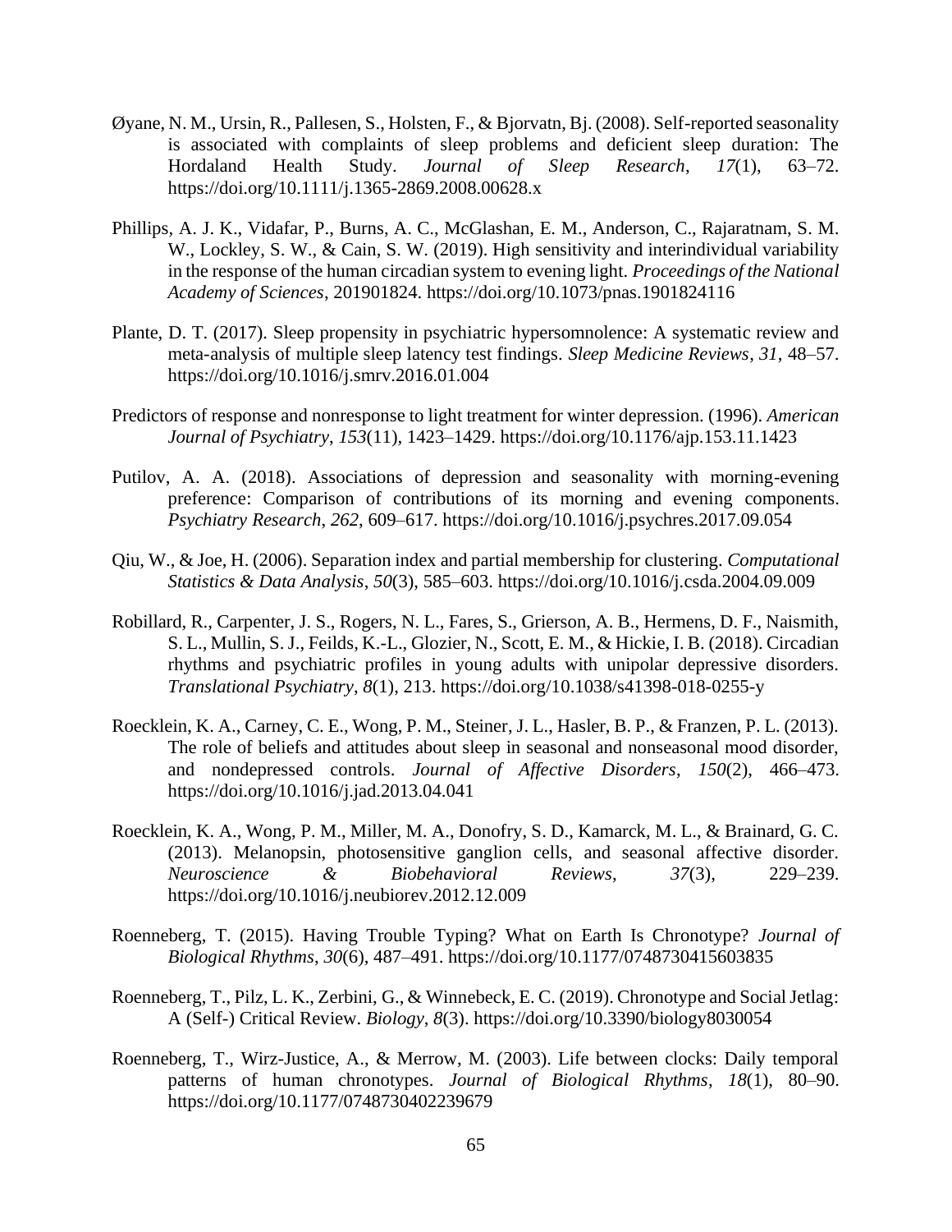Øyane, N. M., Ursin, R., Pallesen, S., Holsten, F., & Bjorvatn, Bj. (2008). Self-reported seasonality is associated with complaints of sleep problems and deficient sleep duration: The Hordaland Health Study. *Journal of Sleep Research*, *17*(1), 63–72. https://doi.org/10.1111/j.1365-2869.2008.00628.x

Phillips, A. J. K., Vidafar, P., Burns, A. C., McGlashan, E. M., Anderson, C., Rajaratnam, S. M. W., Lockley, S. W., & Cain, S. W. (2019). High sensitivity and interindividual variability in the response of the human circadian system to evening light. *Proceedings of the National Academy of Sciences*, 201901824. https://doi.org/10.1073/pnas.1901824116

Plante, D. T. (2017). Sleep propensity in psychiatric hypersomnolence: A systematic review and meta-analysis of multiple sleep latency test findings. *Sleep Medicine Reviews*, *31*, 48–57. https://doi.org/10.1016/j.smrv.2016.01.004

Predictors of response and nonresponse to light treatment for winter depression. (1996). *American Journal of Psychiatry*, *153*(11), 1423–1429. https://doi.org/10.1176/ajp.153.11.1423

Putilov, A. A. (2018). Associations of depression and seasonality with morning-evening preference: Comparison of contributions of its morning and evening components. *Psychiatry Research*, *262*, 609–617. https://doi.org/10.1016/j.psychres.2017.09.054

Qiu, W., & Joe, H. (2006). Separation index and partial membership for clustering. *Computational Statistics & Data Analysis*, *50*(3), 585–603. https://doi.org/10.1016/j.csda.2004.09.009

Robillard, R., Carpenter, J. S., Rogers, N. L., Fares, S., Grierson, A. B., Hermens, D. F., Naismith, S. L., Mullin, S. J., Feilds, K.-L., Glozier, N., Scott, E. M., & Hickie, I. B. (2018). Circadian rhythms and psychiatric profiles in young adults with unipolar depressive disorders. *Translational Psychiatry*, *8*(1), 213. https://doi.org/10.1038/s41398-018-0255-y

Roecklein, K. A., Carney, C. E., Wong, P. M., Steiner, J. L., Hasler, B. P., & Franzen, P. L. (2013). The role of beliefs and attitudes about sleep in seasonal and nonseasonal mood disorder, and nondepressed controls. *Journal of Affective Disorders*, *150*(2), 466–473. https://doi.org/10.1016/j.jad.2013.04.041

Roecklein, K. A., Wong, P. M., Miller, M. A., Donofry, S. D., Kamarck, M. L., & Brainard, G. C. (2013). Melanopsin, photosensitive ganglion cells, and seasonal affective disorder. *Neuroscience & Biobehavioral Reviews*, *37*(3), 229–239. https://doi.org/10.1016/j.neubiorev.2012.12.009

Roenneberg, T. (2015). Having Trouble Typing? What on Earth Is Chronotype? *Journal of Biological Rhythms*, *30*(6), 487–491. https://doi.org/10.1177/0748730415603835

Roenneberg, T., Pilz, L. K., Zerbini, G., & Winnebeck, E. C. (2019). Chronotype and Social Jetlag: A (Self-) Critical Review. *Biology*, *8*(3). https://doi.org/10.3390/biology8030054

Roenneberg, T., Wirz-Justice, A., & Merrow, M. (2003). Life between clocks: Daily temporal patterns of human chronotypes. *Journal of Biological Rhythms*, *18*(1), 80–90. https://doi.org/10.1177/0748730402239679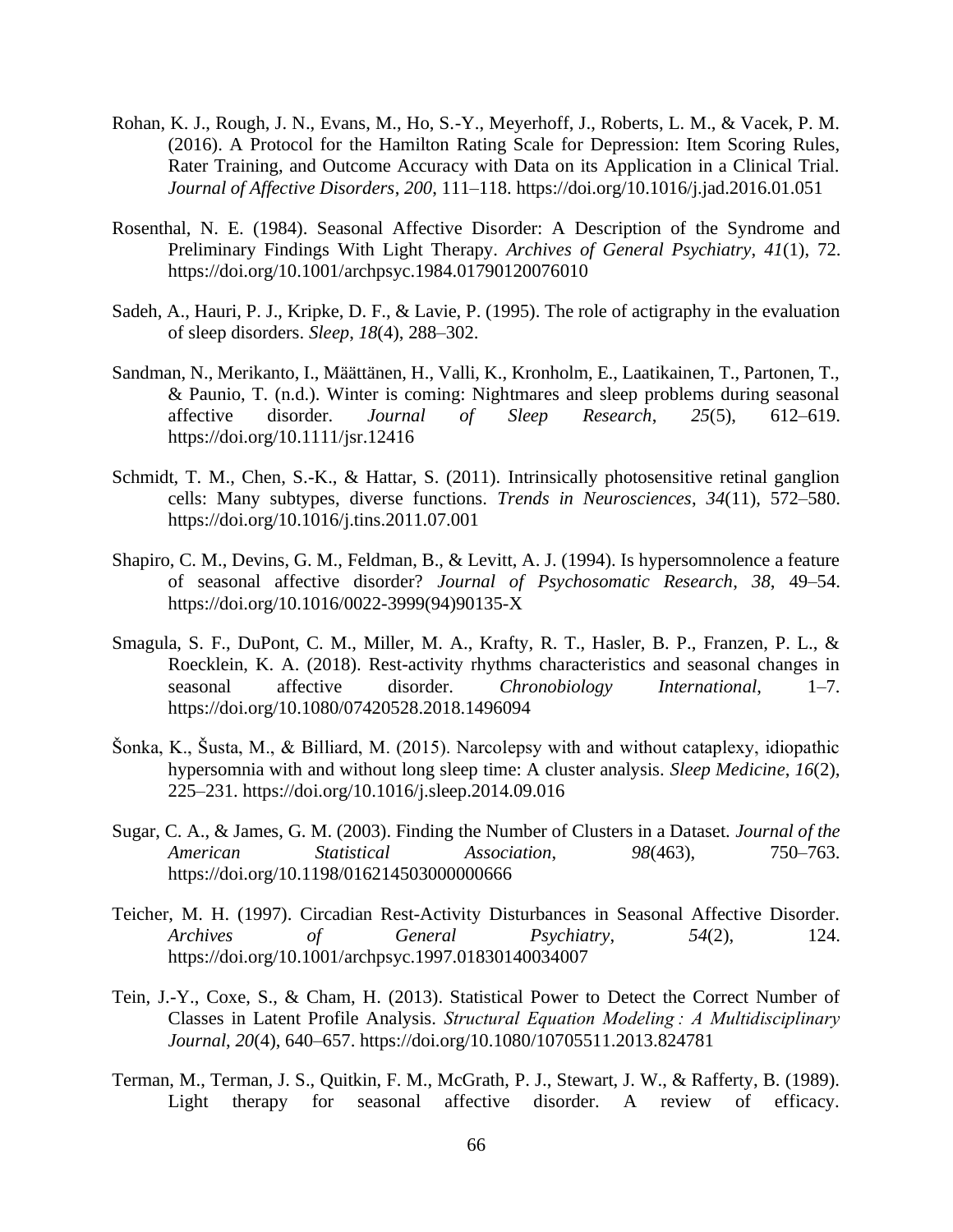Rohan, K. J., Rough, J. N., Evans, M., Ho, S.-Y., Meyerhoff, J., Roberts, L. M., & Vacek, P. M. (2016). A Protocol for the Hamilton Rating Scale for Depression: Item Scoring Rules, Rater Training, and Outcome Accuracy with Data on its Application in a Clinical Trial. *Journal of Affective Disorders*, *200*, 111–118. https://doi.org/10.1016/j.jad.2016.01.051

Rosenthal, N. E. (1984). Seasonal Affective Disorder: A Description of the Syndrome and Preliminary Findings With Light Therapy. *Archives of General Psychiatry*, *41*(1), 72. https://doi.org/10.1001/archpsyc.1984.01790120076010

Sadeh, A., Hauri, P. J., Kripke, D. F., & Lavie, P. (1995). The role of actigraphy in the evaluation of sleep disorders. *Sleep*, *18*(4), 288–302.

Sandman, N., Merikanto, I., Määttänen, H., Valli, K., Kronholm, E., Laatikainen, T., Partonen, T., & Paunio, T. (n.d.). Winter is coming: Nightmares and sleep problems during seasonal affective disorder. *Journal of Sleep Research*, *25*(5), 612–619. https://doi.org/10.1111/jsr.12416

Schmidt, T. M., Chen, S.-K., & Hattar, S. (2011). Intrinsically photosensitive retinal ganglion cells: Many subtypes, diverse functions. *Trends in Neurosciences*, *34*(11), 572–580. https://doi.org/10.1016/j.tins.2011.07.001

Shapiro, C. M., Devins, G. M., Feldman, B., & Levitt, A. J. (1994). Is hypersomnolence a feature of seasonal affective disorder? *Journal of Psychosomatic Research*, *38*, 49–54. https://doi.org/10.1016/0022-3999(94)90135-X

Smagula, S. F., DuPont, C. M., Miller, M. A., Krafty, R. T., Hasler, B. P., Franzen, P. L., & Roecklein, K. A. (2018). Rest-activity rhythms characteristics and seasonal changes in seasonal affective disorder. *Chronobiology International*, 1–7. https://doi.org/10.1080/07420528.2018.1496094

Šonka, K., Šusta, M., & Billiard, M. (2015). Narcolepsy with and without cataplexy, idiopathic hypersomnia with and without long sleep time: A cluster analysis. *Sleep Medicine*, *16*(2), 225–231. https://doi.org/10.1016/j.sleep.2014.09.016

Sugar, C. A., & James, G. M. (2003). Finding the Number of Clusters in a Dataset. *Journal of the American Statistical Association*, *98*(463), 750–763. https://doi.org/10.1198/016214503000000666

Teicher, M. H. (1997). Circadian Rest-Activity Disturbances in Seasonal Affective Disorder. *Archives of General Psychiatry*, *54*(2), 124. https://doi.org/10.1001/archpsyc.1997.01830140034007

Tein, J.-Y., Coxe, S., & Cham, H. (2013). Statistical Power to Detect the Correct Number of Classes in Latent Profile Analysis. *Structural Equation Modeling : A Multidisciplinary Journal*, *20*(4), 640–657. https://doi.org/10.1080/10705511.2013.824781

Terman, M., Terman, J. S., Quitkin, F. M., McGrath, P. J., Stewart, J. W., & Rafferty, B. (1989). Light therapy for seasonal affective disorder. A review of efficacy.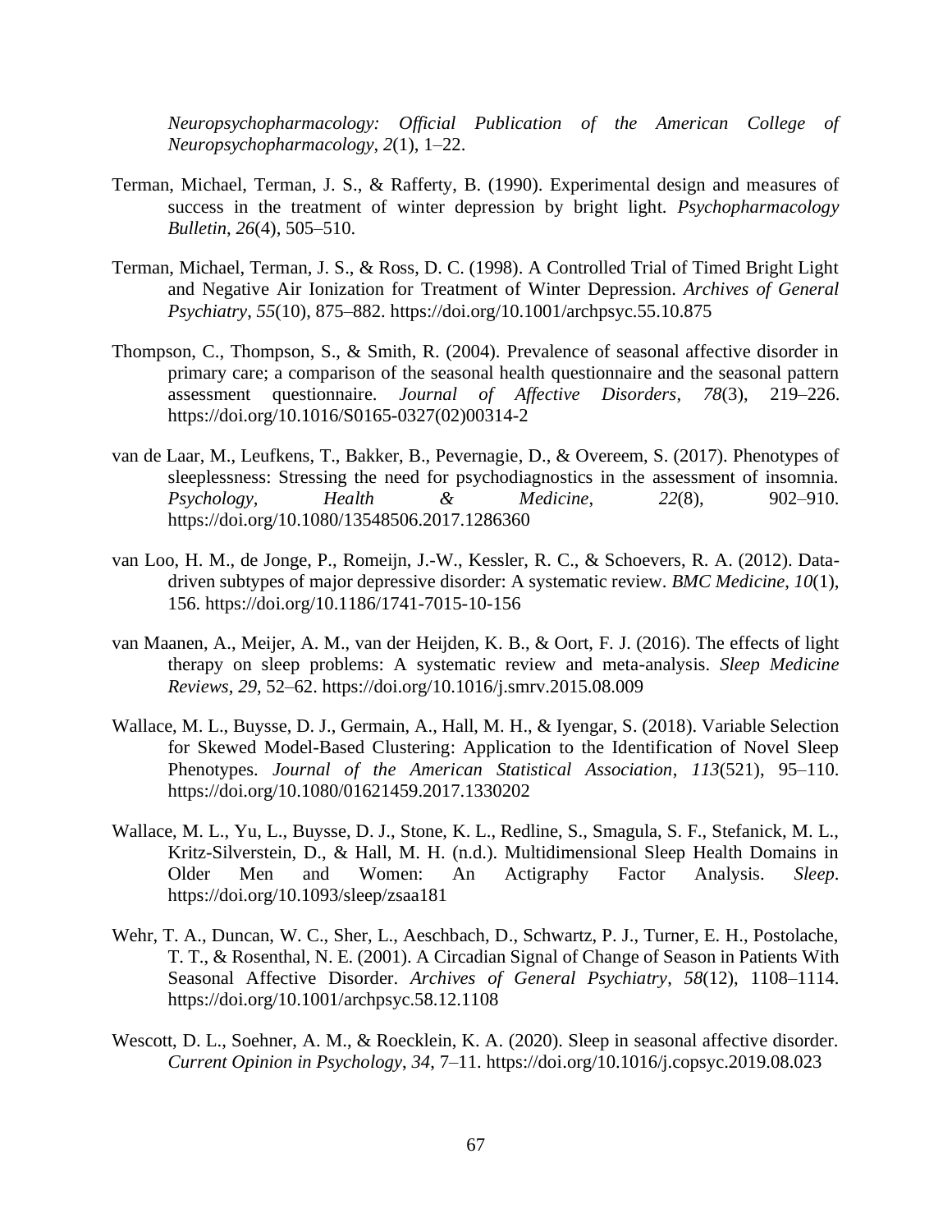*Neuropsychopharmacology: Official Publication of the American College of Neuropsychopharmacology*, *2*(1), 1–22.

Terman, Michael, Terman, J. S., & Rafferty, B. (1990). Experimental design and measures of success in the treatment of winter depression by bright light. *Psychopharmacology Bulletin*, *26*(4), 505–510.

Terman, Michael, Terman, J. S., & Ross, D. C. (1998). A Controlled Trial of Timed Bright Light and Negative Air Ionization for Treatment of Winter Depression. *Archives of General Psychiatry*, *55*(10), 875–882. https://doi.org/10.1001/archpsyc.55.10.875

Thompson, C., Thompson, S., & Smith, R. (2004). Prevalence of seasonal affective disorder in primary care; a comparison of the seasonal health questionnaire and the seasonal pattern assessment questionnaire. *Journal of Affective Disorders*, *78*(3), 219–226. https://doi.org/10.1016/S0165-0327(02)00314-2

van de Laar, M., Leufkens, T., Bakker, B., Pevernagie, D., & Overeem, S. (2017). Phenotypes of sleeplessness: Stressing the need for psychodiagnostics in the assessment of insomnia. *Psychology, Health & Medicine*, *22*(8), 902–910. https://doi.org/10.1080/13548506.2017.1286360

van Loo, H. M., de Jonge, P., Romeijn, J.-W., Kessler, R. C., & Schoevers, R. A. (2012). Data-driven subtypes of major depressive disorder: A systematic review. *BMC Medicine*, *10*(1), 156. https://doi.org/10.1186/1741-7015-10-156

van Maanen, A., Meijer, A. M., van der Heijden, K. B., & Oort, F. J. (2016). The effects of light therapy on sleep problems: A systematic review and meta-analysis. *Sleep Medicine Reviews*, *29*, 52–62. https://doi.org/10.1016/j.smrv.2015.08.009

Wallace, M. L., Buysse, D. J., Germain, A., Hall, M. H., & Iyengar, S. (2018). Variable Selection for Skewed Model-Based Clustering: Application to the Identification of Novel Sleep Phenotypes. *Journal of the American Statistical Association*, *113*(521), 95–110. https://doi.org/10.1080/01621459.2017.1330202

Wallace, M. L., Yu, L., Buysse, D. J., Stone, K. L., Redline, S., Smagula, S. F., Stefanick, M. L., Kritz-Silverstein, D., & Hall, M. H. (n.d.). Multidimensional Sleep Health Domains in Older Men and Women: An Actigraphy Factor Analysis. *Sleep*. https://doi.org/10.1093/sleep/zsaa181

Wehr, T. A., Duncan, W. C., Sher, L., Aeschbach, D., Schwartz, P. J., Turner, E. H., Postolache, T. T., & Rosenthal, N. E. (2001). A Circadian Signal of Change of Season in Patients With Seasonal Affective Disorder. *Archives of General Psychiatry*, *58*(12), 1108–1114. https://doi.org/10.1001/archpsyc.58.12.1108

Wescott, D. L., Soehner, A. M., & Roecklein, K. A. (2020). Sleep in seasonal affective disorder. *Current Opinion in Psychology*, *34*, 7–11. https://doi.org/10.1016/j.copsyc.2019.08.023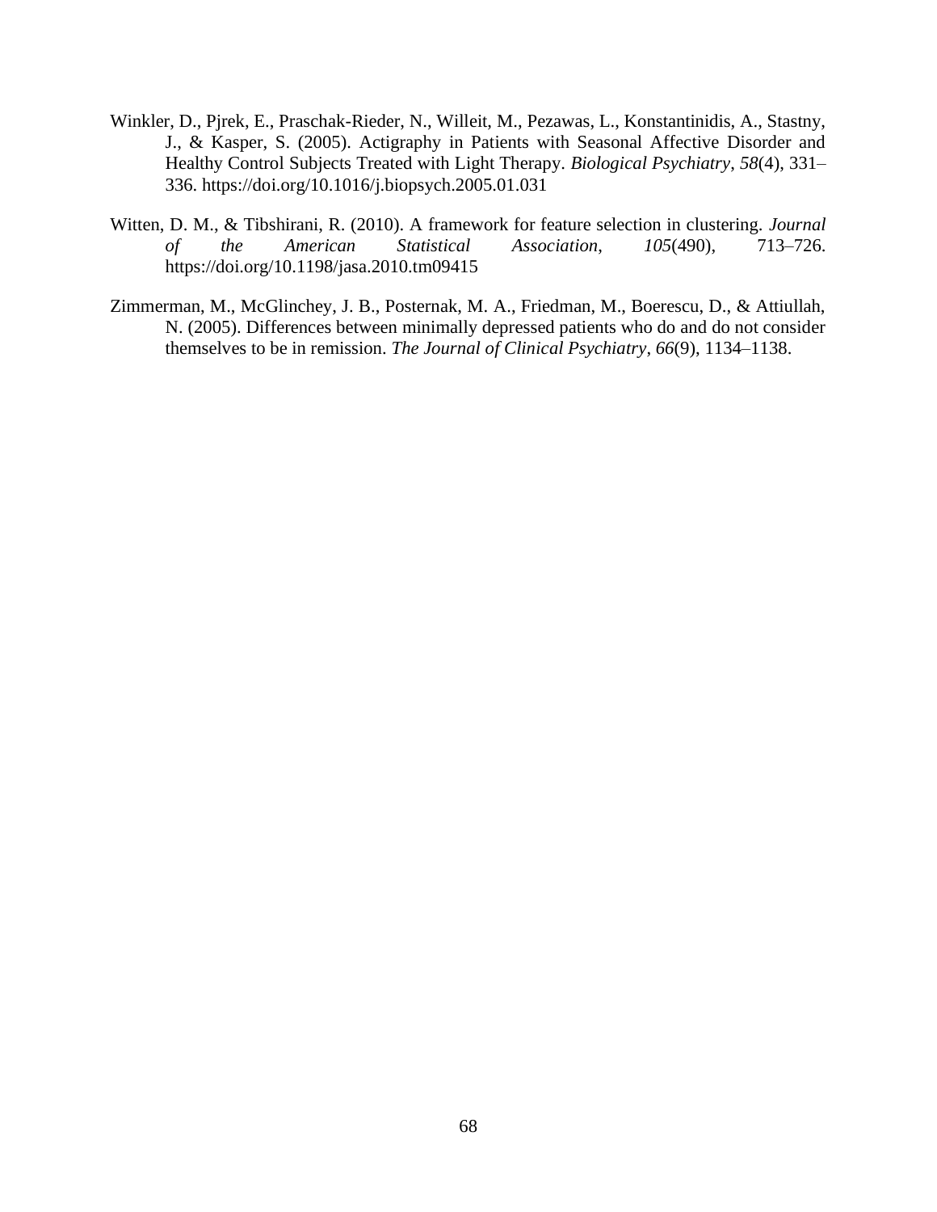Winkler, D., Pjrek, E., Praschak-Rieder, N., Willeit, M., Pezawas, L., Konstantinidis, A., Stastny, J., & Kasper, S. (2005). Actigraphy in Patients with Seasonal Affective Disorder and Healthy Control Subjects Treated with Light Therapy. *Biological Psychiatry*, *58*(4), 331–336. https://doi.org/10.1016/j.biopsych.2005.01.031

Witten, D. M., & Tibshirani, R. (2010). A framework for feature selection in clustering. *Journal of the American Statistical Association*, *105*(490), 713–726. https://doi.org/10.1198/jasa.2010.tm09415

Zimmerman, M., McGlinchey, J. B., Posternak, M. A., Friedman, M., Boerescu, D., & Attiullah, N. (2005). Differences between minimally depressed patients who do and do not consider themselves to be in remission. *The Journal of Clinical Psychiatry*, *66*(9), 1134–1138.